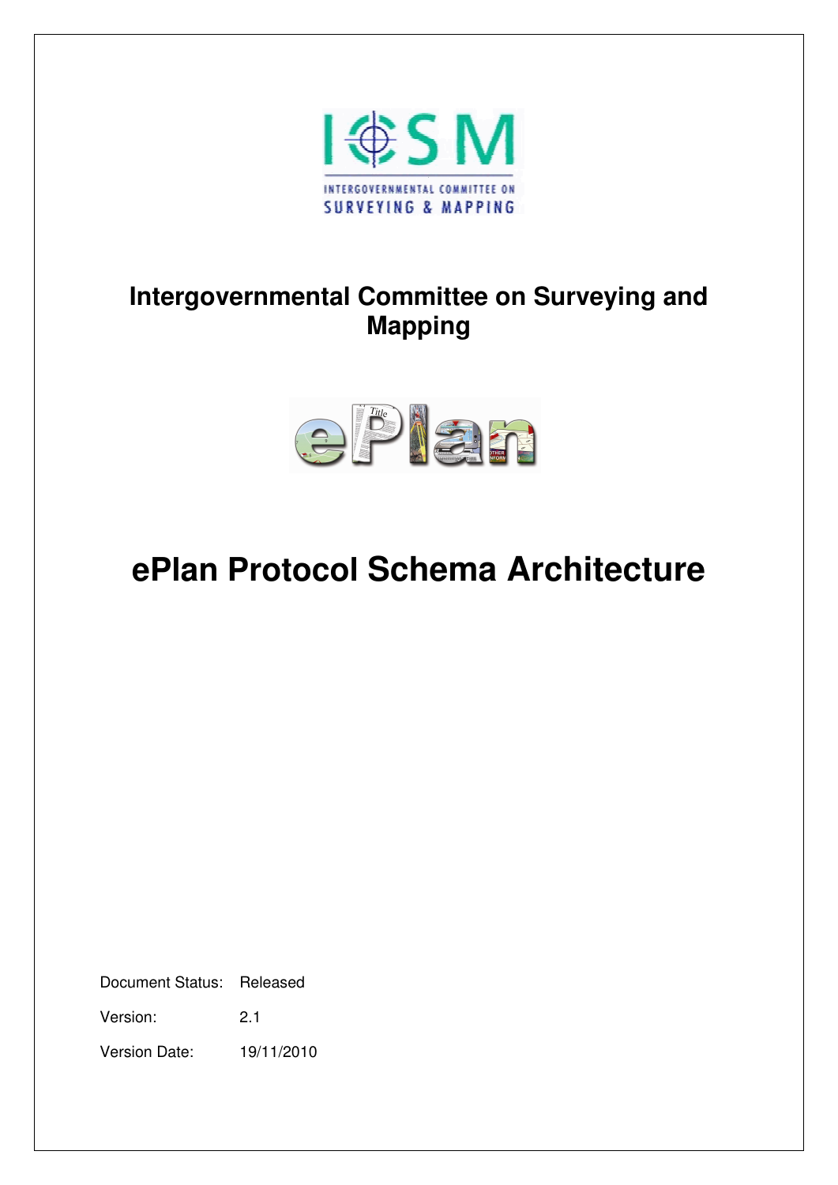**Intergovernmental Committee on Surveying and Mapping**

# ePlan Protocol Schema Architecture

Document Status: Released

Version: 2.1

Version Date: 19/11/2010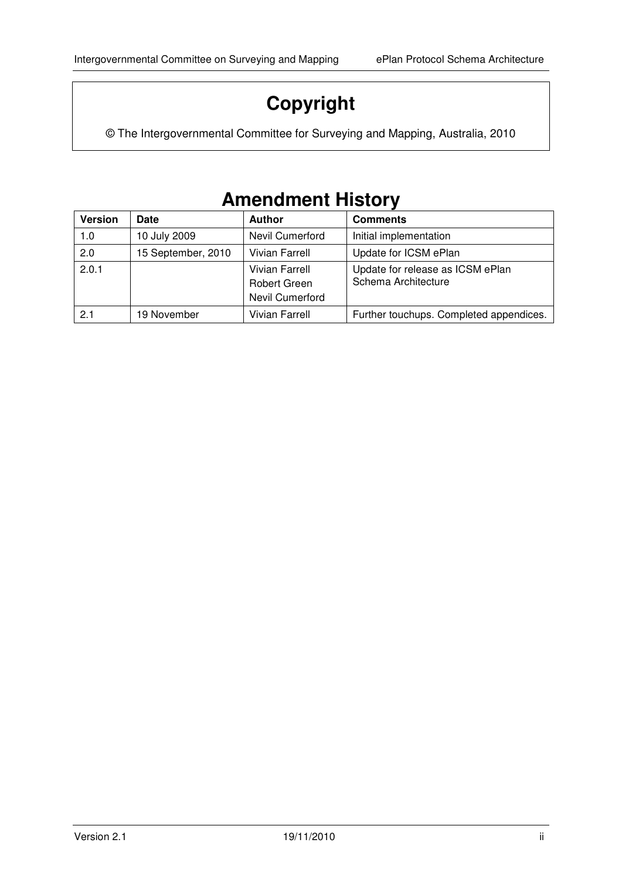# Copyright

© The Intergovernmental Committee for Surveying and Mapping, Australia, 2010

# Amendment History

| Version | Date | Author | Comments |
| --- | --- | --- | --- |
| 1.0 | 10 July 2009 | Nevil Cumerford | Initial implementation |
| 2.0 | 15 September, 2010 | Vivian Farrell | Update for ICSM ePlan |
| 2.0.1 | | Vivian Farrell<br>Robert Green<br>Nevil Cumerford | Update for release as ICSM ePlan Schema Architecture |
| 2.1 | 19 November | Vivian Farrell | Further touchups. Completed appendices. |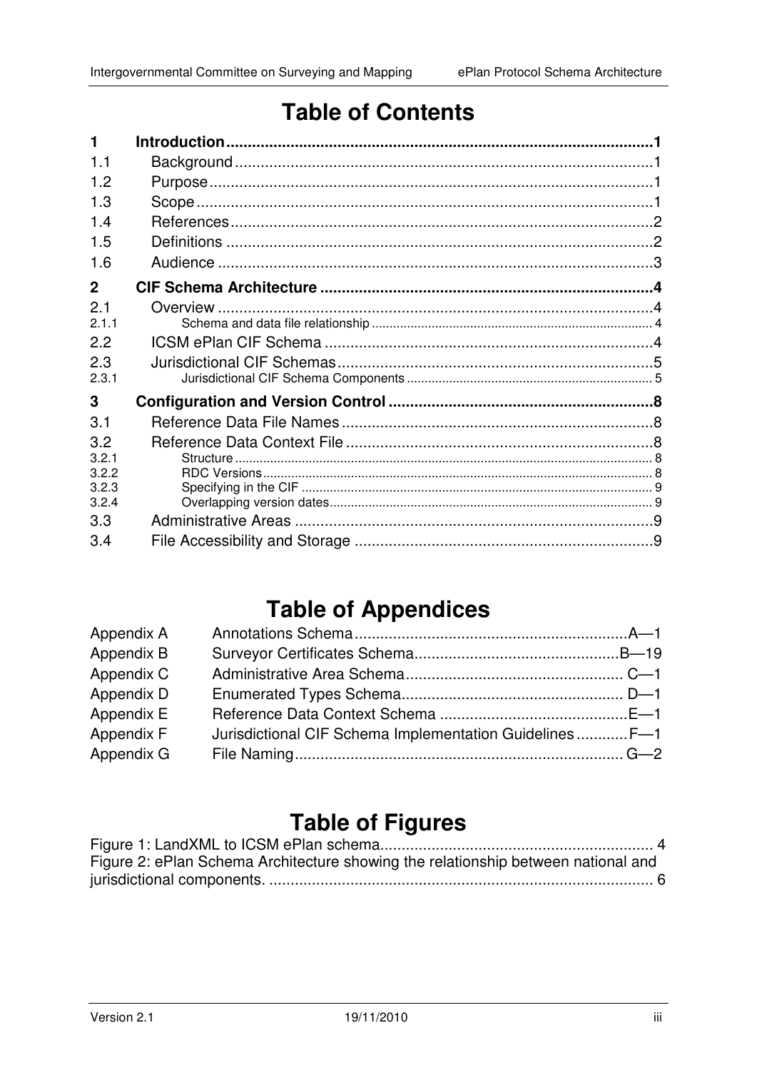# Table of Contents

| | | |
|---|---|---|
| **1** | **Introduction** | **1** |
| 1.1 | Background | 1 |
| 1.2 | Purpose | 1 |
| 1.3 | Scope | 1 |
| 1.4 | References | 2 |
| 1.5 | Definitions | 2 |
| 1.6 | Audience | 3 |
| **2** | **CIF Schema Architecture** | **4** |
| 2.1 | Overview | 4 |
| 2.1.1 | Schema and data file relationship | 4 |
| 2.2 | ICSM ePlan CIF Schema | 4 |
| 2.3 | Jurisdictional CIF Schemas | 5 |
| 2.3.1 | Jurisdictional CIF Schema Components | 5 |
| **3** | **Configuration and Version Control** | **8** |
| 3.1 | Reference Data File Names | 8 |
| 3.2 | Reference Data Context File | 8 |
| 3.2.1 | Structure | 8 |
| 3.2.2 | RDC Versions | 8 |
| 3.2.3 | Specifying in the CIF | 9 |
| 3.2.4 | Overlapping version dates | 9 |
| 3.3 | Administrative Areas | 9 |
| 3.4 | File Accessibility and Storage | 9 |

# Table of Appendices

| | | |
|---|---|---|
| Appendix A | Annotations Schema | A—1 |
| Appendix B | Surveyor Certificates Schema | B—19 |
| Appendix C | Administrative Area Schema | C—1 |
| Appendix D | Enumerated Types Schema | D—1 |
| Appendix E | Reference Data Context Schema | E—1 |
| Appendix F | Jurisdictional CIF Schema Implementation Guidelines | F—1 |
| Appendix G | File Naming | G—2 |

# Table of Figures

Figure 1: LandXML to ICSM ePlan schema .......... 4

Figure 2: ePlan Schema Architecture showing the relationship between national and jurisdictional components. .......... 6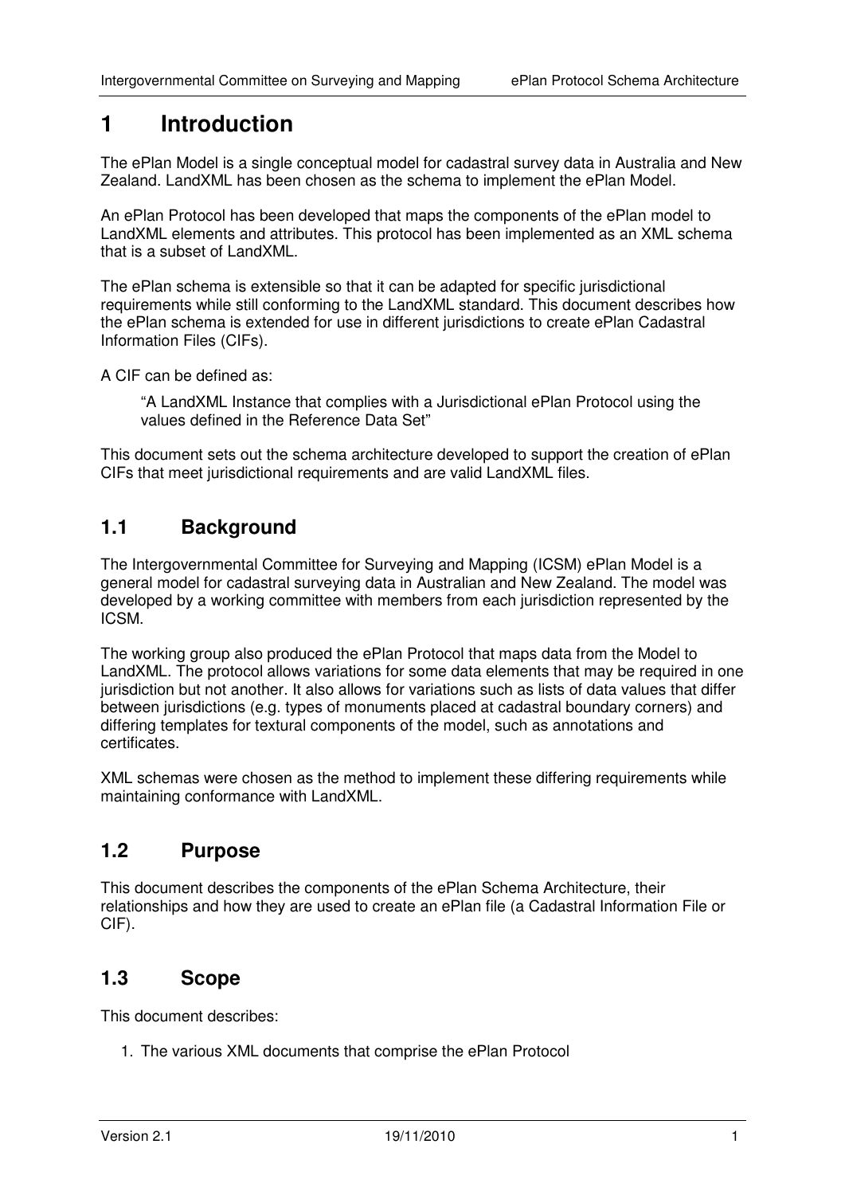# 1 Introduction

The ePlan Model is a single conceptual model for cadastral survey data in Australia and New Zealand. LandXML has been chosen as the schema to implement the ePlan Model.

An ePlan Protocol has been developed that maps the components of the ePlan model to LandXML elements and attributes. This protocol has been implemented as an XML schema that is a subset of LandXML.

The ePlan schema is extensible so that it can be adapted for specific jurisdictional requirements while still conforming to the LandXML standard. This document describes how the ePlan schema is extended for use in different jurisdictions to create ePlan Cadastral Information Files (CIFs).

A CIF can be defined as:

> "A LandXML Instance that complies with a Jurisdictional ePlan Protocol using the values defined in the Reference Data Set"

This document sets out the schema architecture developed to support the creation of ePlan CIFs that meet jurisdictional requirements and are valid LandXML files.

## 1.1 Background

The Intergovernmental Committee for Surveying and Mapping (ICSM) ePlan Model is a general model for cadastral surveying data in Australian and New Zealand. The model was developed by a working committee with members from each jurisdiction represented by the ICSM.

The working group also produced the ePlan Protocol that maps data from the Model to LandXML. The protocol allows variations for some data elements that may be required in one jurisdiction but not another. It also allows for variations such as lists of data values that differ between jurisdictions (e.g. types of monuments placed at cadastral boundary corners) and differing templates for textural components of the model, such as annotations and certificates.

XML schemas were chosen as the method to implement these differing requirements while maintaining conformance with LandXML.

## 1.2 Purpose

This document describes the components of the ePlan Schema Architecture, their relationships and how they are used to create an ePlan file (a Cadastral Information File or CIF).

## 1.3 Scope

This document describes:

1. The various XML documents that comprise the ePlan Protocol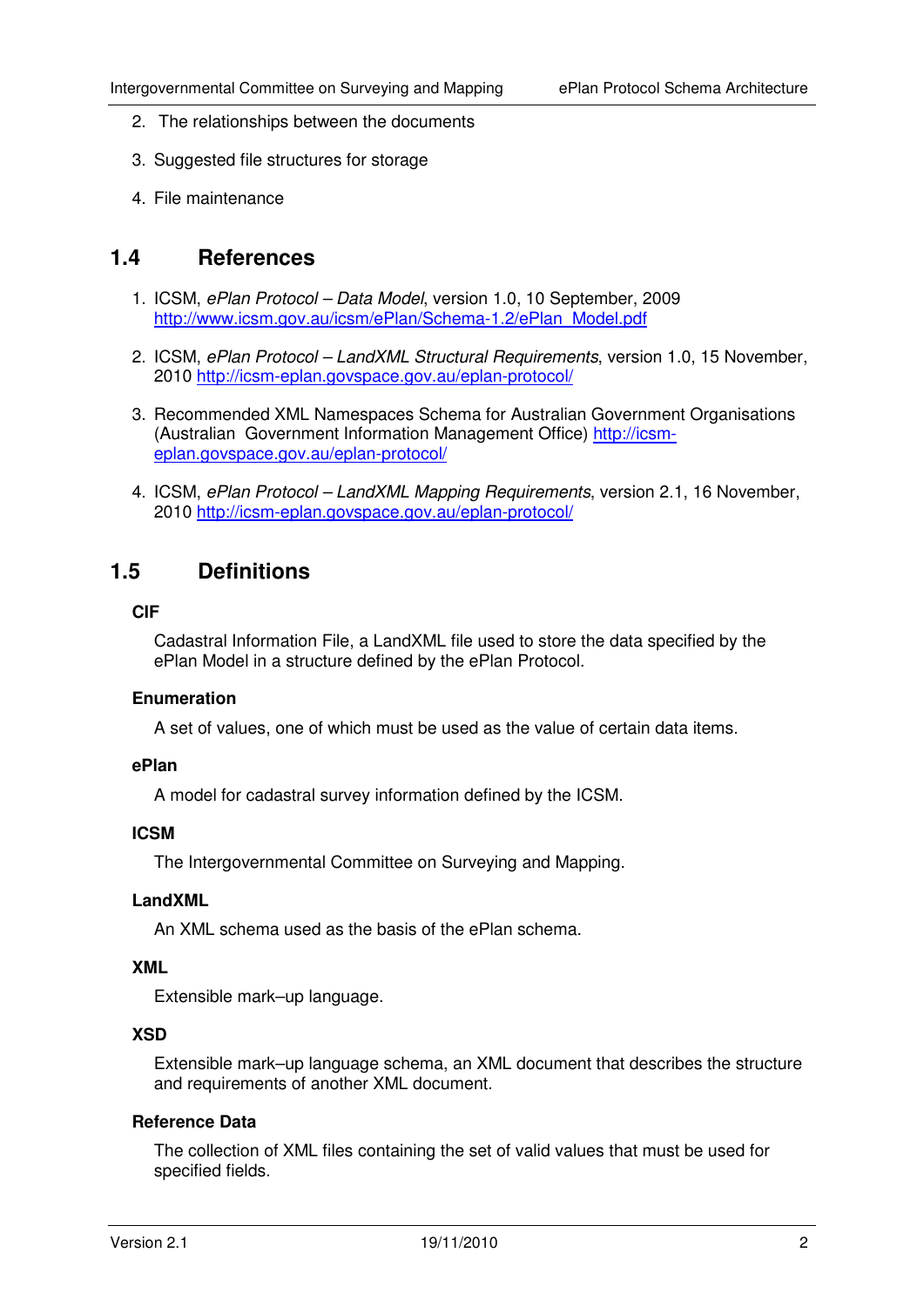2. The relationships between the documents

3. Suggested file structures for storage

4. File maintenance

## 1.4 References

1. ICSM, *ePlan Protocol – Data Model*, version 1.0, 10 September, 2009 http://www.icsm.gov.au/icsm/ePlan/Schema-1.2/ePlan_Model.pdf

2. ICSM, *ePlan Protocol – LandXML Structural Requirements*, version 1.0, 15 November, 2010 http://icsm-eplan.govspace.gov.au/eplan-protocol/

3. Recommended XML Namespaces Schema for Australian Government Organisations (Australian Government Information Management Office) http://icsm-eplan.govspace.gov.au/eplan-protocol/

4. ICSM, *ePlan Protocol – LandXML Mapping Requirements*, version 2.1, 16 November, 2010 http://icsm-eplan.govspace.gov.au/eplan-protocol/

## 1.5 Definitions

**CIF**

Cadastral Information File, a LandXML file used to store the data specified by the ePlan Model in a structure defined by the ePlan Protocol.

**Enumeration**

A set of values, one of which must be used as the value of certain data items.

**ePlan**

A model for cadastral survey information defined by the ICSM.

**ICSM**

The Intergovernmental Committee on Surveying and Mapping.

**LandXML**

An XML schema used as the basis of the ePlan schema.

**XML**

Extensible mark–up language.

**XSD**

Extensible mark–up language schema, an XML document that describes the structure and requirements of another XML document.

**Reference Data**

The collection of XML files containing the set of valid values that must be used for specified fields.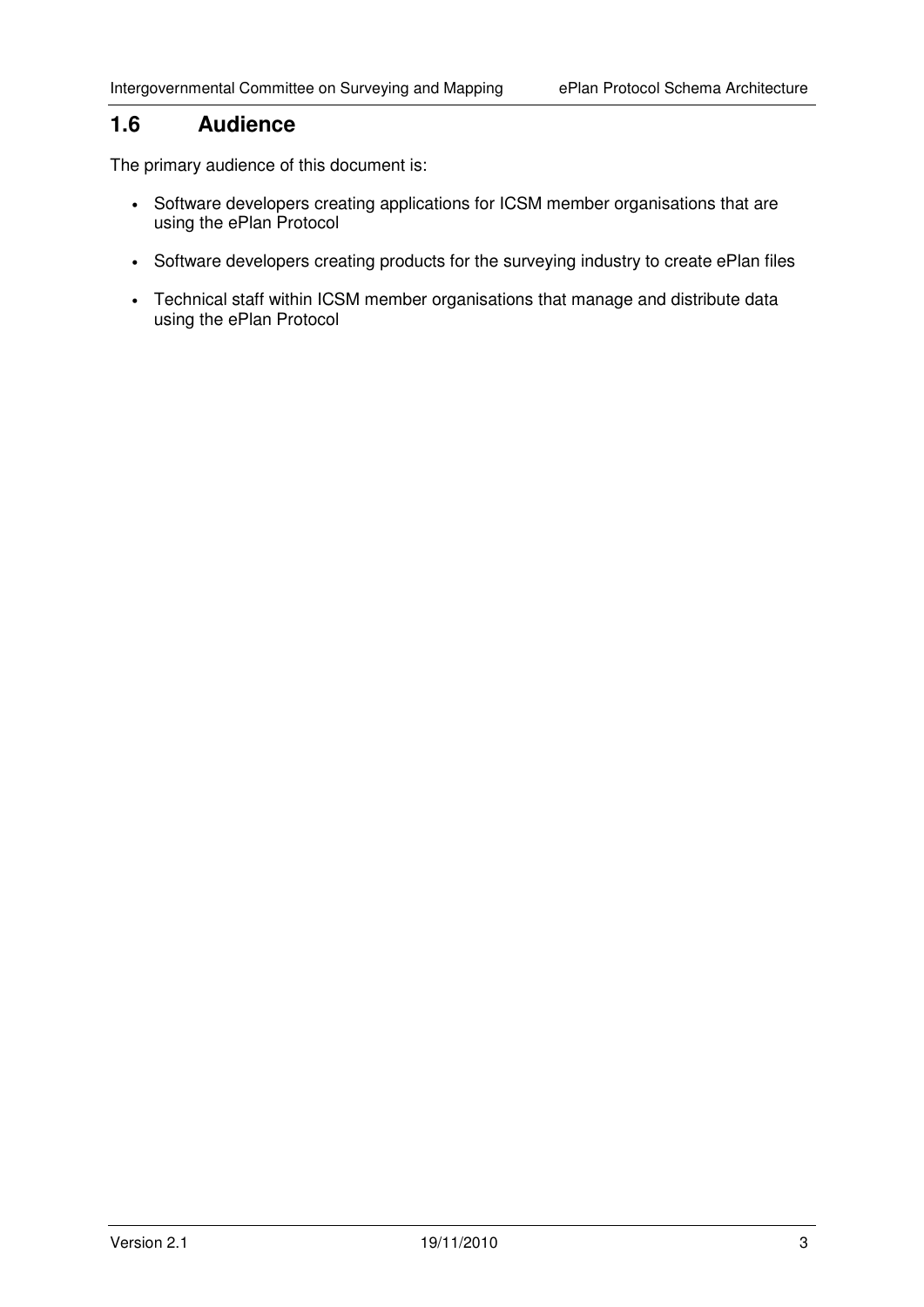## 1.6 Audience

The primary audience of this document is:

- Software developers creating applications for ICSM member organisations that are using the ePlan Protocol
- Software developers creating products for the surveying industry to create ePlan files
- Technical staff within ICSM member organisations that manage and distribute data using the ePlan Protocol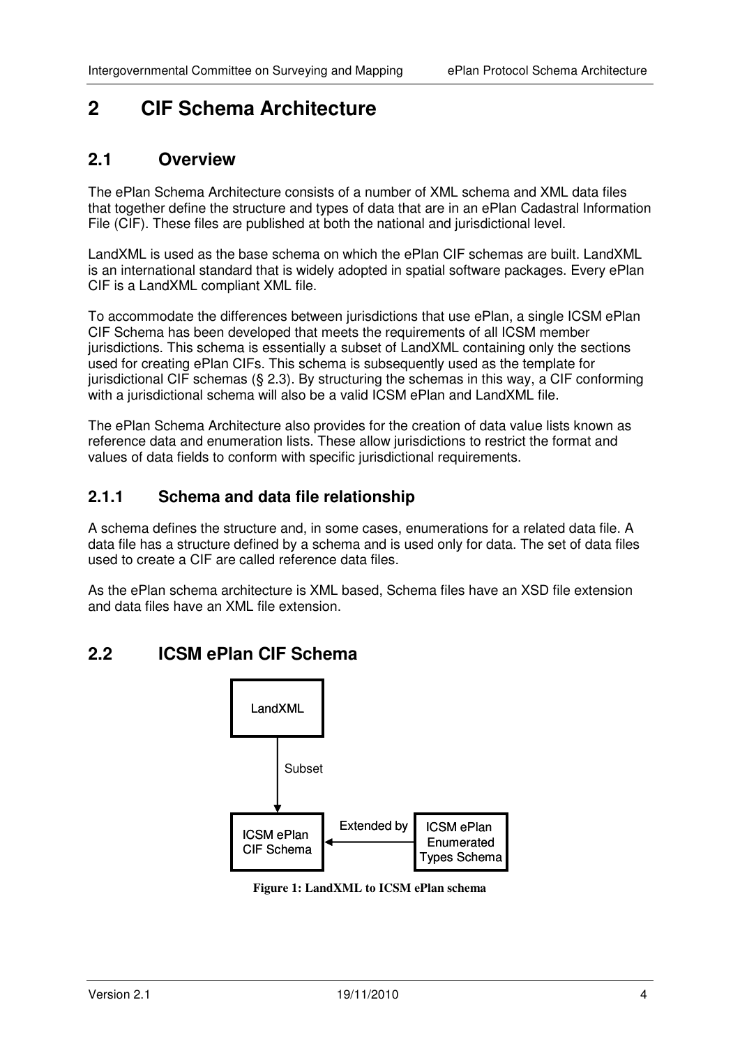# 2 CIF Schema Architecture

## 2.1 Overview

The ePlan Schema Architecture consists of a number of XML schema and XML data files that together define the structure and types of data that are in an ePlan Cadastral Information File (CIF). These files are published at both the national and jurisdictional level.

LandXML is used as the base schema on which the ePlan CIF schemas are built. LandXML is an international standard that is widely adopted in spatial software packages. Every ePlan CIF is a LandXML compliant XML file.

To accommodate the differences between jurisdictions that use ePlan, a single ICSM ePlan CIF Schema has been developed that meets the requirements of all ICSM member jurisdictions. This schema is essentially a subset of LandXML containing only the sections used for creating ePlan CIFs. This schema is subsequently used as the template for jurisdictional CIF schemas (§ 2.3). By structuring the schemas in this way, a CIF conforming with a jurisdictional schema will also be a valid ICSM ePlan and LandXML file.

The ePlan Schema Architecture also provides for the creation of data value lists known as reference data and enumeration lists. These allow jurisdictions to restrict the format and values of data fields to conform with specific jurisdictional requirements.

### 2.1.1 Schema and data file relationship

A schema defines the structure and, in some cases, enumerations for a related data file. A data file has a structure defined by a schema and is used only for data. The set of data files used to create a CIF are called reference data files.

As the ePlan schema architecture is XML based, Schema files have an XSD file extension and data files have an XML file extension.

## 2.2 ICSM ePlan CIF Schema

LandXML

Subset

ICSM ePlan CIF Schema

Extended by

ICSM ePlan Enumerated Types Schema

**Figure 1: LandXML to ICSM ePlan schema**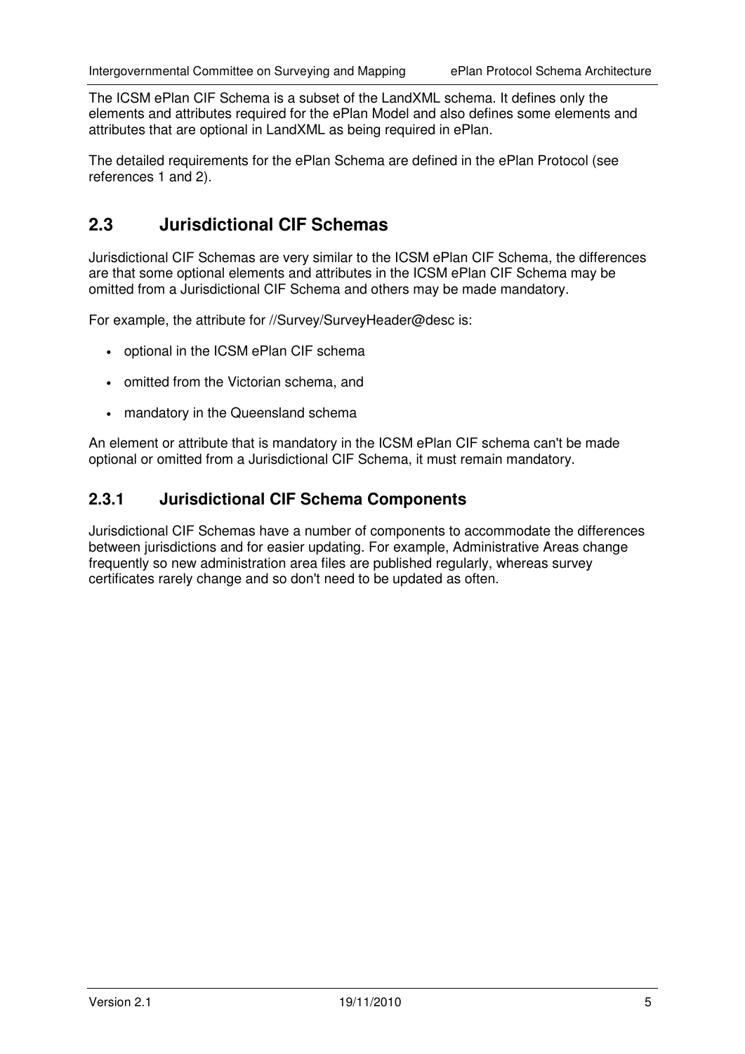The ICSM ePlan CIF Schema is a subset of the LandXML schema. It defines only the elements and attributes required for the ePlan Model and also defines some elements and attributes that are optional in LandXML as being required in ePlan.

The detailed requirements for the ePlan Schema are defined in the ePlan Protocol (see references 1 and 2).

## 2.3 Jurisdictional CIF Schemas

Jurisdictional CIF Schemas are very similar to the ICSM ePlan CIF Schema, the differences are that some optional elements and attributes in the ICSM ePlan CIF Schema may be omitted from a Jurisdictional CIF Schema and others may be made mandatory.

For example, the attribute for //Survey/SurveyHeader@desc is:

- optional in the ICSM ePlan CIF schema
- omitted from the Victorian schema, and
- mandatory in the Queensland schema

An element or attribute that is mandatory in the ICSM ePlan CIF schema can't be made optional or omitted from a Jurisdictional CIF Schema, it must remain mandatory.

### 2.3.1 Jurisdictional CIF Schema Components

Jurisdictional CIF Schemas have a number of components to accommodate the differences between jurisdictions and for easier updating. For example, Administrative Areas change frequently so new administration area files are published regularly, whereas survey certificates rarely change and so don't need to be updated as often.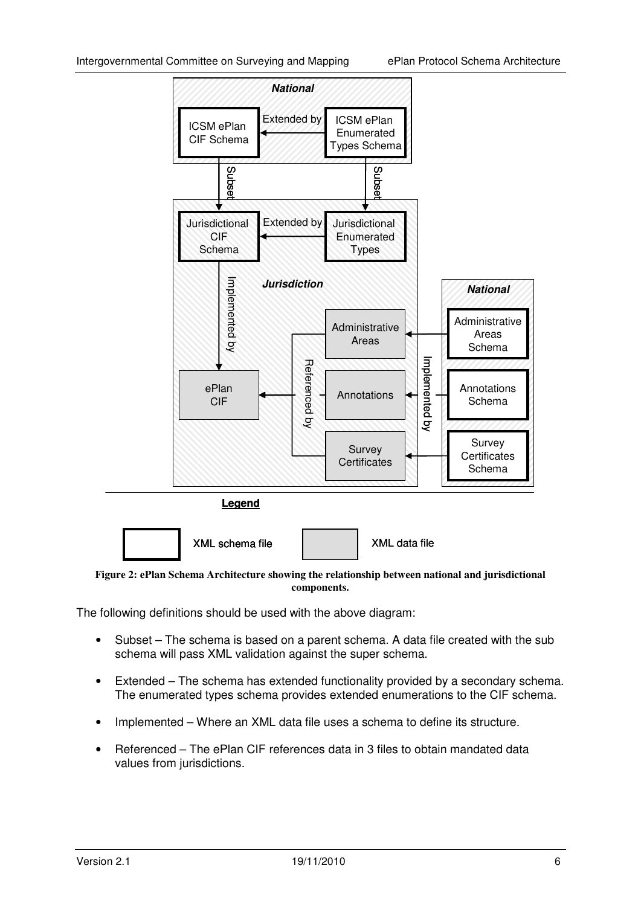**Figure 2: ePlan Schema Architecture showing the relationship between national and jurisdictional components.**

The following definitions should be used with the above diagram:

- Subset – The schema is based on a parent schema. A data file created with the sub schema will pass XML validation against the super schema.
- Extended – The schema has extended functionality provided by a secondary schema. The enumerated types schema provides extended enumerations to the CIF schema.
- Implemented – Where an XML data file uses a schema to define its structure.
- Referenced – The ePlan CIF references data in 3 files to obtain mandated data values from jurisdictions.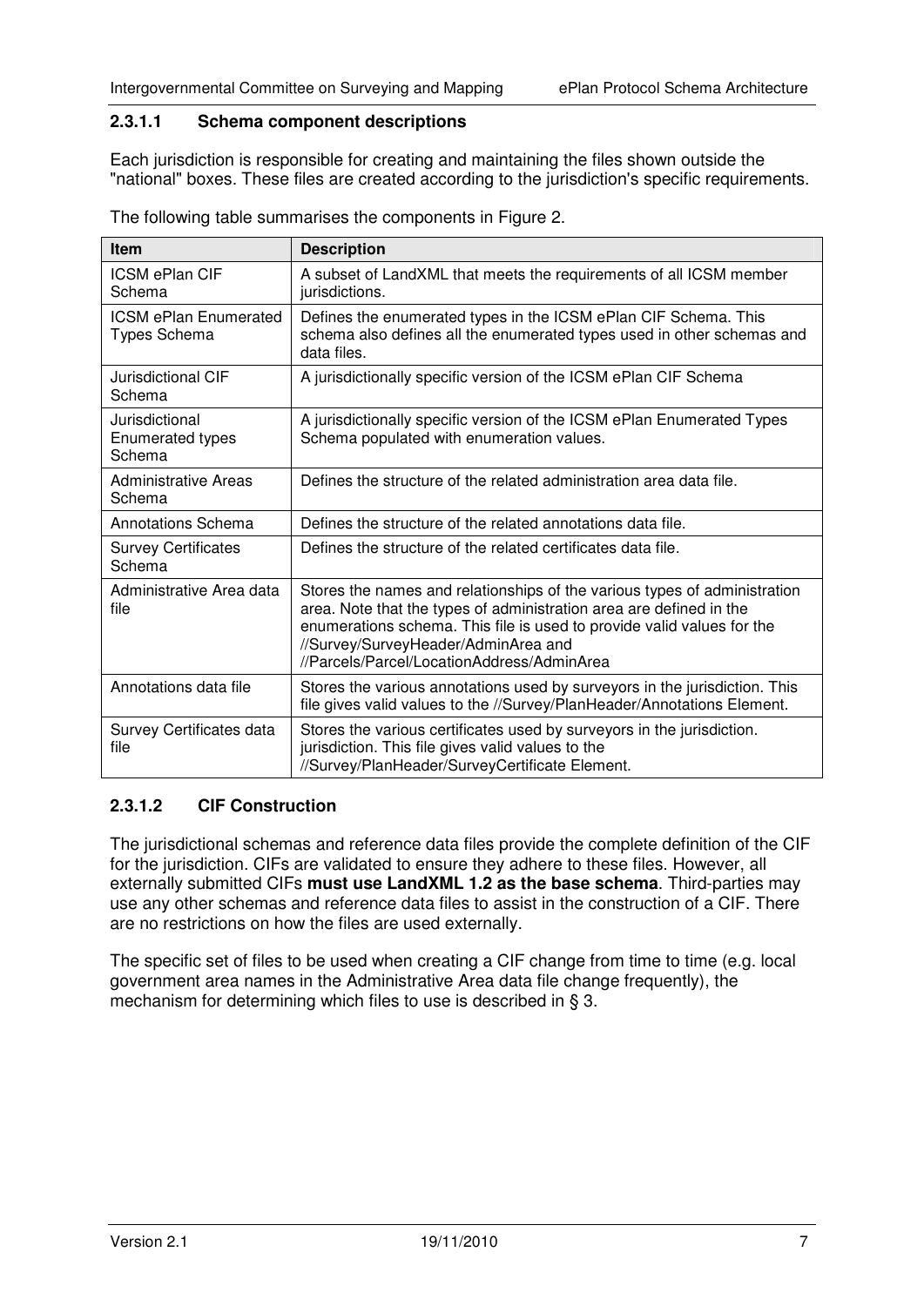#### 2.3.1.1 Schema component descriptions

Each jurisdiction is responsible for creating and maintaining the files shown outside the "national" boxes. These files are created according to the jurisdiction's specific requirements.

The following table summarises the components in Figure 2.

| Item | Description |
|---|---|
| ICSM ePlan CIF Schema | A subset of LandXML that meets the requirements of all ICSM member jurisdictions. |
| ICSM ePlan Enumerated Types Schema | Defines the enumerated types in the ICSM ePlan CIF Schema. This schema also defines all the enumerated types used in other schemas and data files. |
| Jurisdictional CIF Schema | A jurisdictionally specific version of the ICSM ePlan CIF Schema |
| Jurisdictional Enumerated types Schema | A jurisdictionally specific version of the ICSM ePlan Enumerated Types Schema populated with enumeration values. |
| Administrative Areas Schema | Defines the structure of the related administration area data file. |
| Annotations Schema | Defines the structure of the related annotations data file. |
| Survey Certificates Schema | Defines the structure of the related certificates data file. |
| Administrative Area data file | Stores the names and relationships of the various types of administration area. Note that the types of administration area are defined in the enumerations schema. This file is used to provide valid values for the //Survey/SurveyHeader/AdminArea and //Parcels/Parcel/LocationAddress/AdminArea |
| Annotations data file | Stores the various annotations used by surveyors in the jurisdiction. This file gives valid values to the //Survey/PlanHeader/Annotations Element. |
| Survey Certificates data file | Stores the various certificates used by surveyors in the jurisdiction. jurisdiction. This file gives valid values to the //Survey/PlanHeader/SurveyCertificate Element. |

#### 2.3.1.2 CIF Construction

The jurisdictional schemas and reference data files provide the complete definition of the CIF for the jurisdiction. CIFs are validated to ensure they adhere to these files. However, all externally submitted CIFs **must use LandXML 1.2 as the base schema**. Third-parties may use any other schemas and reference data files to assist in the construction of a CIF. There are no restrictions on how the files are used externally.

The specific set of files to be used when creating a CIF change from time to time (e.g. local government area names in the Administrative Area data file change frequently), the mechanism for determining which files to use is described in § 3.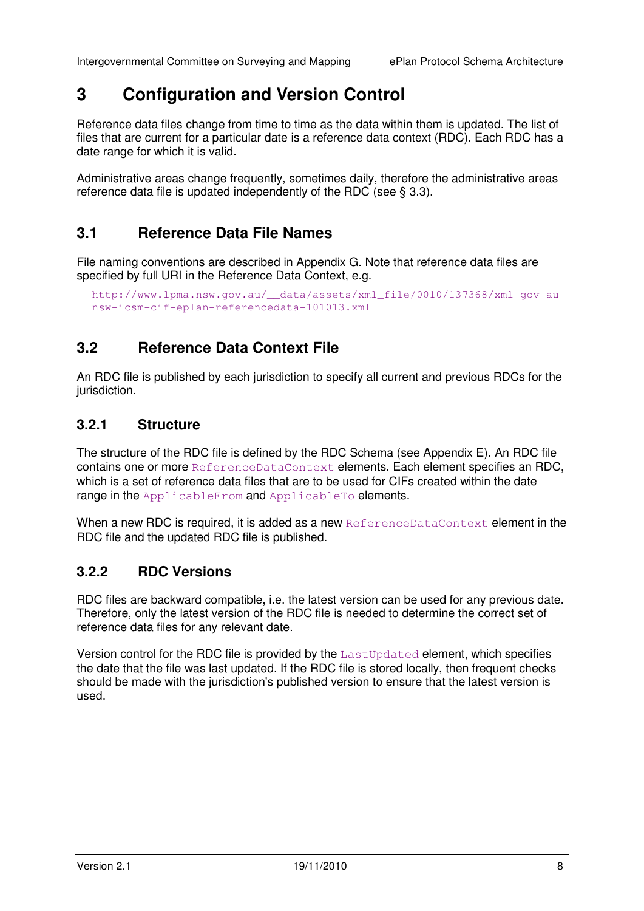# 3 Configuration and Version Control

Reference data files change from time to time as the data within them is updated. The list of files that are current for a particular date is a reference data context (RDC). Each RDC has a date range for which it is valid.

Administrative areas change frequently, sometimes daily, therefore the administrative areas reference data file is updated independently of the RDC (see § 3.3).

## 3.1 Reference Data File Names

File naming conventions are described in Appendix G. Note that reference data files are specified by full URI in the Reference Data Context, e.g.

```
http://www.lpma.nsw.gov.au/__data/assets/xml_file/0010/137368/xml-gov-au-nsw-icsm-cif-eplan-referencedata-101013.xml
```

## 3.2 Reference Data Context File

An RDC file is published by each jurisdiction to specify all current and previous RDCs for the jurisdiction.

### 3.2.1 Structure

The structure of the RDC file is defined by the RDC Schema (see Appendix E). An RDC file contains one or more `ReferenceDataContext` elements. Each element specifies an RDC, which is a set of reference data files that are to be used for CIFs created within the date range in the `ApplicableFrom` and `ApplicableTo` elements.

When a new RDC is required, it is added as a new `ReferenceDataContext` element in the RDC file and the updated RDC file is published.

### 3.2.2 RDC Versions

RDC files are backward compatible, i.e. the latest version can be used for any previous date. Therefore, only the latest version of the RDC file is needed to determine the correct set of reference data files for any relevant date.

Version control for the RDC file is provided by the `LastUpdated` element, which specifies the date that the file was last updated. If the RDC file is stored locally, then frequent checks should be made with the jurisdiction's published version to ensure that the latest version is used.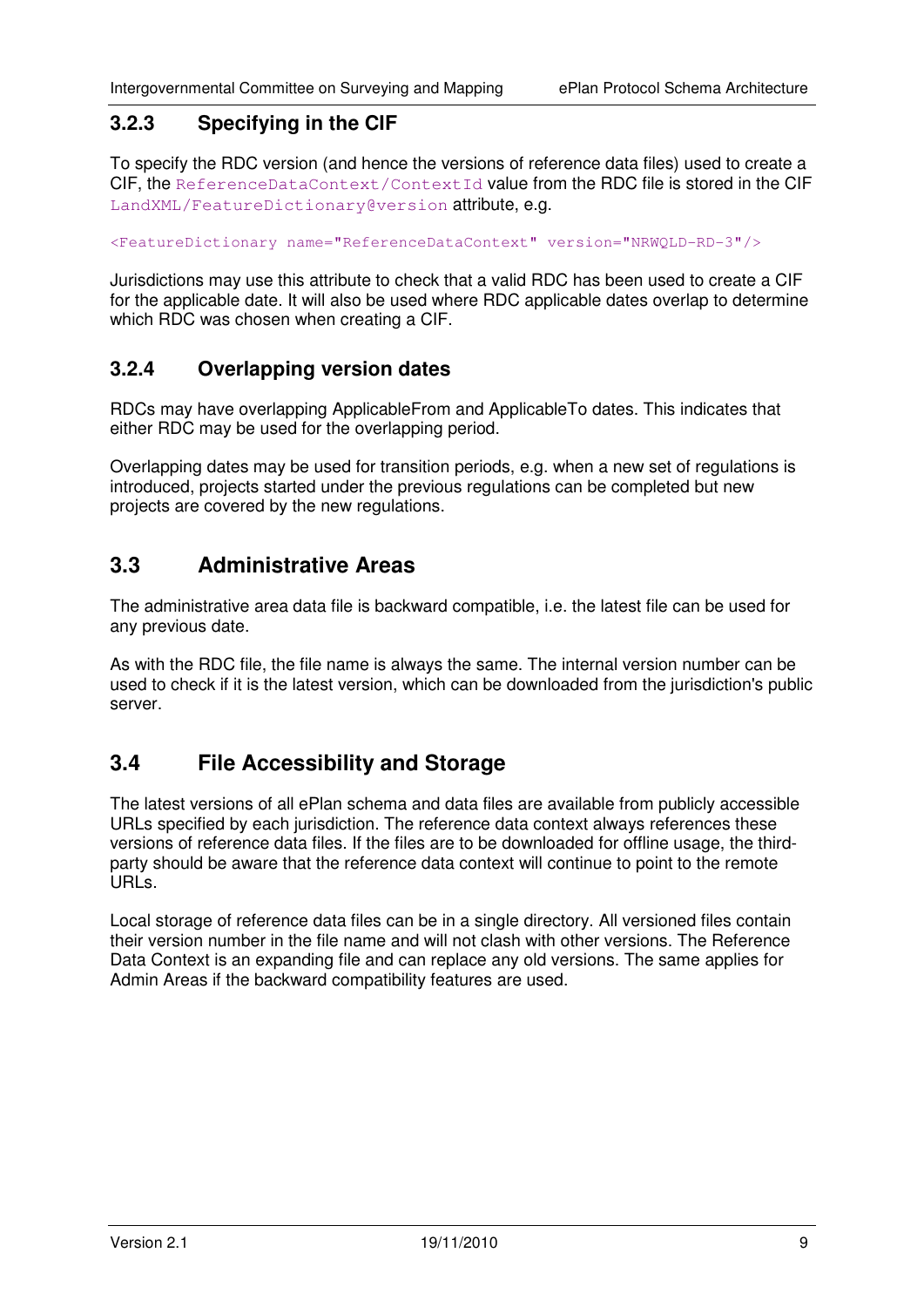### 3.2.3 Specifying in the CIF

To specify the RDC version (and hence the versions of reference data files) used to create a CIF, the `ReferenceDataContext/ContextId` value from the RDC file is stored in the CIF `LandXML/FeatureDictionary@version` attribute, e.g.

```
<FeatureDictionary name="ReferenceDataContext" version="NRWQLD-RD-3"/>
```

Jurisdictions may use this attribute to check that a valid RDC has been used to create a CIF for the applicable date. It will also be used where RDC applicable dates overlap to determine which RDC was chosen when creating a CIF.

### 3.2.4 Overlapping version dates

RDCs may have overlapping ApplicableFrom and ApplicableTo dates. This indicates that either RDC may be used for the overlapping period.

Overlapping dates may be used for transition periods, e.g. when a new set of regulations is introduced, projects started under the previous regulations can be completed but new projects are covered by the new regulations.

## 3.3 Administrative Areas

The administrative area data file is backward compatible, i.e. the latest file can be used for any previous date.

As with the RDC file, the file name is always the same. The internal version number can be used to check if it is the latest version, which can be downloaded from the jurisdiction's public server.

## 3.4 File Accessibility and Storage

The latest versions of all ePlan schema and data files are available from publicly accessible URLs specified by each jurisdiction. The reference data context always references these versions of reference data files. If the files are to be downloaded for offline usage, the third-party should be aware that the reference data context will continue to point to the remote URLs.

Local storage of reference data files can be in a single directory. All versioned files contain their version number in the file name and will not clash with other versions. The Reference Data Context is an expanding file and can replace any old versions. The same applies for Admin Areas if the backward compatibility features are used.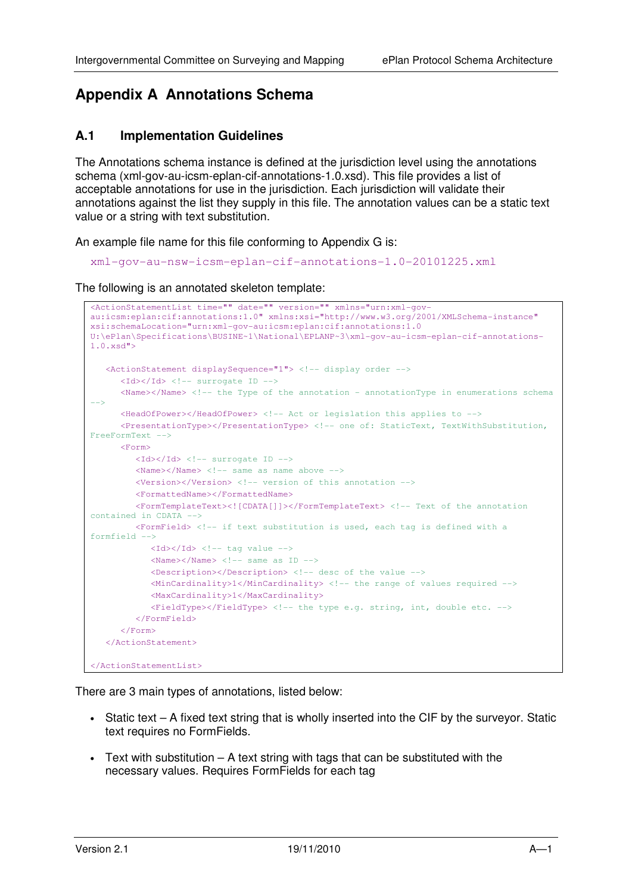# Appendix A Annotations Schema

## A.1 Implementation Guidelines

The Annotations schema instance is defined at the jurisdiction level using the annotations schema (xml-gov-au-icsm-eplan-cif-annotations-1.0.xsd). This file provides a list of acceptable annotations for use in the jurisdiction. Each jurisdiction will validate their annotations against the list they supply in this file. The annotation values can be a static text value or a string with text substitution.

An example file name for this file conforming to Appendix G is:

`xml-gov-au-nsw-icsm-eplan-cif-annotations-1.0-20101225.xml`

The following is an annotated skeleton template:

```
<ActionStatementList time="" date="" version="" xmlns="urn:xml-gov-
au:icsm:eplan:cif:annotations:1.0" xmlns:xsi="http://www.w3.org/2001/XMLSchema-instance"
xsi:schemaLocation="urn:xml-gov-au:icsm:eplan:cif:annotations:1.0
U:\ePlan\Specifications\BUSINE~1\National\EPLANP~3\xml-gov-au-icsm-eplan-cif-annotations-
1.0.xsd">

   <ActionStatement displaySequence="1"> <!-- display order -->
      <Id></Id> <!-- surrogate ID -->
      <Name></Name> <!-- the Type of the annotation - annotationType in enumerations schema
-->
      <HeadOfPower></HeadOfPower> <!-- Act or legislation this applies to -->
      <PresentationType></PresentationType> <!-- one of: StaticText, TextWithSubstitution,
FreeFormText -->
      <Form>
         <Id></Id> <!-- surrogate ID -->
         <Name></Name> <!-- same as name above -->
         <Version></Version> <!-- version of this annotation -->
         <FormattedName></FormattedName>
         <FormTemplateText><![CDATA[]]></FormTemplateText> <!-- Text of the annotation
contained in CDATA -->
         <FormField> <!-- if text substitution is used, each tag is defined with a
formfield -->
            <Id></Id> <!-- tag value -->
            <Name></Name> <!-- same as ID -->
            <Description></Description> <!-- desc of the value -->
            <MinCardinality>1</MinCardinality> <!-- the range of values required -->
            <MaxCardinality>1</MaxCardinality>
            <FieldType></FieldType> <!-- the type e.g. string, int, double etc. -->
         </FormField>
      </Form>
   </ActionStatement>

</ActionStatementList>
```

There are 3 main types of annotations, listed below:

- Static text – A fixed text string that is wholly inserted into the CIF by the surveyor. Static text requires no FormFields.
- Text with substitution – A text string with tags that can be substituted with the necessary values. Requires FormFields for each tag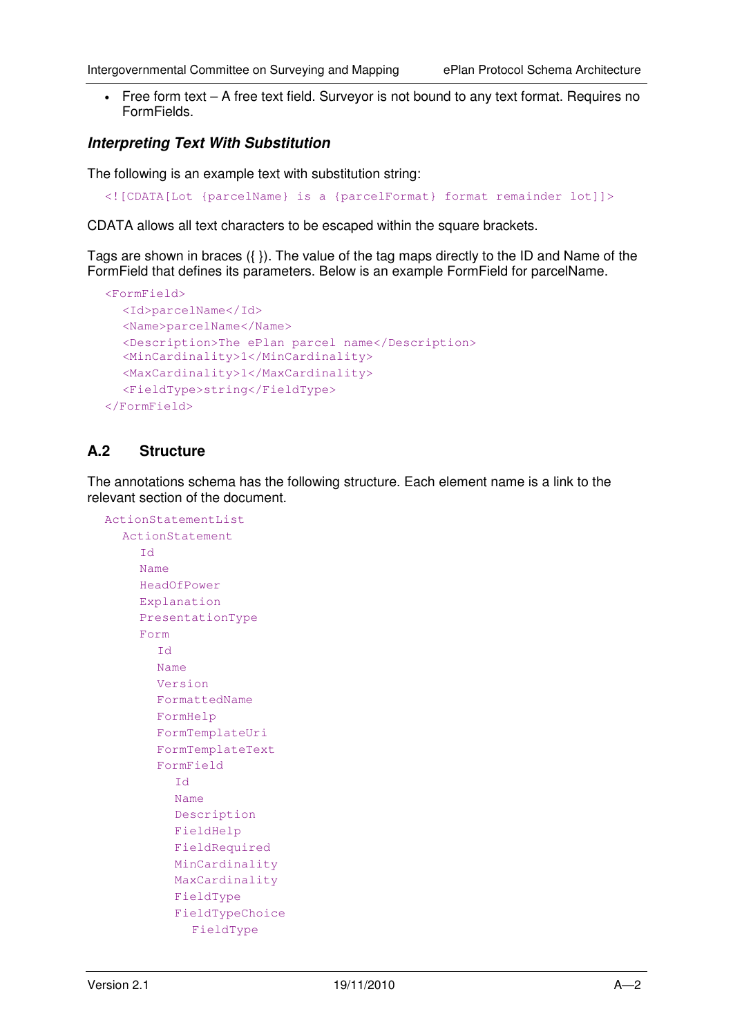- Free form text – A free text field. Surveyor is not bound to any text format. Requires no FormFields.

### *Interpreting Text With Substitution*

The following is an example text with substitution string:

```
<![CDATA[Lot {parcelName} is a {parcelFormat} format remainder lot]]>
```

CDATA allows all text characters to be escaped within the square brackets.

Tags are shown in braces ({ }). The value of the tag maps directly to the ID and Name of the FormField that defines its parameters. Below is an example FormField for parcelName.

```
<FormField>
  <Id>parcelName</Id>
  <Name>parcelName</Name>
  <Description>The ePlan parcel name</Description>
  <MinCardinality>1</MinCardinality>
  <MaxCardinality>1</MaxCardinality>
  <FieldType>string</FieldType>
</FormField>
```

## A.2 Structure

The annotations schema has the following structure. Each element name is a link to the relevant section of the document.

```
ActionStatementList
  ActionStatement
    Id
    Name
    HeadOfPower
    Explanation
    PresentationType
    Form
      Id
      Name
      Version
      FormattedName
      FormHelp
      FormTemplateUri
      FormTemplateText
      FormField
        Id
        Name
        Description
        FieldHelp
        FieldRequired
        MinCardinality
        MaxCardinality
        FieldType
        FieldTypeChoice
          FieldType
```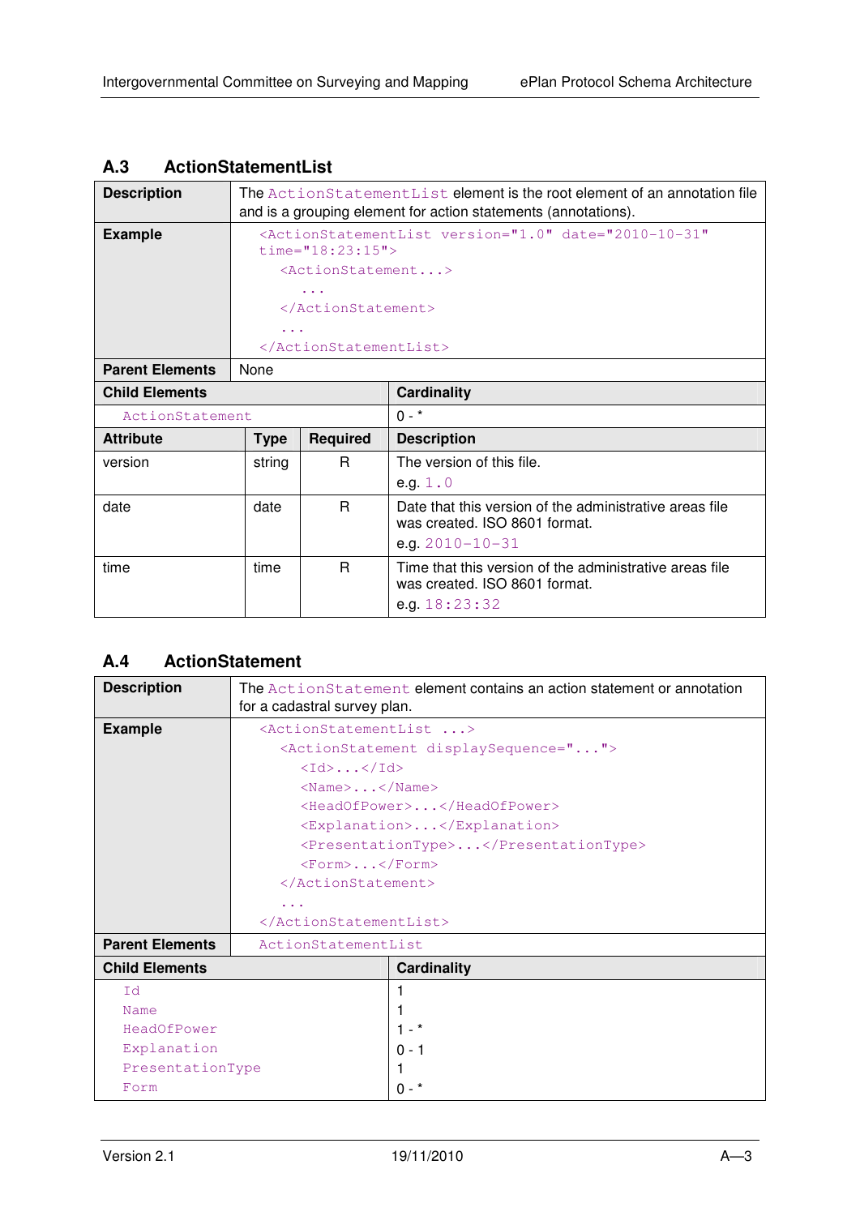## A.3 ActionStatementList

| | |
|---|---|
| **Description** | The `ActionStatementList` element is the root element of an annotation file and is a grouping element for action statements (annotations). |
| **Example** | `<ActionStatementList version="1.0" date="2010-10-31" time="18:23:15">`<br>`  <ActionStatement...>`<br>`    ...`<br>`  </ActionStatement>`<br>`  ...`<br>`</ActionStatementList>` |
| **Parent Elements** | None |

| **Child Elements** | **Cardinality** |
|---|---|
| `ActionStatement` | 0 - * |

| **Attribute** | **Type** | **Required** | **Description** |
|---|---|---|---|
| version | string | R | The version of this file.<br>e.g. `1.0` |
| date | date | R | Date that this version of the administrative areas file was created. ISO 8601 format.<br>e.g. `2010-10-31` |
| time | time | R | Time that this version of the administrative areas file was created. ISO 8601 format.<br>e.g. `18:23:32` |

## A.4 ActionStatement

| | |
|---|---|
| **Description** | The `ActionStatement` element contains an action statement or annotation for a cadastral survey plan. |
| **Example** | `<ActionStatementList ...>`<br>`  <ActionStatement displaySequence="...">`<br>`    <Id>...</Id>`<br>`    <Name>...</Name>`<br>`    <HeadOfPower>...</HeadOfPower>`<br>`    <Explanation>...</Explanation>`<br>`    <PresentationType>...</PresentationType>`<br>`    <Form>...</Form>`<br>`  </ActionStatement>`<br>`  ...`<br>`</ActionStatementList>` |
| **Parent Elements** | `ActionStatementList` |

| **Child Elements** | **Cardinality** |
|---|---|
| `Id` | 1 |
| `Name` | 1 |
| `HeadOfPower` | 1 - * |
| `Explanation` | 0 - 1 |
| `PresentationType` | 1 |
| `Form` | 0 - * |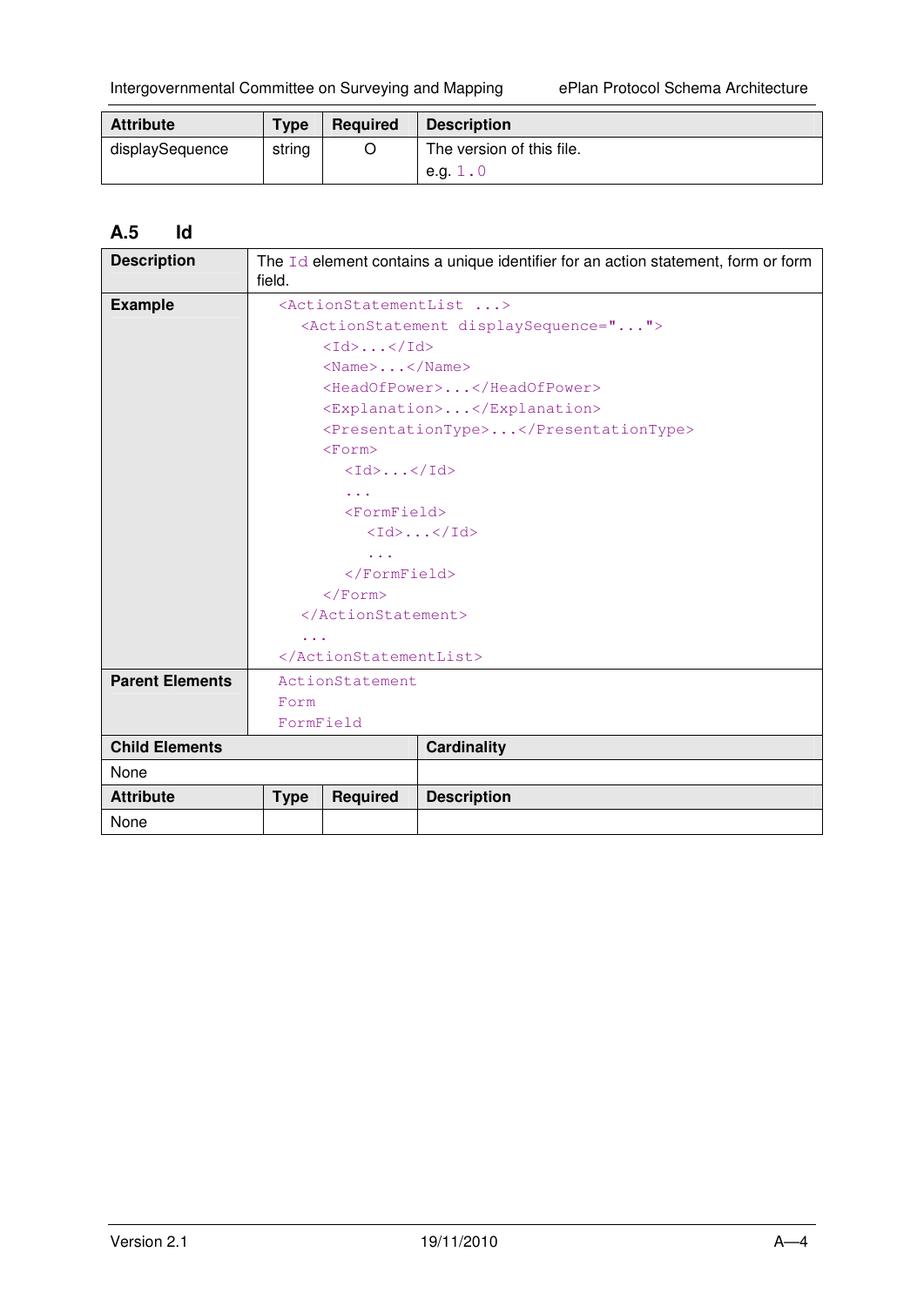| Attribute | Type | Required | Description |
|---|---|---|---|
| displaySequence | string | O | The version of this file.<br>e.g. `1.0` |

### A.5 Id

| | |
|---|---|
| **Description** | The `Id` element contains a unique identifier for an action statement, form or form field. |
| **Example** | See below |
| **Parent Elements** | `ActionStatement`<br>`Form`<br>`FormField` |

```
<ActionStatementList ...>
  <ActionStatement displaySequence="...">
    <Id>...</Id>
    <Name>...</Name>
    <HeadOfPower>...</HeadOfPower>
    <Explanation>...</Explanation>
    <PresentationType>...</PresentationType>
    <Form>
      <Id>...</Id>
      ...
      <FormField>
        <Id>...</Id>
        ...
      </FormField>
    </Form>
  </ActionStatement>
  ...
</ActionStatementList>
```

| Child Elements | Cardinality |
|---|---|
| None | |

| Attribute | Type | Required | Description |
|---|---|---|---|
| None | | | |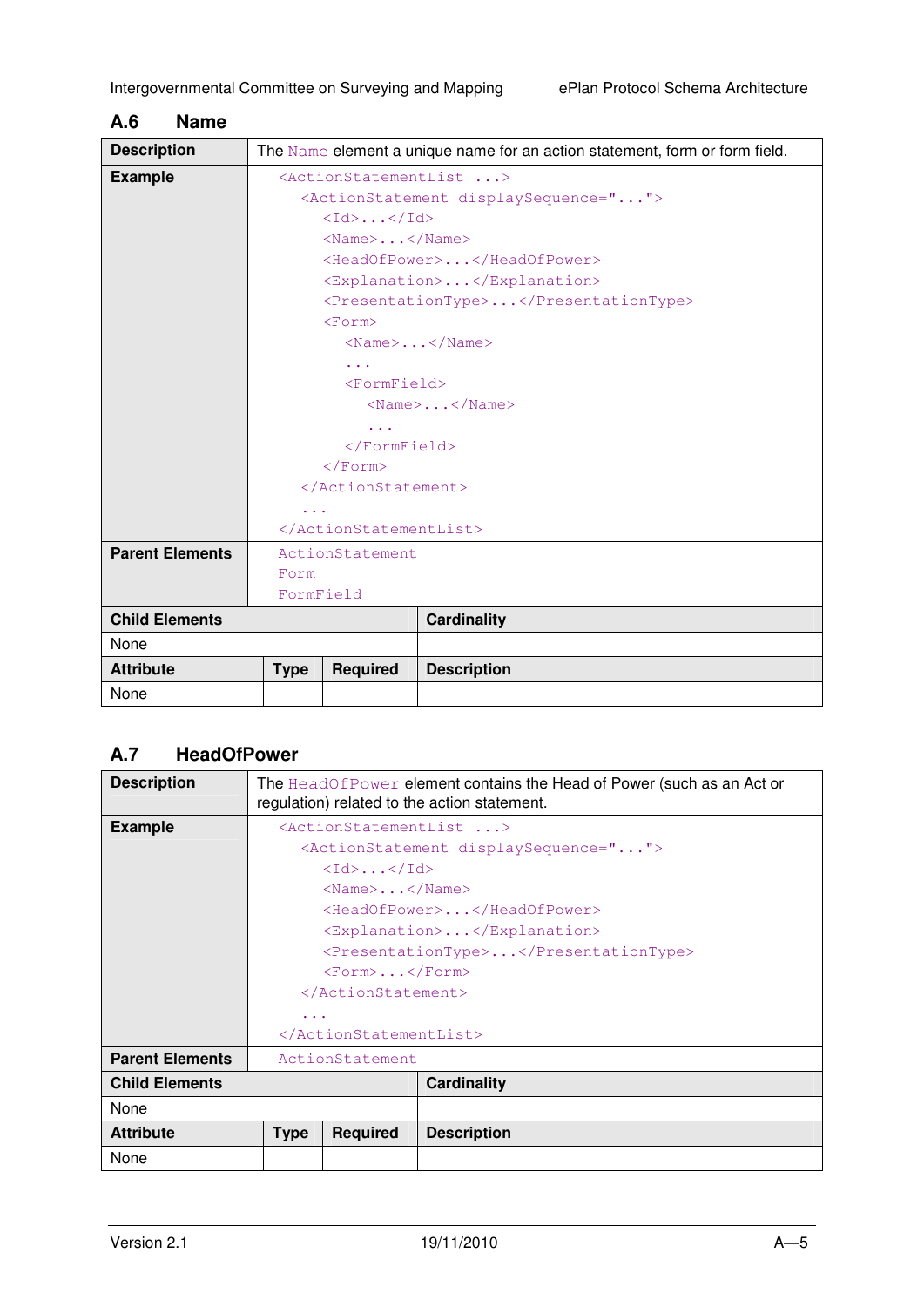## A.6 Name

| | |
|---|---|
| **Description** | The `Name` element a unique name for an action statement, form or form field. |
| **Example** | see below |
| **Parent Elements** | `ActionStatement`<br>`Form`<br>`FormField` |

```
<ActionStatementList ...>
  <ActionStatement displaySequence="...">
    <Id>...</Id>
    <Name>...</Name>
    <HeadOfPower>...</HeadOfPower>
    <Explanation>...</Explanation>
    <PresentationType>...</PresentationType>
    <Form>
      <Name>...</Name>
      ...
      <FormField>
        <Name>...</Name>
        ...
      </FormField>
    </Form>
  </ActionStatement>
  ...
</ActionStatementList>
```

| Child Elements | Cardinality |
|---|---|
| None | |

| Attribute | Type | Required | Description |
|---|---|---|---|
| None | | | |

## A.7 HeadOfPower

| | |
|---|---|
| **Description** | The `HeadOfPower` element contains the Head of Power (such as an Act or regulation) related to the action statement. |
| **Example** | see below |
| **Parent Elements** | `ActionStatement` |

```
<ActionStatementList ...>
  <ActionStatement displaySequence="...">
    <Id>...</Id>
    <Name>...</Name>
    <HeadOfPower>...</HeadOfPower>
    <Explanation>...</Explanation>
    <PresentationType>...</PresentationType>
    <Form>...</Form>
  </ActionStatement>
  ...
</ActionStatementList>
```

| Child Elements | Cardinality |
|---|---|
| None | |

| Attribute | Type | Required | Description |
|---|---|---|---|
| None | | | |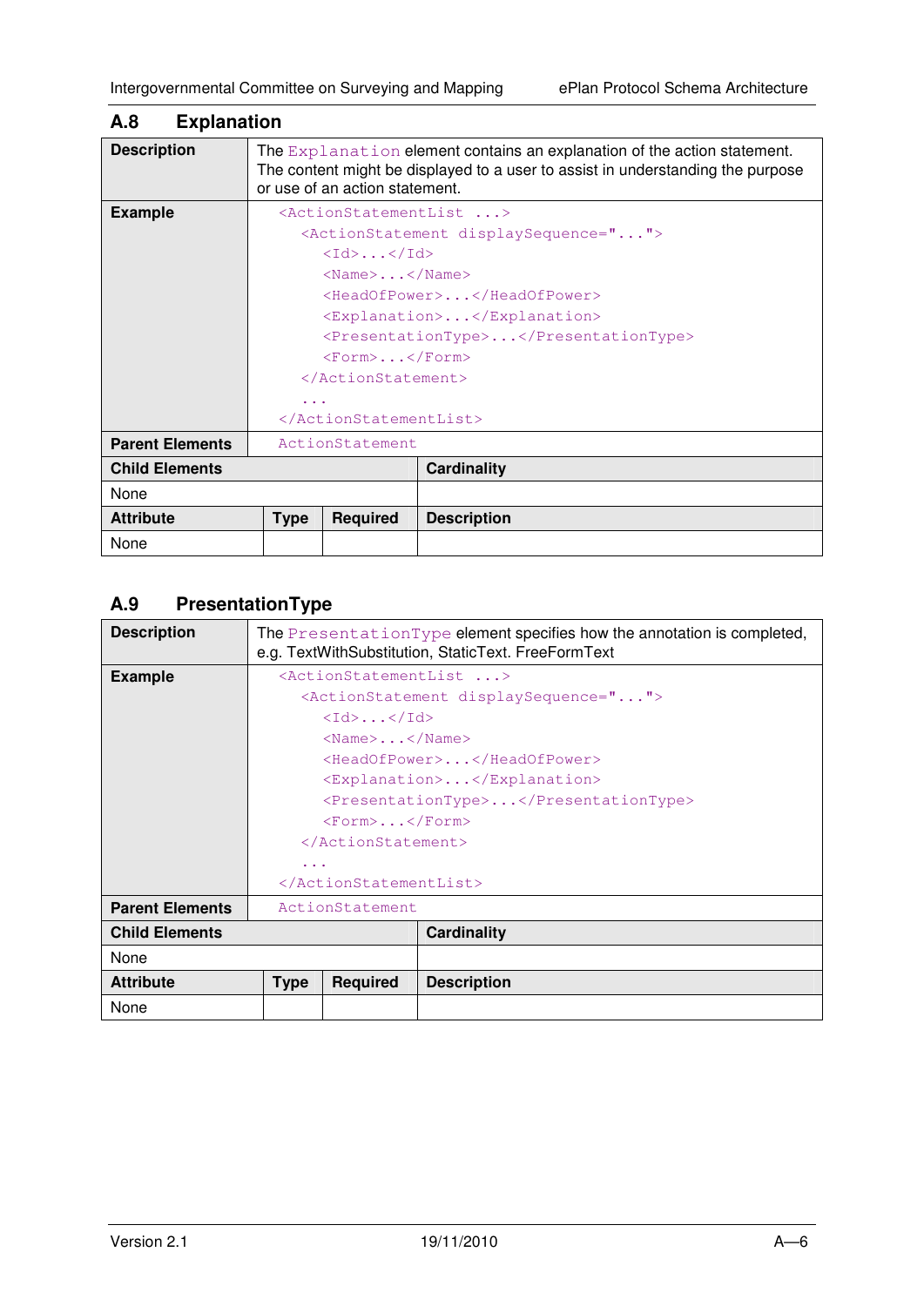## A.8 Explanation

| Description | The `Explanation` element contains an explanation of the action statement. The content might be displayed to a user to assist in understanding the purpose or use of an action statement. | | |
|---|---|---|---|
| Example | `<ActionStatementList ...>`<br>`  <ActionStatement displaySequence="...">`<br>`    <Id>...</Id>`<br>`    <Name>...</Name>`<br>`    <HeadOfPower>...</HeadOfPower>`<br>`    <Explanation>...</Explanation>`<br>`    <PresentationType>...</PresentationType>`<br>`    <Form>...</Form>`<br>`  </ActionStatement>`<br>`  ...`<br>`</ActionStatementList>` | | |
| **Parent Elements** | `ActionStatement` | | |
| **Child Elements** | | | **Cardinality** |
| None | | | |
| **Attribute** | **Type** | **Required** | **Description** |
| None | | | |

## A.9 PresentationType

| Description | The `PresentationType` element specifies how the annotation is completed, e.g. TextWithSubstitution, StaticText. FreeFormText | | |
|---|---|---|---|
| Example | `<ActionStatementList ...>`<br>`  <ActionStatement displaySequence="...">`<br>`    <Id>...</Id>`<br>`    <Name>...</Name>`<br>`    <HeadOfPower>...</HeadOfPower>`<br>`    <Explanation>...</Explanation>`<br>`    <PresentationType>...</PresentationType>`<br>`    <Form>...</Form>`<br>`  </ActionStatement>`<br>`  ...`<br>`</ActionStatementList>` | | |
| **Parent Elements** | `ActionStatement` | | |
| **Child Elements** | | | **Cardinality** |
| None | | | |
| **Attribute** | **Type** | **Required** | **Description** |
| None | | | |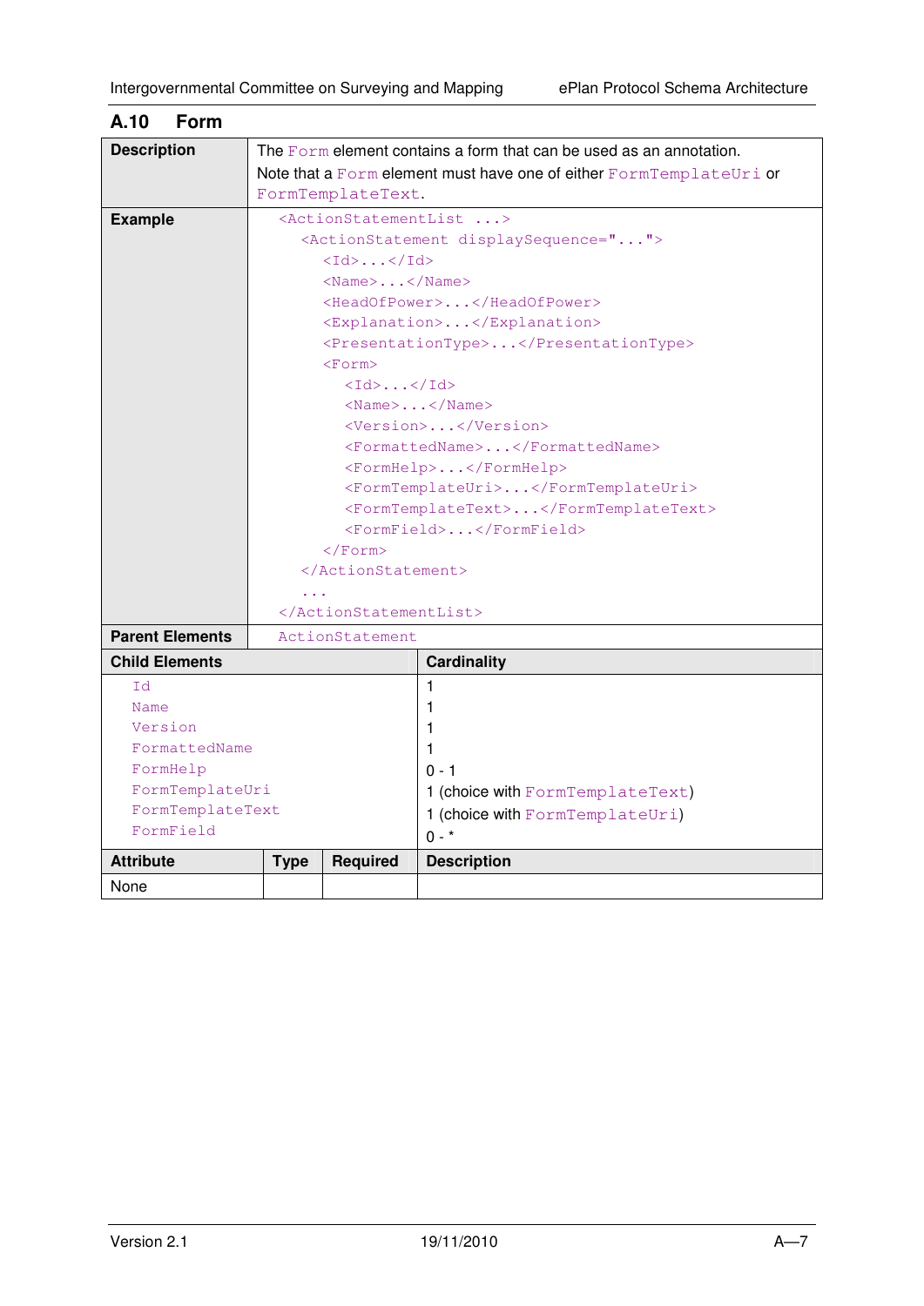## A.10 Form

| | |
|---|---|
| **Description** | The `Form` element contains a form that can be used as an annotation.<br>Note that a `Form` element must have one of either `FormTemplateUri` or `FormTemplateText`. |
| **Example** | See example below |
| **Parent Elements** | `ActionStatement` |

```
<ActionStatementList ...>
  <ActionStatement displaySequence="...">
    <Id>...</Id>
    <Name>...</Name>
    <HeadOfPower>...</HeadOfPower>
    <Explanation>...</Explanation>
    <PresentationType>...</PresentationType>
    <Form>
      <Id>...</Id>
      <Name>...</Name>
      <Version>...</Version>
      <FormattedName>...</FormattedName>
      <FormHelp>...</FormHelp>
      <FormTemplateUri>...</FormTemplateUri>
      <FormTemplateText>...</FormTemplateText>
      <FormField>...</FormField>
    </Form>
  </ActionStatement>
  ...
</ActionStatementList>
```

| **Child Elements** | **Cardinality** |
|---|---|
| `Id` | 1 |
| `Name` | 1 |
| `Version` | 1 |
| `FormattedName` | 1 |
| `FormHelp` | 0 - 1 |
| `FormTemplateUri` | 1 (choice with `FormTemplateText`) |
| `FormTemplateText` | 1 (choice with `FormTemplateUri`) |
| `FormField` | 0 - * |

| **Attribute** | **Type** | **Required** | **Description** |
|---|---|---|---|
| None | | | |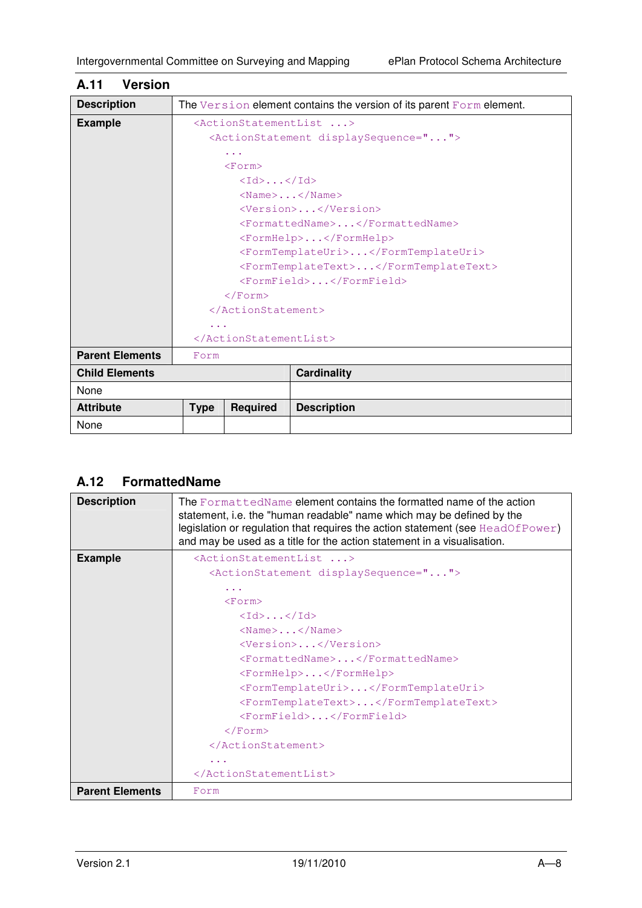## A.11 Version

| **Description** | The `Version` element contains the version of its parent `Form` element. |
|---|---|

**Example**

```
<ActionStatementList ...>
  <ActionStatement displaySequence="...">
    ...
    <Form>
      <Id>...</Id>
      <Name>...</Name>
      <Version>...</Version>
      <FormattedName>...</FormattedName>
      <FormHelp>...</FormHelp>
      <FormTemplateUri>...</FormTemplateUri>
      <FormTemplateText>...</FormTemplateText>
      <FormField>...</FormField>
    </Form>
  </ActionStatement>
  ...
</ActionStatementList>
```

| **Parent Elements** | `Form` |
|---|---|

| **Child Elements** | **Cardinality** |
|---|---|
| None | |

| **Attribute** | **Type** | **Required** | **Description** |
|---|---|---|---|
| None | | | |

## A.12 FormattedName

| **Description** | The `FormattedName` element contains the formatted name of the action statement, i.e. the "human readable" name which may be defined by the legislation or regulation that requires the action statement (see `HeadOfPower`) and may be used as a title for the action statement in a visualisation. |
|---|---|

**Example**

```
<ActionStatementList ...>
  <ActionStatement displaySequence="...">
    ...
    <Form>
      <Id>...</Id>
      <Name>...</Name>
      <Version>...</Version>
      <FormattedName>...</FormattedName>
      <FormHelp>...</FormHelp>
      <FormTemplateUri>...</FormTemplateUri>
      <FormTemplateText>...</FormTemplateText>
      <FormField>...</FormField>
    </Form>
  </ActionStatement>
  ...
</ActionStatementList>
```

| **Parent Elements** | `Form` |
|---|---|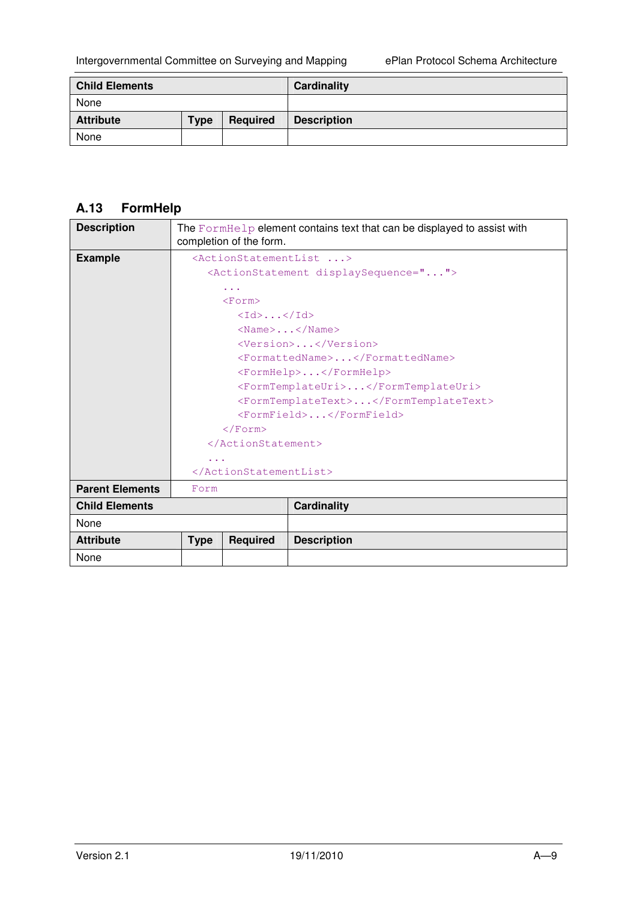| Child Elements | | | Cardinality |
|---|---|---|---|
| None | | | |
| **Attribute** | **Type** | **Required** | **Description** |
| None | | | |

## A.13 FormHelp

| | |
|---|---|
| **Description** | The `FormHelp` element contains text that can be displayed to assist with completion of the form. |
| **Example** | See below |
| **Parent Elements** | `Form` |

```
<ActionStatementList ...>
  <ActionStatement displaySequence="...">
    ...
    <Form>
      <Id>...</Id>
      <Name>...</Name>
      <Version>...</Version>
      <FormattedName>...</FormattedName>
      <FormHelp>...</FormHelp>
      <FormTemplateUri>...</FormTemplateUri>
      <FormTemplateText>...</FormTemplateText>
      <FormField>...</FormField>
    </Form>
  </ActionStatement>
  ...
</ActionStatementList>
```

| Child Elements | | | Cardinality |
|---|---|---|---|
| None | | | |
| **Attribute** | **Type** | **Required** | **Description** |
| None | | | |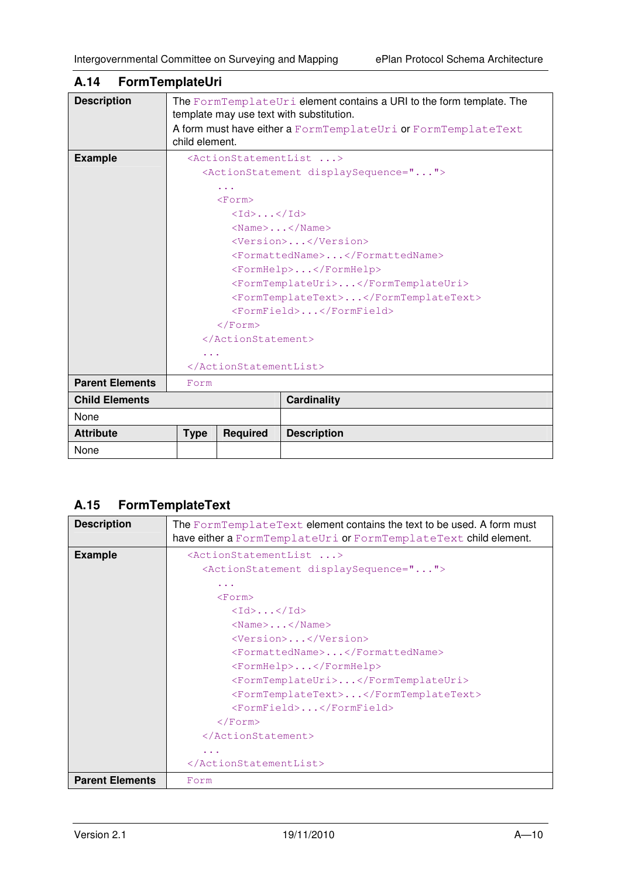## A.14 FormTemplateUri

| | |
|---|---|
| **Description** | The FormTemplateUri element contains a URI to the form template. The template may use text with substitution.<br>A form must have either a FormTemplateUri or FormTemplateText child element. |
| **Example** | (see below) |
| **Parent Elements** | Form |

```
<ActionStatementList ...>
  <ActionStatement displaySequence="...">
    ...
    <Form>
      <Id>...</Id>
      <Name>...</Name>
      <Version>...</Version>
      <FormattedName>...</FormattedName>
      <FormHelp>...</FormHelp>
      <FormTemplateUri>...</FormTemplateUri>
      <FormTemplateText>...</FormTemplateText>
      <FormField>...</FormField>
    </Form>
  </ActionStatement>
  ...
</ActionStatementList>
```

| Child Elements | Cardinality |
|---|---|
| None | |

| Attribute | Type | Required | Description |
|---|---|---|---|
| None | | | |

## A.15 FormTemplateText

| | |
|---|---|
| **Description** | The FormTemplateText element contains the text to be used. A form must have either a FormTemplateUri or FormTemplateText child element. |
| **Example** | (see below) |
| **Parent Elements** | Form |

```
<ActionStatementList ...>
  <ActionStatement displaySequence="...">
    ...
    <Form>
      <Id>...</Id>
      <Name>...</Name>
      <Version>...</Version>
      <FormattedName>...</FormattedName>
      <FormHelp>...</FormHelp>
      <FormTemplateUri>...</FormTemplateUri>
      <FormTemplateText>...</FormTemplateText>
      <FormField>...</FormField>
    </Form>
  </ActionStatement>
  ...
</ActionStatementList>
```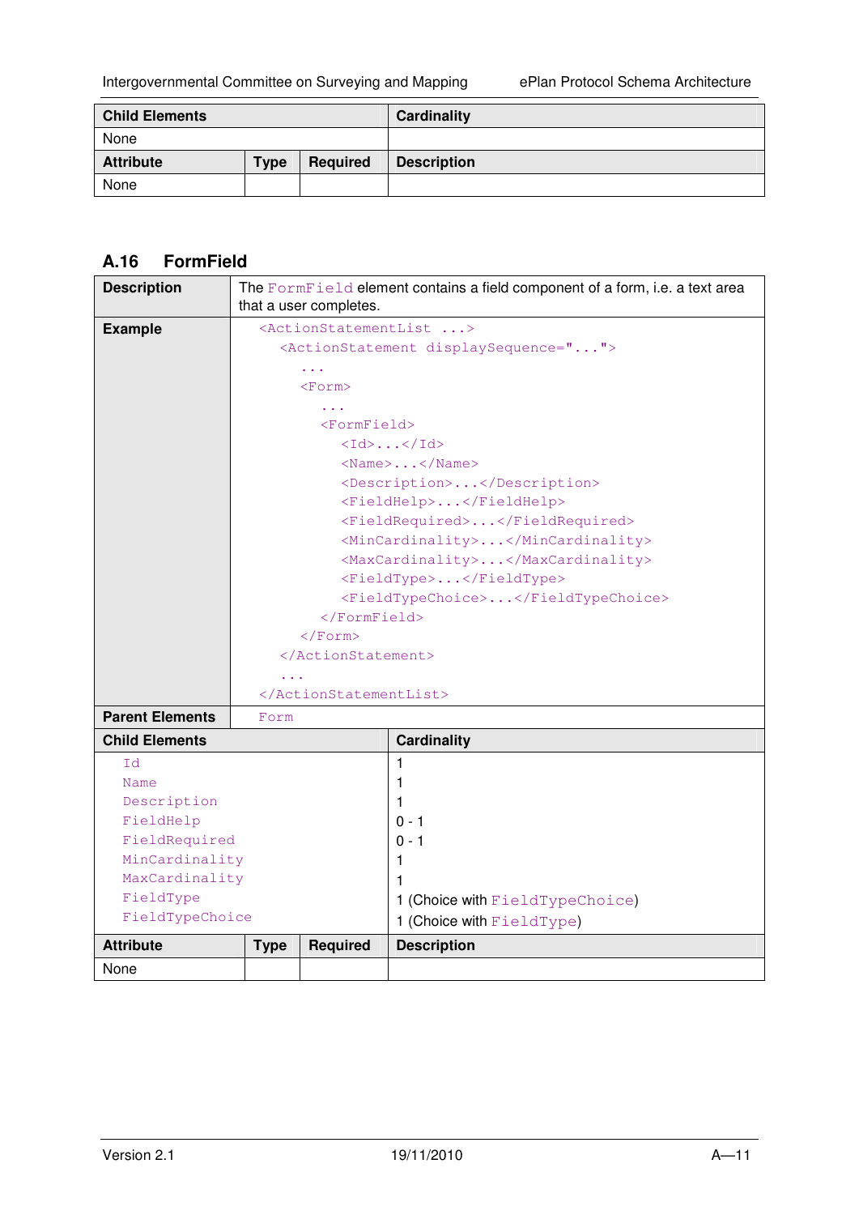| Child Elements | | | Cardinality |
|---|---|---|---|
| None | | | |
| **Attribute** | **Type** | **Required** | **Description** |
| None | | | |

## A.16 FormField

| | |
|---|---|
| **Description** | The FormField element contains a field component of a form, i.e. a text area that a user completes. |
| **Example** | `<ActionStatementList ...>`<br>`  <ActionStatement displaySequence="...">`<br>`    ...`<br>`    <Form>`<br>`      ...`<br>`      <FormField>`<br>`        <Id>...</Id>`<br>`        <Name>...</Name>`<br>`        <Description>...</Description>`<br>`        <FieldHelp>...</FieldHelp>`<br>`        <FieldRequired>...</FieldRequired>`<br>`        <MinCardinality>...</MinCardinality>`<br>`        <MaxCardinality>...</MaxCardinality>`<br>`        <FieldType>...</FieldType>`<br>`        <FieldTypeChoice>...</FieldTypeChoice>`<br>`      </FormField>`<br>`    </Form>`<br>`  </ActionStatement>`<br>`  ...`<br>`</ActionStatementList>` |
| **Parent Elements** | Form |

| Child Elements | | | Cardinality |
|---|---|---|---|
| Id | | | 1 |
| Name | | | 1 |
| Description | | | 1 |
| FieldHelp | | | 0 - 1 |
| FieldRequired | | | 0 - 1 |
| MinCardinality | | | 1 |
| MaxCardinality | | | 1 |
| FieldType | | | 1 (Choice with FieldTypeChoice) |
| FieldTypeChoice | | | 1 (Choice with FieldType) |
| **Attribute** | **Type** | **Required** | **Description** |
| None | | | |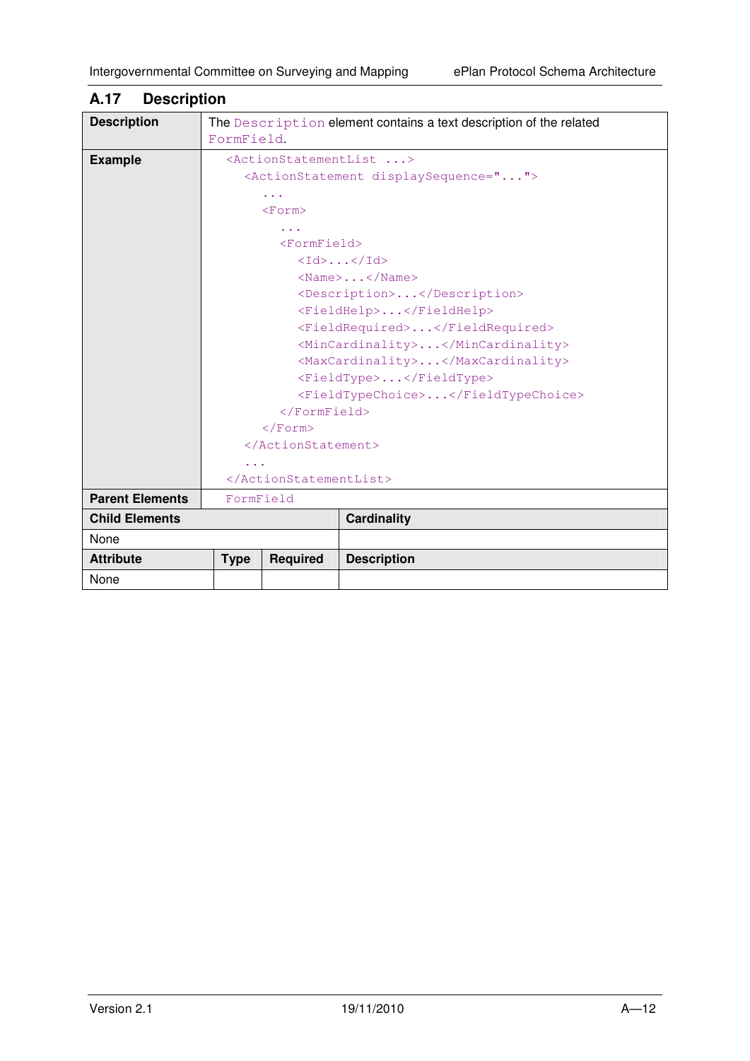## A.17 Description

<table>
<tr><td><b>Description</b></td><td colspan="3">The <code>Description</code> element contains a text description of the related <code>FormField</code>.</td></tr>
<tr><td><b>Example</b></td><td colspan="3"><pre>
&lt;ActionStatementList ...&gt;
  &lt;ActionStatement displaySequence="..."&gt;
    ...
    &lt;Form&gt;
      ...
      &lt;FormField&gt;
        &lt;Id&gt;...&lt;/Id&gt;
        &lt;Name&gt;...&lt;/Name&gt;
        &lt;Description&gt;...&lt;/Description&gt;
        &lt;FieldHelp&gt;...&lt;/FieldHelp&gt;
        &lt;FieldRequired&gt;...&lt;/FieldRequired&gt;
        &lt;MinCardinality&gt;...&lt;/MinCardinality&gt;
        &lt;MaxCardinality&gt;...&lt;/MaxCardinality&gt;
        &lt;FieldType&gt;...&lt;/FieldType&gt;
        &lt;FieldTypeChoice&gt;...&lt;/FieldTypeChoice&gt;
      &lt;/FormField&gt;
    &lt;/Form&gt;
  &lt;/ActionStatement&gt;
  ...
&lt;/ActionStatementList&gt;
</pre></td></tr>
<tr><td><b>Parent Elements</b></td><td colspan="3"><code>FormField</code></td></tr>
<tr><td colspan="3"><b>Child Elements</b></td><td><b>Cardinality</b></td></tr>
<tr><td colspan="3">None</td><td></td></tr>
<tr><td><b>Attribute</b></td><td><b>Type</b></td><td><b>Required</b></td><td><b>Description</b></td></tr>
<tr><td>None</td><td></td><td></td><td></td></tr>
</table>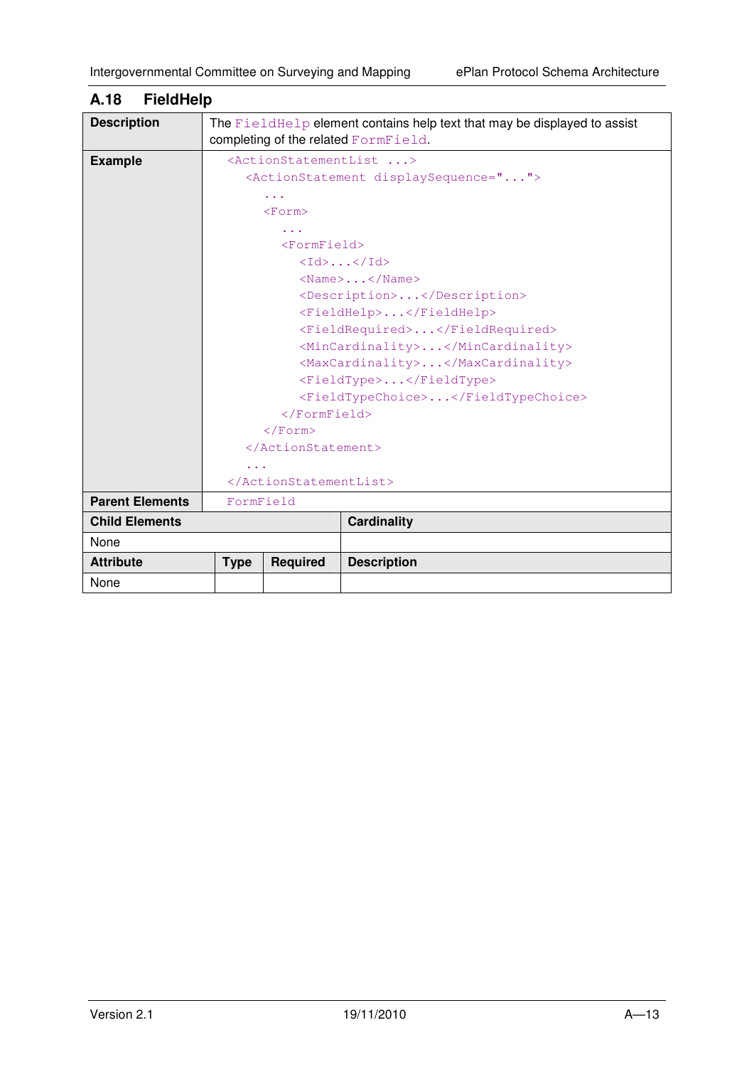## A.18 FieldHelp

| | |
|---|---|
| **Description** | The `FieldHelp` element contains help text that may be displayed to assist completing of the related `FormField`. |
| **Example** | See below |
| **Parent Elements** | `FormField` |

```
<ActionStatementList ...>
  <ActionStatement displaySequence="...">
    ...
    <Form>
      ...
      <FormField>
        <Id>...</Id>
        <Name>...</Name>
        <Description>...</Description>
        <FieldHelp>...</FieldHelp>
        <FieldRequired>...</FieldRequired>
        <MinCardinality>...</MinCardinality>
        <MaxCardinality>...</MaxCardinality>
        <FieldType>...</FieldType>
        <FieldTypeChoice>...</FieldTypeChoice>
      </FormField>
    </Form>
  </ActionStatement>
  ...
</ActionStatementList>
```

| **Child Elements** | **Cardinality** |
|---|---|
| None | |

| **Attribute** | **Type** | **Required** | **Description** |
|---|---|---|---|
| None | | | |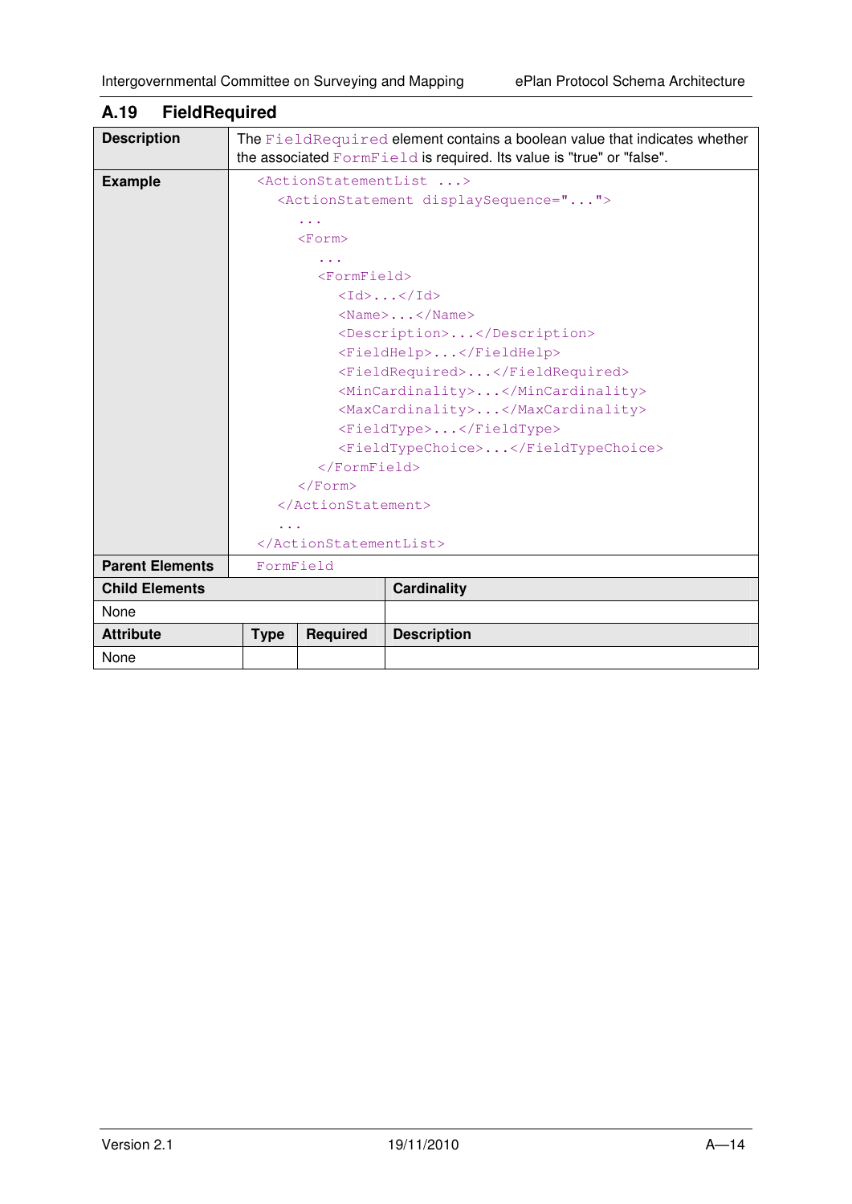## A.19 FieldRequired

| | |
|---|---|
| **Description** | The `FieldRequired` element contains a boolean value that indicates whether the associated `FormField` is required. Its value is "true" or "false". |
| **Example** | See below |
| **Parent Elements** | `FormField` |

```
<ActionStatementList ...>
  <ActionStatement displaySequence="...">
    ...
    <Form>
      ...
      <FormField>
        <Id>...</Id>
        <Name>...</Name>
        <Description>...</Description>
        <FieldHelp>...</FieldHelp>
        <FieldRequired>...</FieldRequired>
        <MinCardinality>...</MinCardinality>
        <MaxCardinality>...</MaxCardinality>
        <FieldType>...</FieldType>
        <FieldTypeChoice>...</FieldTypeChoice>
      </FormField>
    </Form>
  </ActionStatement>
  ...
</ActionStatementList>
```

| Child Elements | Cardinality |
|---|---|
| None | |

| Attribute | Type | Required | Description |
|---|---|---|---|
| None | | | |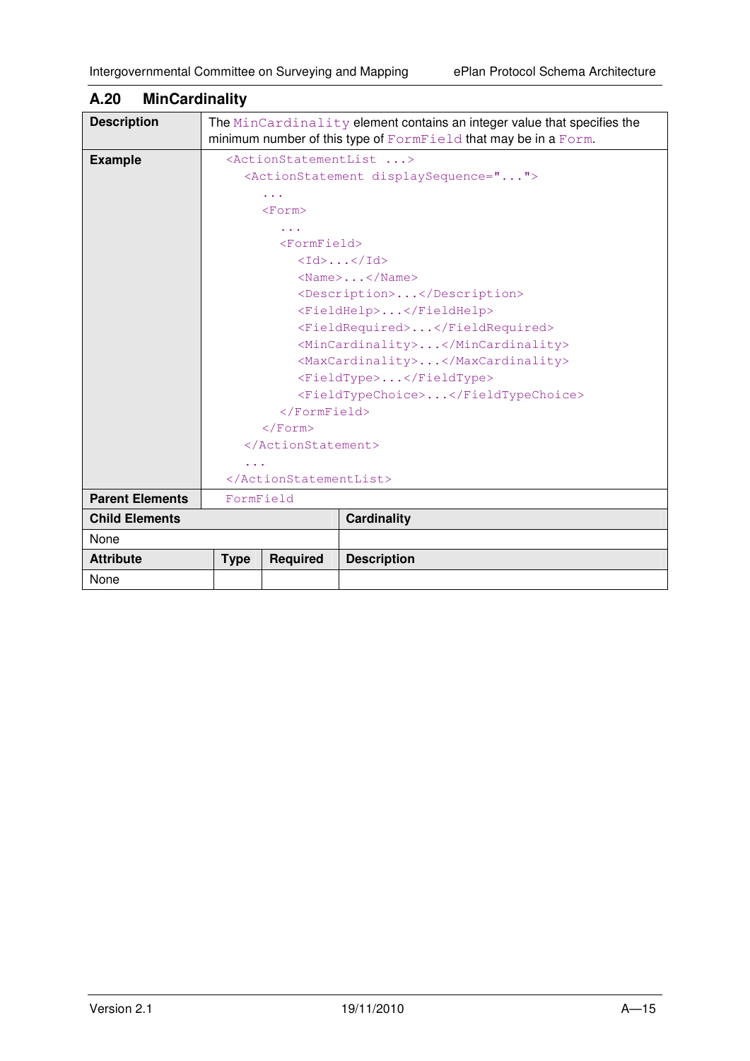## A.20 MinCardinality

| | |
|---|---|
| **Description** | The `MinCardinality` element contains an integer value that specifies the minimum number of this type of `FormField` that may be in a `Form`. |

**Example**

```
<ActionStatementList ...>
  <ActionStatement displaySequence="...">
    ...
    <Form>
      ...
      <FormField>
        <Id>...</Id>
        <Name>...</Name>
        <Description>...</Description>
        <FieldHelp>...</FieldHelp>
        <FieldRequired>...</FieldRequired>
        <MinCardinality>...</MinCardinality>
        <MaxCardinality>...</MaxCardinality>
        <FieldType>...</FieldType>
        <FieldTypeChoice>...</FieldTypeChoice>
      </FormField>
    </Form>
  </ActionStatement>
  ...
</ActionStatementList>
```

| | |
|---|---|
| **Parent Elements** | `FormField` |

| **Child Elements** | **Cardinality** |
|---|---|
| None | |

| **Attribute** | **Type** | **Required** | **Description** |
|---|---|---|---|
| None | | | |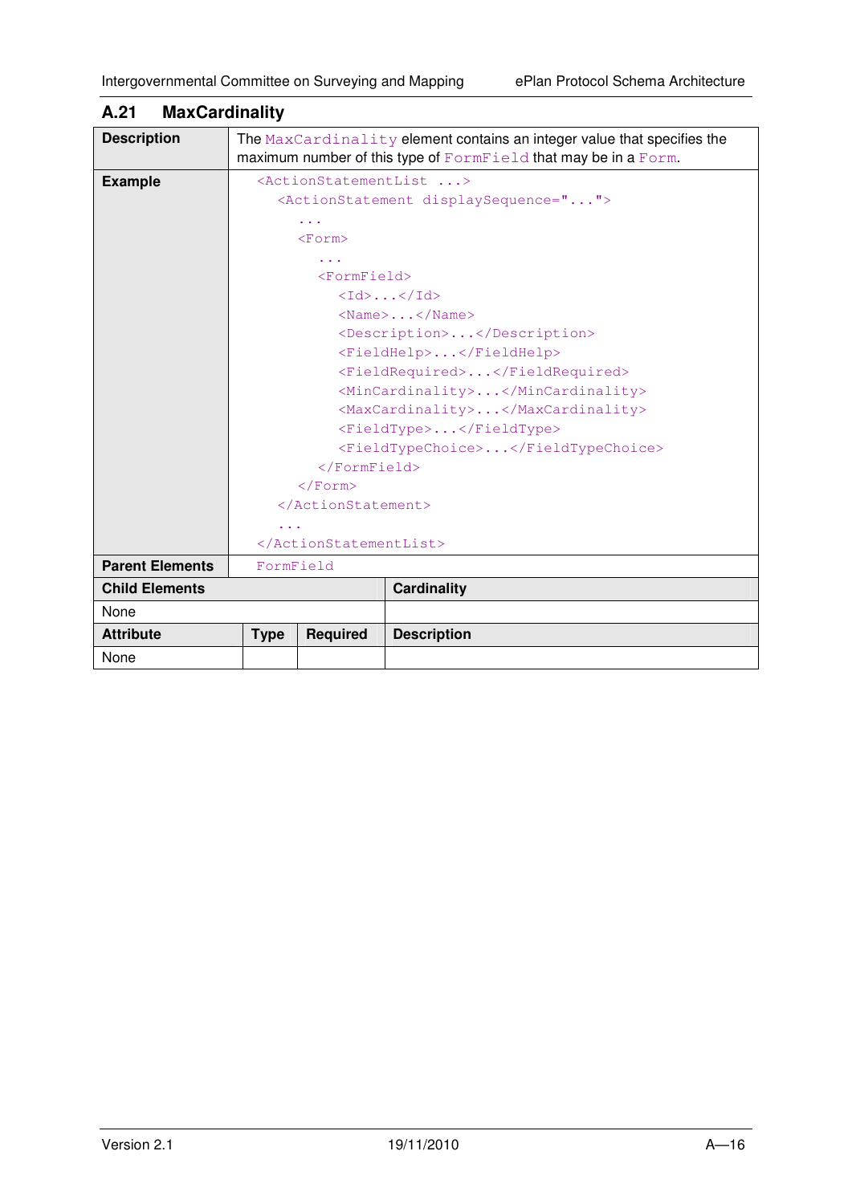## A.21 MaxCardinality

| | |
|---|---|
| **Description** | The `MaxCardinality` element contains an integer value that specifies the maximum number of this type of `FormField` that may be in a `Form`. |
| **Example** | see below |
| **Parent Elements** | `FormField` |

```
<ActionStatementList ...>
  <ActionStatement displaySequence="...">
    ...
    <Form>
      ...
      <FormField>
        <Id>...</Id>
        <Name>...</Name>
        <Description>...</Description>
        <FieldHelp>...</FieldHelp>
        <FieldRequired>...</FieldRequired>
        <MinCardinality>...</MinCardinality>
        <MaxCardinality>...</MaxCardinality>
        <FieldType>...</FieldType>
        <FieldTypeChoice>...</FieldTypeChoice>
      </FormField>
    </Form>
  </ActionStatement>
  ...
</ActionStatementList>
```

| **Child Elements** | **Cardinality** |
|---|---|
| None | |

| **Attribute** | **Type** | **Required** | **Description** |
|---|---|---|---|
| None | | | |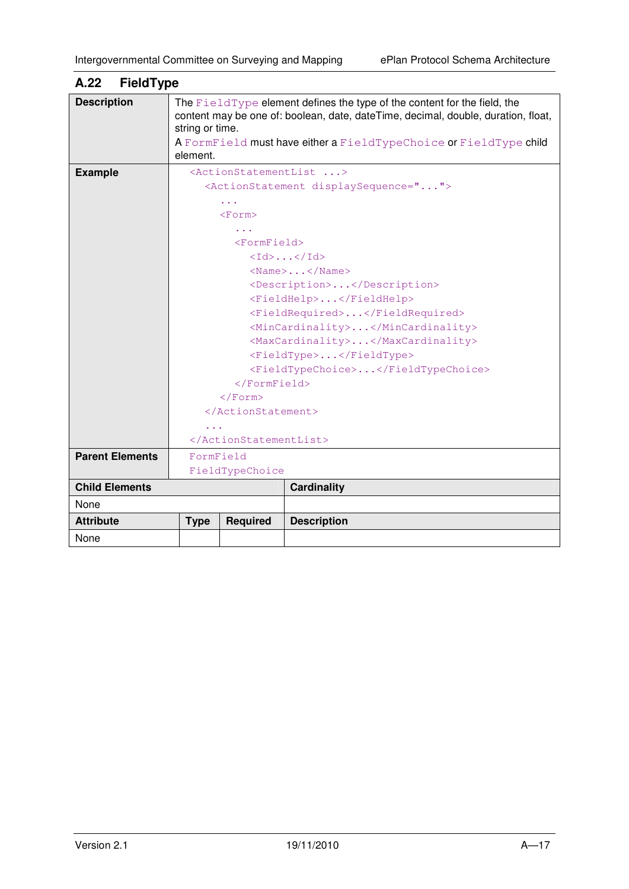## A.22 FieldType

| | |
|---|---|
| **Description** | The `FieldType` element defines the type of the content for the field, the content may be one of: boolean, date, dateTime, decimal, double, duration, float, string or time.<br>A `FormField` must have either a `FieldTypeChoice` or `FieldType` child element. |
| **Example** | (see below) |
| **Parent Elements** | `FormField`<br>`FieldTypeChoice` |

```
<ActionStatementList ...>
  <ActionStatement displaySequence="...">
    ...
    <Form>
      ...
      <FormField>
        <Id>...</Id>
        <Name>...</Name>
        <Description>...</Description>
        <FieldHelp>...</FieldHelp>
        <FieldRequired>...</FieldRequired>
        <MinCardinality>...</MinCardinality>
        <MaxCardinality>...</MaxCardinality>
        <FieldType>...</FieldType>
        <FieldTypeChoice>...</FieldTypeChoice>
      </FormField>
    </Form>
  </ActionStatement>
  ...
</ActionStatementList>
```

| Child Elements | Cardinality |
|---|---|
| None | |

| Attribute | Type | Required | Description |
|---|---|---|---|
| None | | | |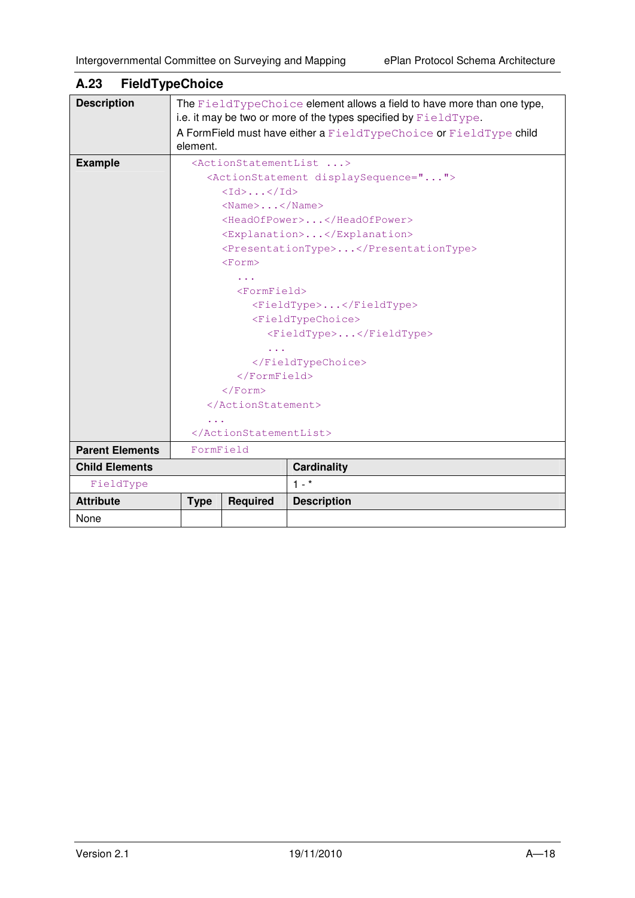## A.23 FieldTypeChoice

**Description**

The `FieldTypeChoice` element allows a field to have more than one type, i.e. it may be two or more of the types specified by `FieldType`.

A FormField must have either a `FieldTypeChoice` or `FieldType` child element.

**Example**

```
<ActionStatementList ...>
  <ActionStatement displaySequence="...">
    <Id>...</Id>
    <Name>...</Name>
    <HeadOfPower>...</HeadOfPower>
    <Explanation>...</Explanation>
    <PresentationType>...</PresentationType>
    <Form>
      ...
      <FormField>
        <FieldType>...</FieldType>
        <FieldTypeChoice>
          <FieldType>...</FieldType>
          ...
        </FieldTypeChoice>
      </FormField>
    </Form>
  </ActionStatement>
  ...
</ActionStatementList>
```

**Parent Elements**

`FormField`

| Child Elements | Cardinality |
|---|---|
| FieldType | 1 - * |

| Attribute | Type | Required | Description |
|---|---|---|---|
| None | | | |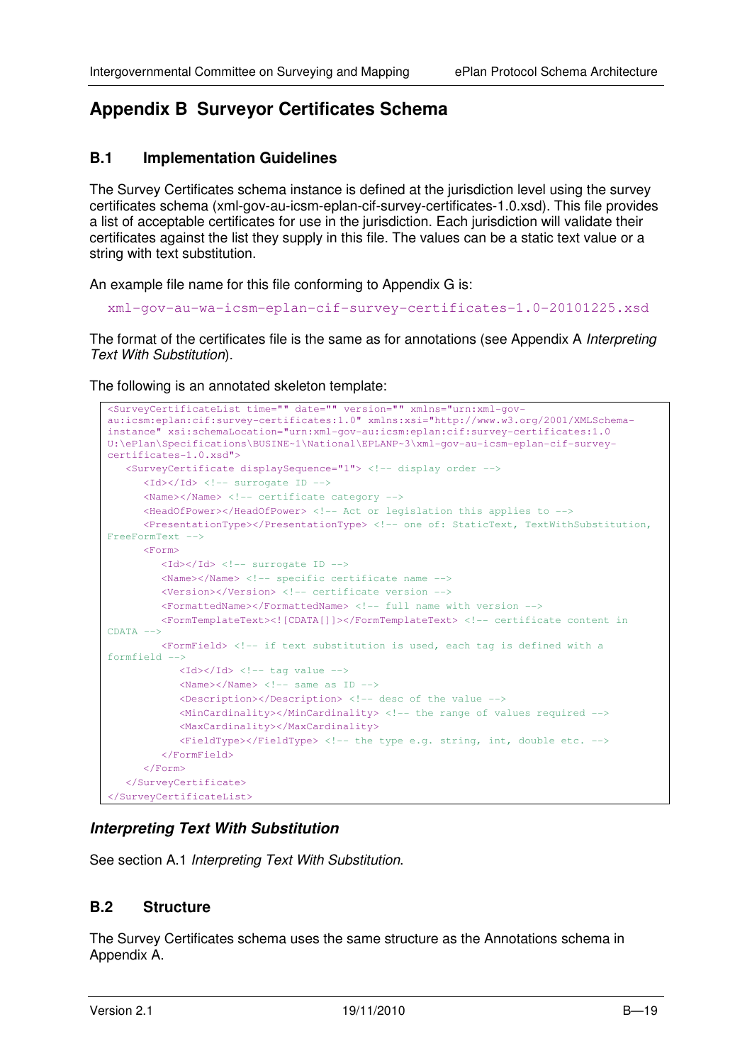# Appendix B Surveyor Certificates Schema

## B.1 Implementation Guidelines

The Survey Certificates schema instance is defined at the jurisdiction level using the survey certificates schema (xml-gov-au-icsm-eplan-cif-survey-certificates-1.0.xsd). This file provides a list of acceptable certificates for use in the jurisdiction. Each jurisdiction will validate their certificates against the list they supply in this file. The values can be a static text value or a string with text substitution.

An example file name for this file conforming to Appendix G is:

```
xml-gov-au-wa-icsm-eplan-cif-survey-certificates-1.0-20101225.xsd
```

The format of the certificates file is the same as for annotations (see Appendix A *Interpreting Text With Substitution*).

The following is an annotated skeleton template:

```
<SurveyCertificateList time="" date="" version="" xmlns="urn:xml-gov-au:icsm:eplan:cif:survey-certificates:1.0" xmlns:xsi="http://www.w3.org/2001/XMLSchema-instance" xsi:schemaLocation="urn:xml-gov-au:icsm:eplan:cif:survey-certificates:1.0 U:\ePlan\Specifications\BUSINE~1\National\EPLANP~3\xml-gov-au-icsm-eplan-cif-survey-certificates-1.0.xsd">
   <SurveyCertificate displaySequence="1"> <!-- display order -->
      <Id></Id> <!-- surrogate ID -->
      <Name></Name> <!-- certificate category -->
      <HeadOfPower></HeadOfPower> <!-- Act or legislation this applies to -->
      <PresentationType></PresentationType> <!-- one of: StaticText, TextWithSubstitution, FreeFormText -->
      <Form>
         <Id></Id> <!-- surrogate ID -->
         <Name></Name> <!-- specific certificate name -->
         <Version></Version> <!-- certificate version -->
         <FormattedName></FormattedName> <!-- full name with version -->
         <FormTemplateText><![CDATA[]]></FormTemplateText> <!-- certificate content in CDATA -->
         <FormField> <!-- if text substitution is used, each tag is defined with a formfield -->
            <Id></Id> <!-- tag value -->
            <Name></Name> <!-- same as ID -->
            <Description></Description> <!-- desc of the value -->
            <MinCardinality></MinCardinality> <!-- the range of values required -->
            <MaxCardinality></MaxCardinality>
            <FieldType></FieldType> <!-- the type e.g. string, int, double etc. -->
         </FormField>
      </Form>
   </SurveyCertificate>
</SurveyCertificateList>
```

### *Interpreting Text With Substitution*

See section A.1 *Interpreting Text With Substitution*.

## B.2 Structure

The Survey Certificates schema uses the same structure as the Annotations schema in Appendix A.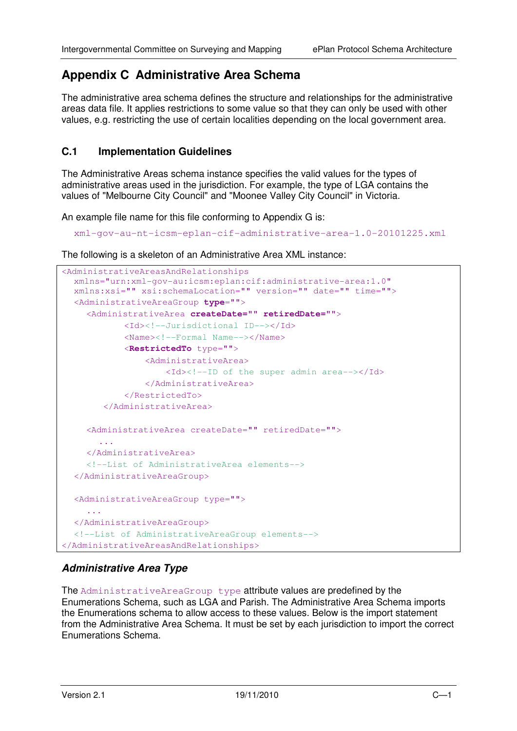# Appendix C Administrative Area Schema

The administrative area schema defines the structure and relationships for the administrative areas data file. It applies restrictions to some value so that they can only be used with other values, e.g. restricting the use of certain localities depending on the local government area.

## C.1 Implementation Guidelines

The Administrative Areas schema instance specifies the valid values for the types of administrative areas used in the jurisdiction. For example, the type of LGA contains the values of "Melbourne City Council" and "Moonee Valley City Council" in Victoria.

An example file name for this file conforming to Appendix G is:

`xml-gov-au-nt-icsm-eplan-cif-administrative-area-1.0-20101225.xml`

The following is a skeleton of an Administrative Area XML instance:

```
<AdministrativeAreasAndRelationships
  xmlns="urn:xml-gov-au:icsm:eplan:cif:administrative-area:1.0"
  xmlns:xsi="" xsi:schemaLocation="" version="" date="" time="">
  <AdministrativeAreaGroup type="">
    <AdministrativeArea createDate="" retiredDate="">
          <Id><!--Jurisdictional ID--></Id>
          <Name><!--Formal Name--></Name>
          <RestrictedTo type="">
              <AdministrativeArea>
                  <Id><!--ID of the super admin area--></Id>
              </AdministrativeArea>
          </RestrictedTo>
      </AdministrativeArea>

    <AdministrativeArea createDate="" retiredDate="">
      ...
    </AdministrativeArea>
    <!--List of AdministrativeArea elements-->
  </AdministrativeAreaGroup>

  <AdministrativeAreaGroup type="">
    ...
  </AdministrativeAreaGroup>
  <!--List of AdministrativeAreaGroup elements-->
</AdministrativeAreasAndRelationships>
```

### *Administrative Area Type*

The `AdministrativeAreaGroup type` attribute values are predefined by the Enumerations Schema, such as LGA and Parish. The Administrative Area Schema imports the Enumerations schema to allow access to these values. Below is the import statement from the Administrative Area Schema. It must be set by each jurisdiction to import the correct Enumerations Schema.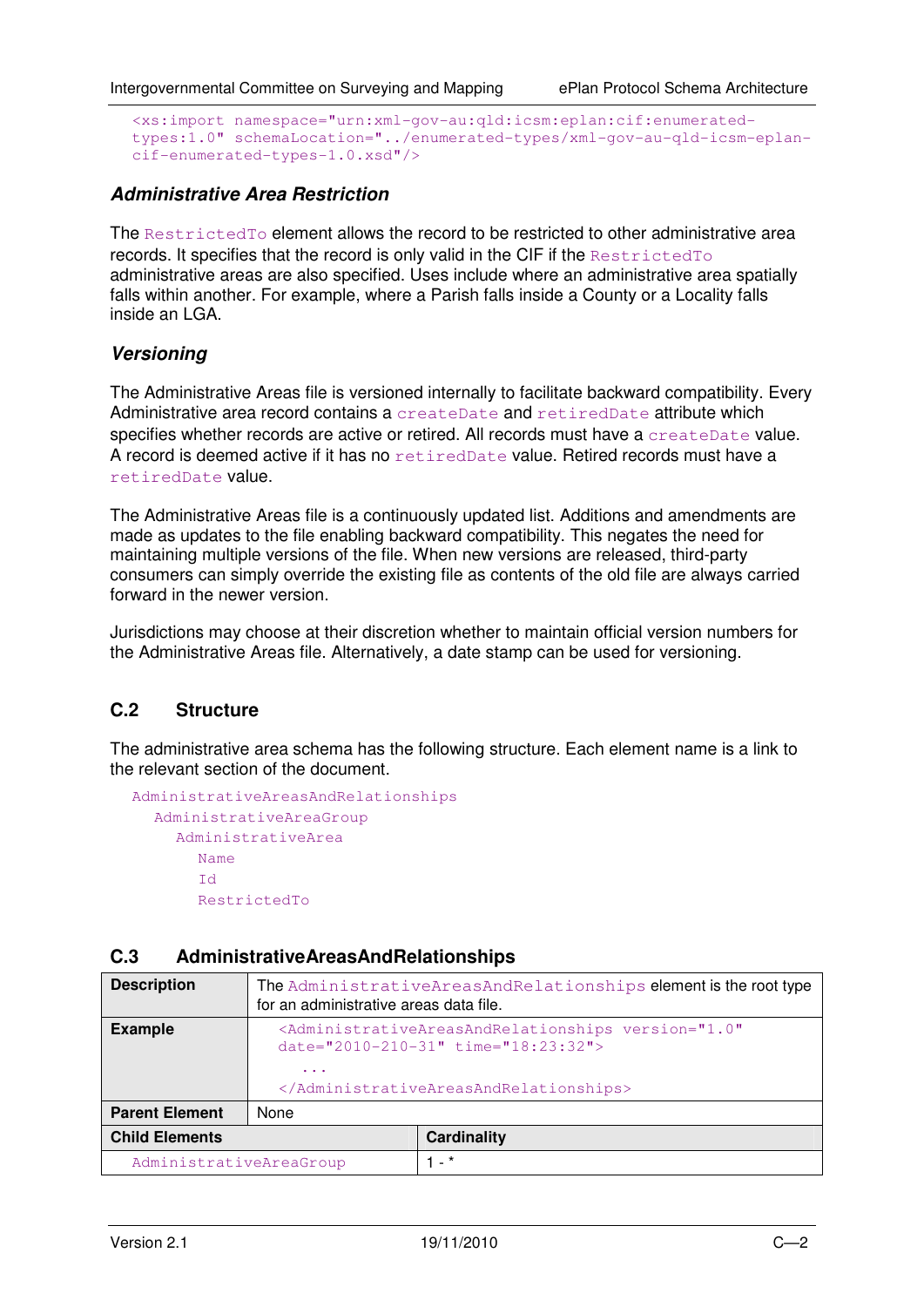```
<xs:import namespace="urn:xml-gov-au:qld:icsm:eplan:cif:enumerated-types:1.0" schemaLocation="../enumerated-types/xml-gov-au-qld-icsm-eplan-cif-enumerated-types-1.0.xsd"/>
```

### *Administrative Area Restriction*

The `RestrictedTo` element allows the record to be restricted to other administrative area records. It specifies that the record is only valid in the CIF if the `RestrictedTo` administrative areas are also specified. Uses include where an administrative area spatially falls within another. For example, where a Parish falls inside a County or a Locality falls inside an LGA.

### *Versioning*

The Administrative Areas file is versioned internally to facilitate backward compatibility. Every Administrative area record contains a `createDate` and `retiredDate` attribute which specifies whether records are active or retired. All records must have a `createDate` value. A record is deemed active if it has no `retiredDate` value. Retired records must have a `retiredDate` value.

The Administrative Areas file is a continuously updated list. Additions and amendments are made as updates to the file enabling backward compatibility. This negates the need for maintaining multiple versions of the file. When new versions are released, third-party consumers can simply override the existing file as contents of the old file are always carried forward in the newer version.

Jurisdictions may choose at their discretion whether to maintain official version numbers for the Administrative Areas file. Alternatively, a date stamp can be used for versioning.

## C.2 Structure

The administrative area schema has the following structure. Each element name is a link to the relevant section of the document.

```
AdministrativeAreasAndRelationships
  AdministrativeAreaGroup
    AdministrativeArea
      Name
      Id
      RestrictedTo
```

## C.3 AdministrativeAreasAndRelationships

| **Description** | The `AdministrativeAreasAndRelationships` element is the root type for an administrative areas data file. |
|---|---|
| **Example** | `<AdministrativeAreasAndRelationships version="1.0" date="2010-210-31" time="18:23:32">` `...` `</AdministrativeAreasAndRelationships>` |
| **Parent Element** | None |
| **Child Elements** | **Cardinality** |
| `AdministrativeAreaGroup` | 1 - * |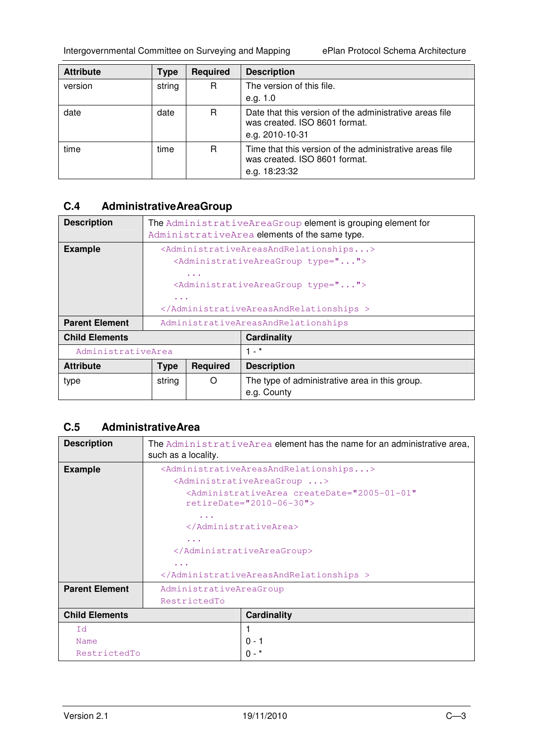| Attribute | Type | Required | Description |
|---|---|---|---|
| version | string | R | The version of this file.<br>e.g. 1.0 |
| date | date | R | Date that this version of the administrative areas file was created. ISO 8601 format.<br>e.g. 2010-10-31 |
| time | time | R | Time that this version of the administrative areas file was created. ISO 8601 format.<br>e.g. 18:23:32 |

## C.4 AdministrativeAreaGroup

| | |
|---|---|
| **Description** | The `AdministrativeAreaGroup` element is grouping element for `AdministrativeArea` elements of the same type. |
| **Example** | `<AdministrativeAreasAndRelationships...>`<br>`  <AdministrativeAreaGroup type="...">`<br>`    ...`<br>`  <AdministrativeAreaGroup type="...">`<br>`  ...`<br>`</AdministrativeAreasAndRelationships >` |
| **Parent Element** | `AdministrativeAreasAndRelationships` |

| Child Elements | Cardinality |
|---|---|
| `AdministrativeArea` | 1 - * |

| Attribute | Type | Required | Description |
|---|---|---|---|
| type | string | O | The type of administrative area in this group.<br>e.g. County |

## C.5 AdministrativeArea

| | |
|---|---|
| **Description** | The `AdministrativeArea` element has the name for an administrative area, such as a locality. |
| **Example** | `<AdministrativeAreasAndRelationships...>`<br>`  <AdministrativeAreaGroup ...>`<br>`    <AdministrativeArea createDate="2005-01-01" retireDate="2010-06-30">`<br>`      ...`<br>`    </AdministrativeArea>`<br>`    ...`<br>`  </AdministrativeAreaGroup>`<br>`  ...`<br>`</AdministrativeAreasAndRelationships >` |
| **Parent Element** | `AdministrativeAreaGroup`<br>`RestrictedTo` |

| Child Elements | Cardinality |
|---|---|
| `Id` | 1 |
| `Name` | 0 - 1 |
| `RestrictedTo` | 0 - * |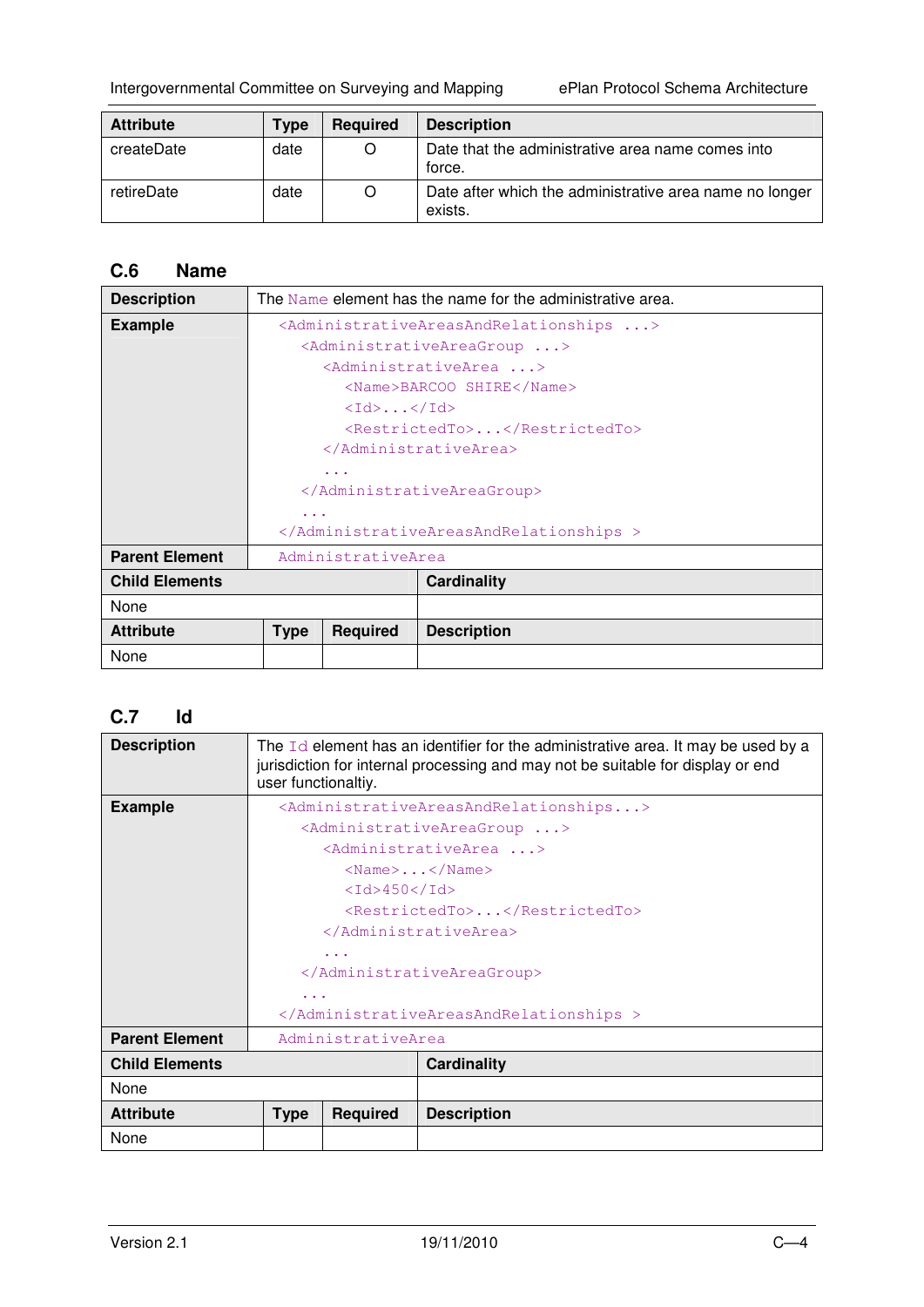| Attribute | Type | Required | Description |
|---|---|---|---|
| createDate | date | O | Date that the administrative area name comes into force. |
| retireDate | date | O | Date after which the administrative area name no longer exists. |

## C.6 Name

| | | | |
|---|---|---|---|
| **Description** | The Name element has the name for the administrative area. | | |
| **Example** | `<AdministrativeAreasAndRelationships ...>`<br>`<AdministrativeAreaGroup ...>`<br>`<AdministrativeArea ...>`<br>`<Name>BARCOO SHIRE</Name>`<br>`<Id>...</Id>`<br>`<RestrictedTo>...</RestrictedTo>`<br>`</AdministrativeArea>`<br>`...`<br>`</AdministrativeAreaGroup>`<br>`...`<br>`</AdministrativeAreasAndRelationships >` | | |
| **Parent Element** | AdministrativeArea | | |
| **Child Elements** | | **Cardinality** | |
| None | | | |
| **Attribute** | **Type** | **Required** | **Description** |
| None | | | |

## C.7 Id

| | | | |
|---|---|---|---|
| **Description** | The Id element has an identifier for the administrative area. It may be used by a jurisdiction for internal processing and may not be suitable for display or end user functionaltiy. | | |
| **Example** | `<AdministrativeAreasAndRelationships...>`<br>`<AdministrativeAreaGroup ...>`<br>`<AdministrativeArea ...>`<br>`<Name>...</Name>`<br>`<Id>450</Id>`<br>`<RestrictedTo>...</RestrictedTo>`<br>`</AdministrativeArea>`<br>`...`<br>`</AdministrativeAreaGroup>`<br>`...`<br>`</AdministrativeAreasAndRelationships >` | | |
| **Parent Element** | AdministrativeArea | | |
| **Child Elements** | | **Cardinality** | |
| None | | | |
| **Attribute** | **Type** | **Required** | **Description** |
| None | | | |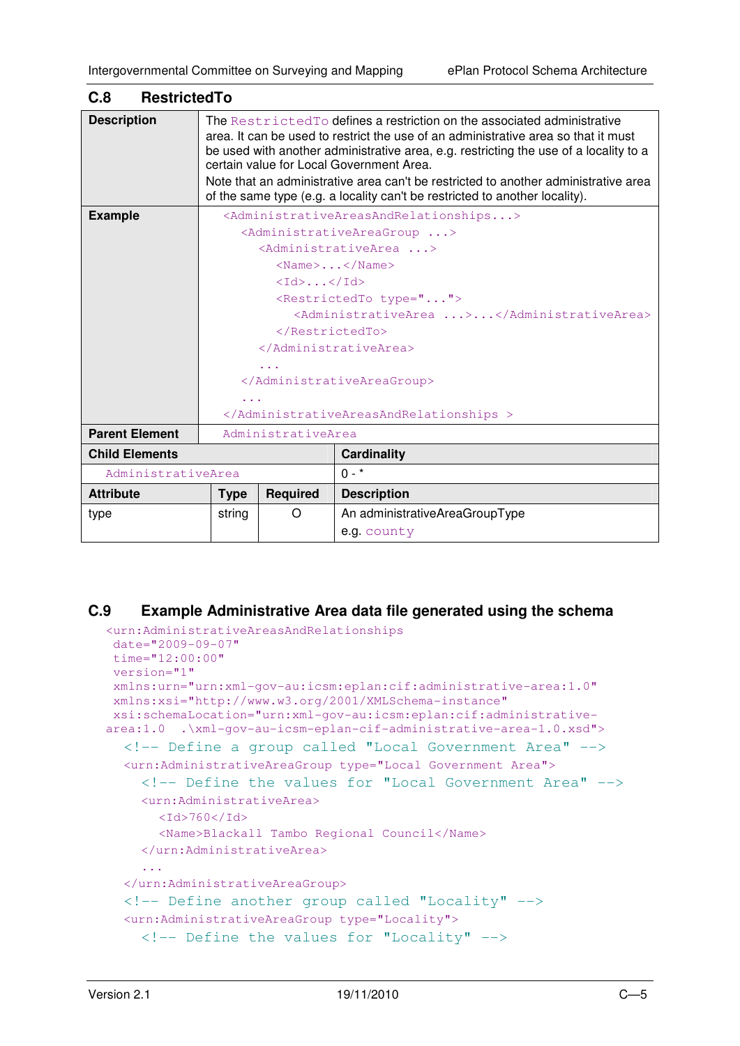## C.8 RestrictedTo

| | |
|---|---|
| **Description** | The RestrictedTo defines a restriction on the associated administrative area. It can be used to restrict the use of an administrative area so that it must be used with another administrative area, e.g. restricting the use of a locality to a certain value for Local Government Area.<br>Note that an administrative area can't be restricted to another administrative area of the same type (e.g. a locality can't be restricted to another locality). |
| **Example** | `<AdministrativeAreasAndRelationships...>`<br>&nbsp;&nbsp;`<AdministrativeAreaGroup ...>`<br>&nbsp;&nbsp;&nbsp;&nbsp;`<AdministrativeArea ...>`<br>&nbsp;&nbsp;&nbsp;&nbsp;&nbsp;&nbsp;`<Name>...</Name>`<br>&nbsp;&nbsp;&nbsp;&nbsp;&nbsp;&nbsp;`<Id>...</Id>`<br>&nbsp;&nbsp;&nbsp;&nbsp;&nbsp;&nbsp;`<RestrictedTo type="...">`<br>&nbsp;&nbsp;&nbsp;&nbsp;&nbsp;&nbsp;&nbsp;&nbsp;`<AdministrativeArea ...>...</AdministrativeArea>`<br>&nbsp;&nbsp;&nbsp;&nbsp;&nbsp;&nbsp;`</RestrictedTo>`<br>&nbsp;&nbsp;&nbsp;&nbsp;`</AdministrativeArea>`<br>&nbsp;&nbsp;&nbsp;&nbsp;`...`<br>&nbsp;&nbsp;`</AdministrativeAreaGroup>`<br>&nbsp;&nbsp;`...`<br>`</AdministrativeAreasAndRelationships >` |
| **Parent Element** | AdministrativeArea |

| **Child Elements** | **Cardinality** |
|---|---|
| AdministrativeArea | 0 - * |

| **Attribute** | **Type** | **Required** | **Description** |
|---|---|---|---|
| type | string | O | An administrativeAreaGroupType<br>e.g. county |

## C.9 Example Administrative Area data file generated using the schema

```
<urn:AdministrativeAreasAndRelationships
 date="2009-09-07"
 time="12:00:00"
 version="1"
 xmlns:urn="urn:xml-gov-au:icsm:eplan:cif:administrative-area:1.0"
 xmlns:xsi="http://www.w3.org/2001/XMLSchema-instance"
 xsi:schemaLocation="urn:xml-gov-au:icsm:eplan:cif:administrative-
area:1.0  .\xml-gov-au-icsm-eplan-cif-administrative-area-1.0.xsd">
  <!-- Define a group called "Local Government Area" -->
  <urn:AdministrativeAreaGroup type="Local Government Area">
    <!-- Define the values for "Local Government Area" -->
    <urn:AdministrativeArea>
      <Id>760</Id>
      <Name>Blackall Tambo Regional Council</Name>
    </urn:AdministrativeArea>
    ...
  </urn:AdministrativeAreaGroup>
  <!-- Define another group called "Locality" -->
  <urn:AdministrativeAreaGroup type="Locality">
    <!-- Define the values for "Locality" -->
```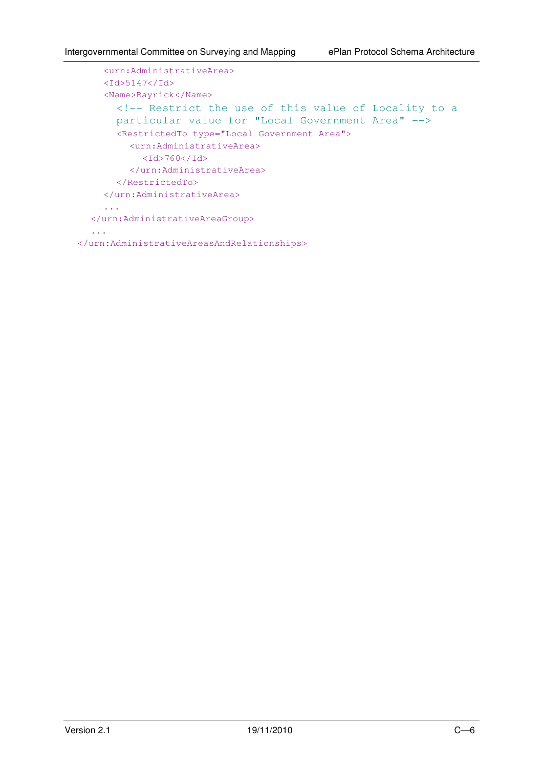```xml
      <urn:AdministrativeArea>
      <Id>5147</Id>
      <Name>Bayrick</Name>
        <!-- Restrict the use of this value of Locality to a
        particular value for "Local Government Area" -->
        <RestrictedTo type="Local Government Area">
          <urn:AdministrativeArea>
            <Id>760</Id>
          </urn:AdministrativeArea>
        </RestrictedTo>
      </urn:AdministrativeArea>
      ...
    </urn:AdministrativeAreaGroup>
    ...
  </urn:AdministrativeAreasAndRelationships>
```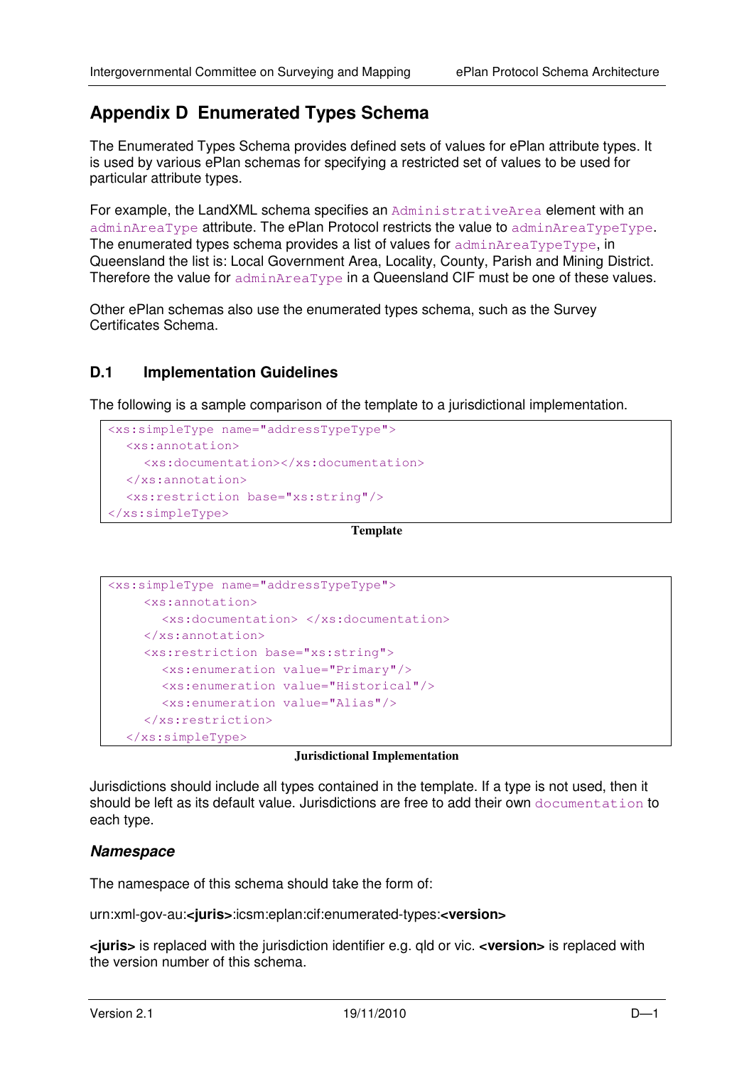# Appendix D Enumerated Types Schema

The Enumerated Types Schema provides defined sets of values for ePlan attribute types. It is used by various ePlan schemas for specifying a restricted set of values to be used for particular attribute types.

For example, the LandXML schema specifies an `AdministrativeArea` element with an `adminAreaType` attribute. The ePlan Protocol restricts the value to `adminAreaTypeType`. The enumerated types schema provides a list of values for `adminAreaTypeType`, in Queensland the list is: Local Government Area, Locality, County, Parish and Mining District. Therefore the value for `adminAreaType` in a Queensland CIF must be one of these values.

Other ePlan schemas also use the enumerated types schema, such as the Survey Certificates Schema.

## D.1 Implementation Guidelines

The following is a sample comparison of the template to a jurisdictional implementation.

```
<xs:simpleType name="addressTypeType">
  <xs:annotation>
    <xs:documentation></xs:documentation>
  </xs:annotation>
  <xs:restriction base="xs:string"/>
</xs:simpleType>
```

**Template**

```
<xs:simpleType name="addressTypeType">
    <xs:annotation>
      <xs:documentation> </xs:documentation>
    </xs:annotation>
    <xs:restriction base="xs:string">
      <xs:enumeration value="Primary"/>
      <xs:enumeration value="Historical"/>
      <xs:enumeration value="Alias"/>
    </xs:restriction>
  </xs:simpleType>
```

**Jurisdictional Implementation**

Jurisdictions should include all types contained in the template. If a type is not used, then it should be left as its default value. Jurisdictions are free to add their own `documentation` to each type.

### *Namespace*

The namespace of this schema should take the form of:

urn:xml-gov-au:**<juris>**:icsm:eplan:cif:enumerated-types:**<version>**

**<juris>** is replaced with the jurisdiction identifier e.g. qld or vic. **<version>** is replaced with the version number of this schema.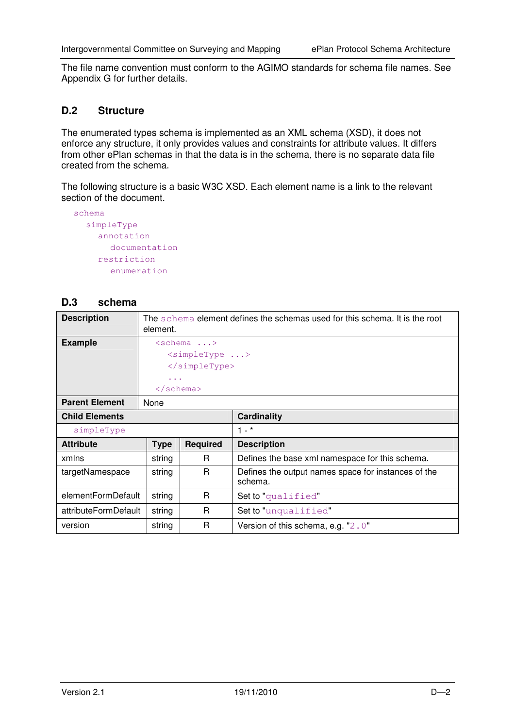The file name convention must conform to the AGIMO standards for schema file names. See Appendix G for further details.

## D.2 Structure

The enumerated types schema is implemented as an XML schema (XSD), it does not enforce any structure, it only provides values and constraints for attribute values. It differs from other ePlan schemas in that the data is in the schema, there is no separate data file created from the schema.

The following structure is a basic W3C XSD. Each element name is a link to the relevant section of the document.

```
schema
  simpleType
    annotation
      documentation
    restriction
      enumeration
```

## D.3 schema

| **Description** | The `schema` element defines the schemas used for this schema. It is the root element. | | |
|---|---|---|---|
| **Example** | `<schema ...>`<br>`  <simpleType ...>`<br>`  </simpleType>`<br>`  ...`<br>`</schema>` | | |
| **Parent Element** | None | | |
| **Child Elements** | | | **Cardinality** |
| `simpleType` | | | 1 - * |
| **Attribute** | **Type** | **Required** | **Description** |
| xmlns | string | R | Defines the base xml namespace for this schema. |
| targetNamespace | string | R | Defines the output names space for instances of the schema. |
| elementFormDefault | string | R | Set to "`qualified`" |
| attributeFormDefault | string | R | Set to "`unqualified`" |
| version | string | R | Version of this schema, e.g. "`2.0`" |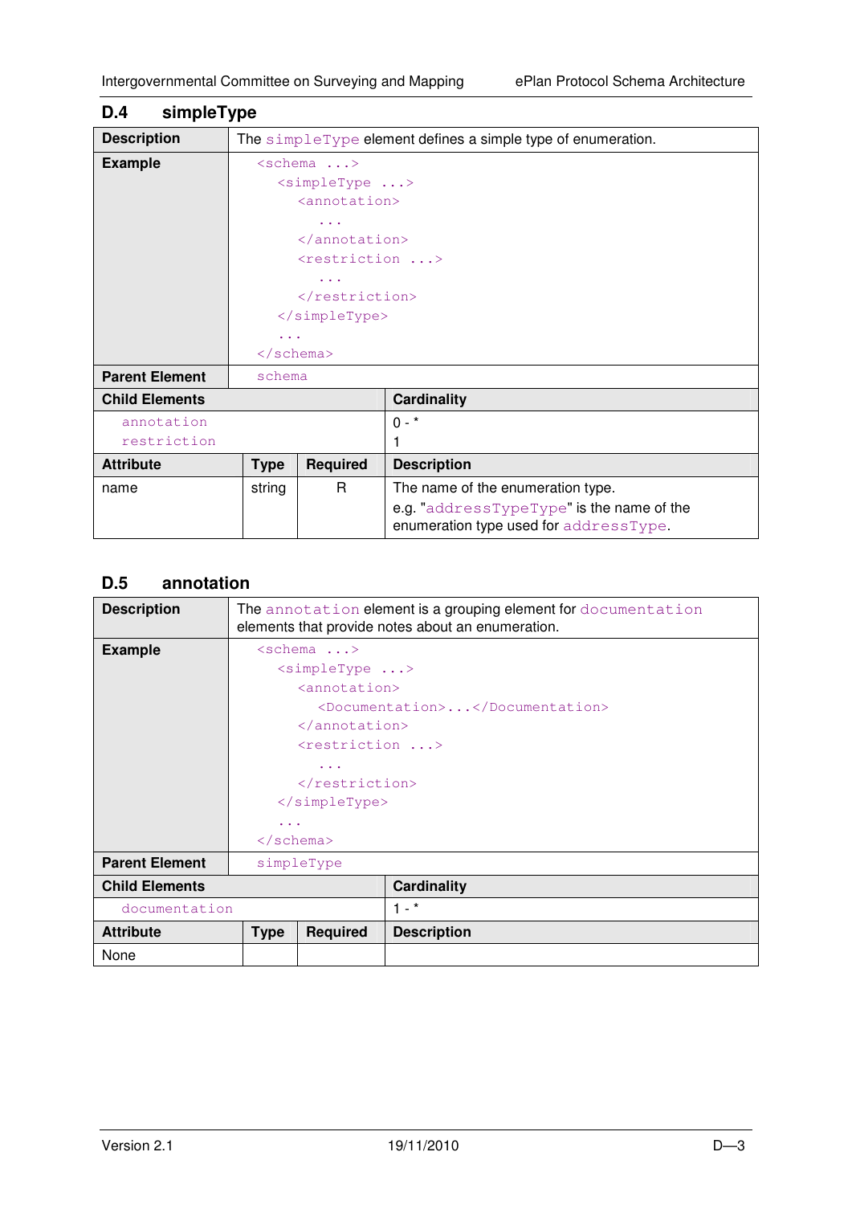## D.4 simpleType

| Description | The `simpleType` element defines a simple type of enumeration. | | |
|---|---|---|---|
| **Example** | `<schema ...>`<br>`  <simpleType ...>`<br>`    <annotation>`<br>`      ...`<br>`    </annotation>`<br>`    <restriction ...>`<br>`      ...`<br>`    </restriction>`<br>`  </simpleType>`<br>`  ...`<br>`</schema>` | | |
| **Parent Element** | `schema` | | |
| **Child Elements** | | | **Cardinality** |
| `annotation` | | | 0 - * |
| `restriction` | | | 1 |
| **Attribute** | **Type** | **Required** | **Description** |
| name | string | R | The name of the enumeration type.<br>e.g. "`addressTypeType`" is the name of the enumeration type used for `addressType`. |

## D.5 annotation

| Description | The `annotation` element is a grouping element for `documentation` elements that provide notes about an enumeration. | | |
|---|---|---|---|
| **Example** | `<schema ...>`<br>`  <simpleType ...>`<br>`    <annotation>`<br>`      <Documentation>...</Documentation>`<br>`    </annotation>`<br>`    <restriction ...>`<br>`      ...`<br>`    </restriction>`<br>`  </simpleType>`<br>`  ...`<br>`</schema>` | | |
| **Parent Element** | `simpleType` | | |
| **Child Elements** | | | **Cardinality** |
| `documentation` | | | 1 - * |
| **Attribute** | **Type** | **Required** | **Description** |
| None | | | |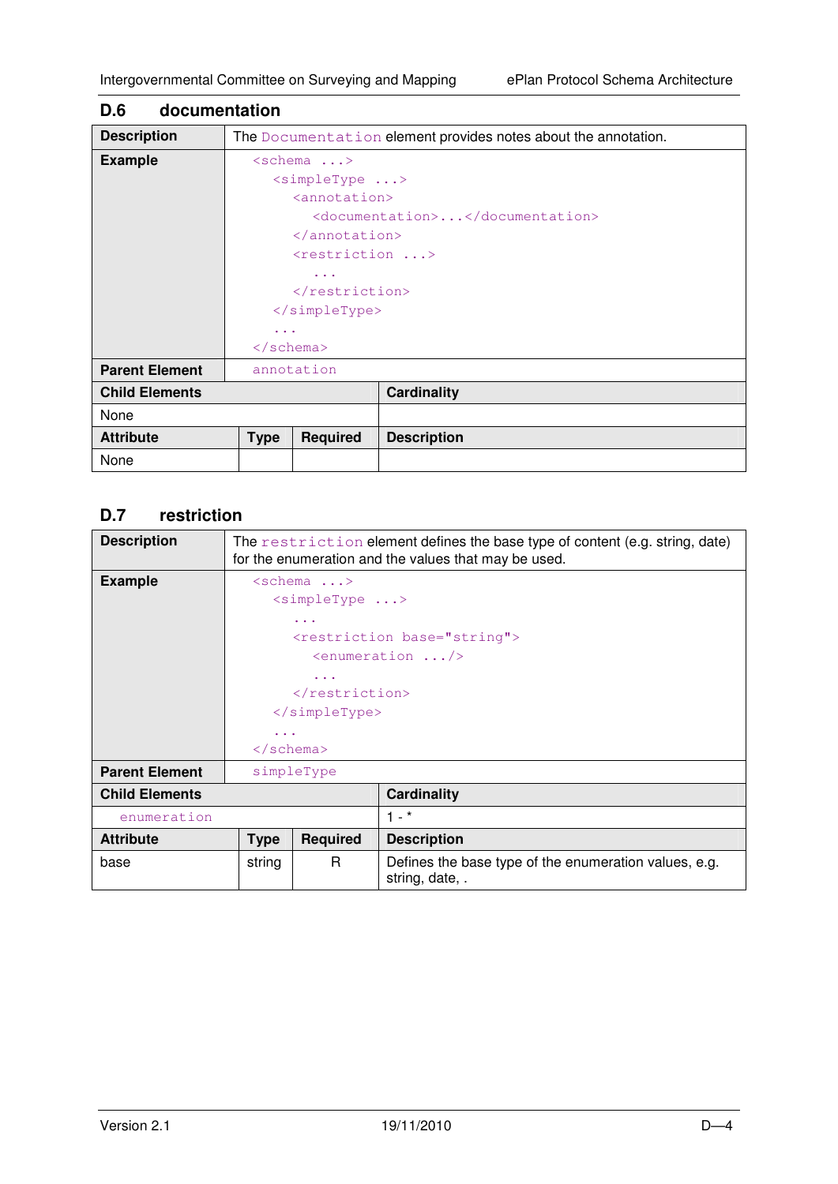## D.6 documentation

| Description | The `Documentation` element provides notes about the annotation. | | |
|---|---|---|---|

**Example**

```
<schema ...>
  <simpleType ...>
    <annotation>
      <documentation>...</documentation>
    </annotation>
    <restriction ...>
      ...
    </restriction>
  </simpleType>
  ...
</schema>
```

| Parent Element | `annotation` |
|---|---|

| Child Elements | Cardinality |
|---|---|
| None | |

| Attribute | Type | Required | Description |
|---|---|---|---|
| None | | | |

## D.7 restriction

| Description | The `restriction` element defines the base type of content (e.g. string, date) for the enumeration and the values that may be used. |
|---|---|

**Example**

```
<schema ...>
  <simpleType ...>
    ...
    <restriction base="string">
      <enumeration .../>
      ...
    </restriction>
  </simpleType>
  ...
</schema>
```

| Parent Element | `simpleType` |
|---|---|

| Child Elements | Cardinality |
|---|---|
| `enumeration` | 1 - * |

| Attribute | Type | Required | Description |
|---|---|---|---|
| base | string | R | Defines the base type of the enumeration values, e.g. string, date, . |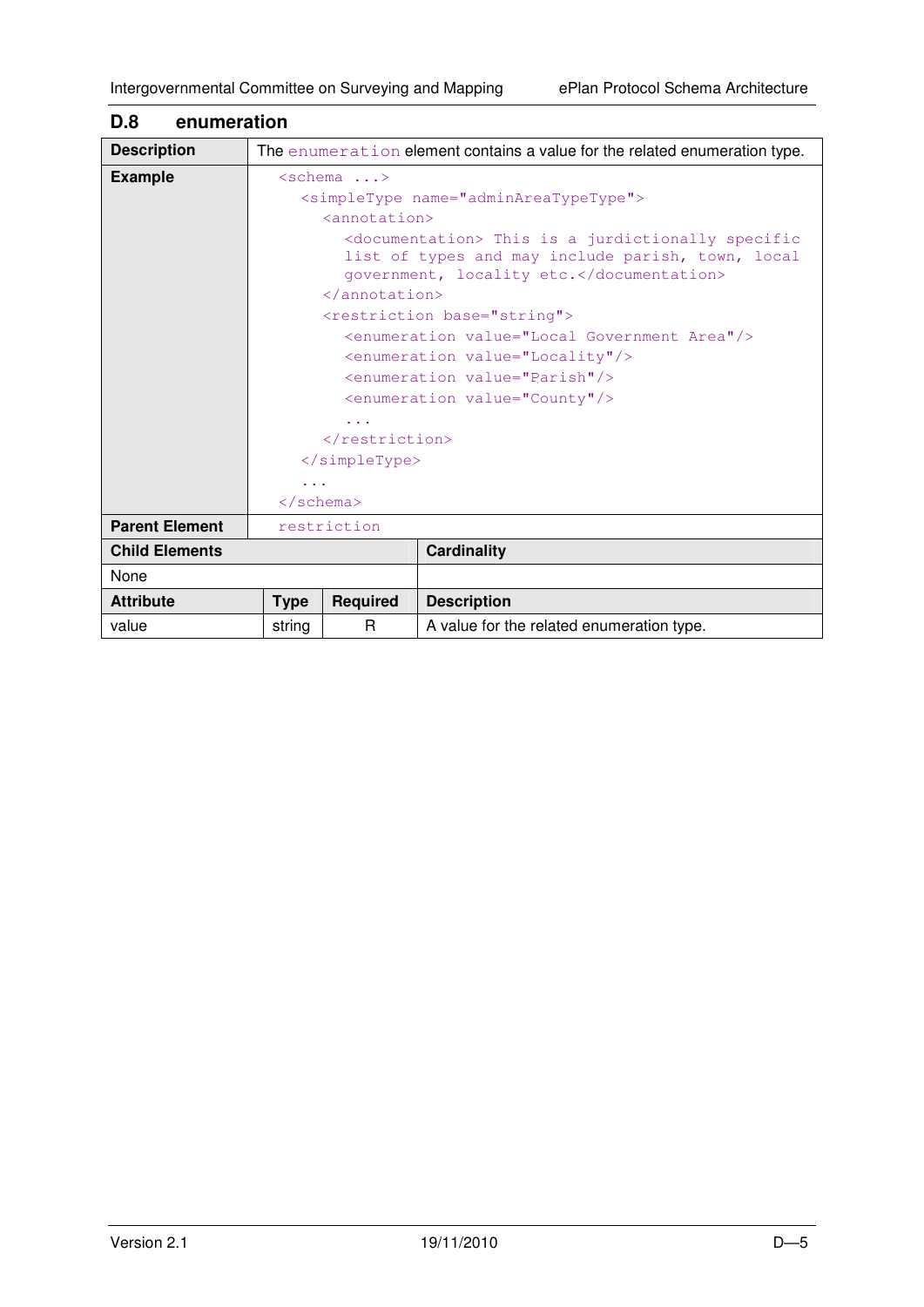## D.8 enumeration

| | |
|---|---|
| **Description** | The `enumeration` element contains a value for the related enumeration type. |
| **Example** | (see code below) |
| **Parent Element** | `restriction` |

```
<schema ...>
  <simpleType name="adminAreaTypeType">
    <annotation>
      <documentation> This is a jurdictionally specific
      list of types and may include parish, town, local
      government, locality etc.</documentation>
    </annotation>
    <restriction base="string">
      <enumeration value="Local Government Area"/>
      <enumeration value="Locality"/>
      <enumeration value="Parish"/>
      <enumeration value="County"/>
      ...
    </restriction>
  </simpleType>
  ...
</schema>
```

| **Child Elements** | **Cardinality** |
|---|---|
| None | |

| **Attribute** | **Type** | **Required** | **Description** |
|---|---|---|---|
| value | string | R | A value for the related enumeration type. |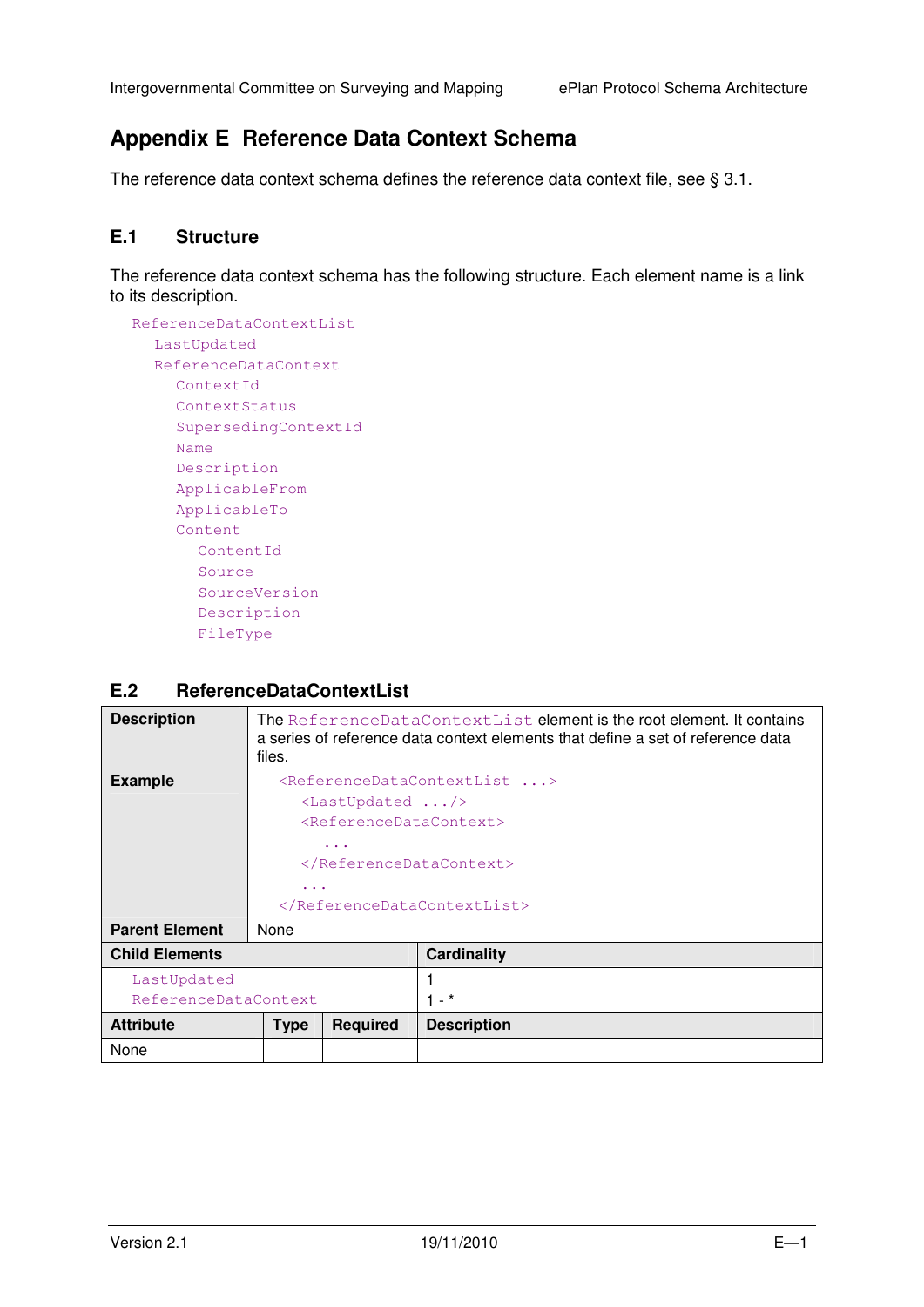# Appendix E Reference Data Context Schema

The reference data context schema defines the reference data context file, see § 3.1.

## E.1 Structure

The reference data context schema has the following structure. Each element name is a link to its description.

```
ReferenceDataContextList
  LastUpdated
  ReferenceDataContext
    ContextId
    ContextStatus
    SupersedingContextId
    Name
    Description
    ApplicableFrom
    ApplicableTo
    Content
      ContentId
      Source
      SourceVersion
      Description
      FileType
```

## E.2 ReferenceDataContextList

| | | | |
|---|---|---|---|
| **Description** | The `ReferenceDataContextList` element is the root element. It contains a series of reference data context elements that define a set of reference data files. | | |
| **Example** | `<ReferenceDataContextList ...>`<br>&nbsp;&nbsp;`<LastUpdated .../>`<br>&nbsp;&nbsp;`<ReferenceDataContext>`<br>&nbsp;&nbsp;&nbsp;&nbsp;`...`<br>&nbsp;&nbsp;`</ReferenceDataContext>`<br>&nbsp;&nbsp;`...`<br>`</ReferenceDataContextList>` | | |
| **Parent Element** | None | | |
| **Child Elements** | | | **Cardinality** |
| `LastUpdated`<br>`ReferenceDataContext` | | | 1<br>1 - * |
| **Attribute** | **Type** | **Required** | **Description** |
| None | | | |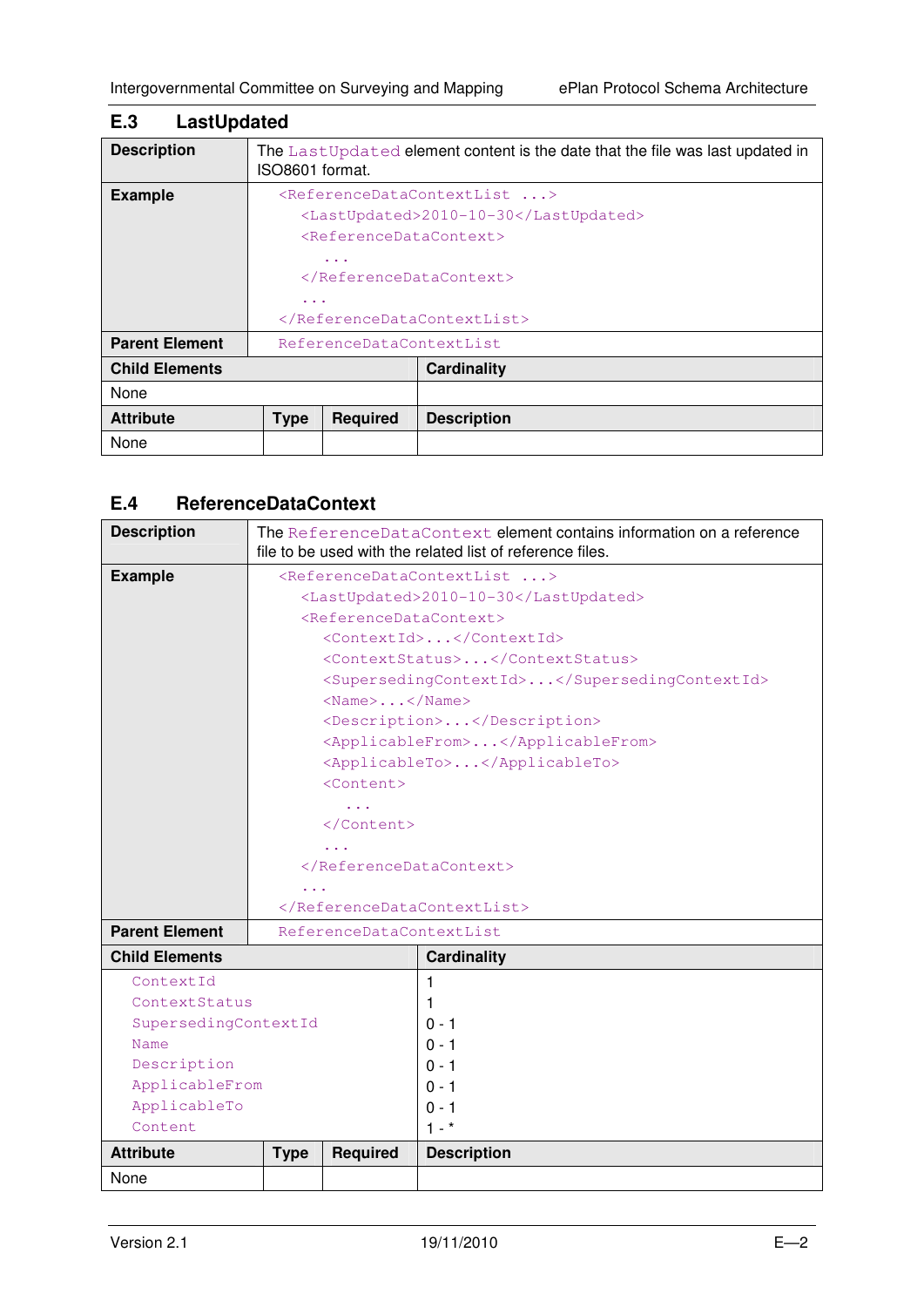## E.3 LastUpdated

| | |
|---|---|
| **Description** | The `LastUpdated` element content is the date that the file was last updated in ISO8601 format. |
| **Example** | `<ReferenceDataContextList ...>`<br>`  <LastUpdated>2010-10-30</LastUpdated>`<br>`  <ReferenceDataContext>`<br>`    ...`<br>`  </ReferenceDataContext>`<br>`  ...`<br>`</ReferenceDataContextList>` |
| **Parent Element** | `ReferenceDataContextList` |

| **Child Elements** | | | **Cardinality** |
|---|---|---|---|
| None | | | |
| **Attribute** | **Type** | **Required** | **Description** |
| None | | | |

## E.4 ReferenceDataContext

| | |
|---|---|
| **Description** | The `ReferenceDataContext` element contains information on a reference file to be used with the related list of reference files. |
| **Example** | `<ReferenceDataContextList ...>`<br>`  <LastUpdated>2010-10-30</LastUpdated>`<br>`  <ReferenceDataContext>`<br>`    <ContextId>...</ContextId>`<br>`    <ContextStatus>...</ContextStatus>`<br>`    <SupersedingContextId>...</SupersedingContextId>`<br>`    <Name>...</Name>`<br>`    <Description>...</Description>`<br>`    <ApplicableFrom>...</ApplicableFrom>`<br>`    <ApplicableTo>...</ApplicableTo>`<br>`    <Content>`<br>`      ...`<br>`    </Content>`<br>`    ...`<br>`  </ReferenceDataContext>`<br>`  ...`<br>`</ReferenceDataContextList>` |
| **Parent Element** | `ReferenceDataContextList` |

| **Child Elements** | | | **Cardinality** |
|---|---|---|---|
| `ContextId` | | | 1 |
| `ContextStatus` | | | 1 |
| `SupersedingContextId` | | | 0 - 1 |
| `Name` | | | 0 - 1 |
| `Description` | | | 0 - 1 |
| `ApplicableFrom` | | | 0 - 1 |
| `ApplicableTo` | | | 0 - 1 |
| `Content` | | | 1 - * |
| **Attribute** | **Type** | **Required** | **Description** |
| None | | | |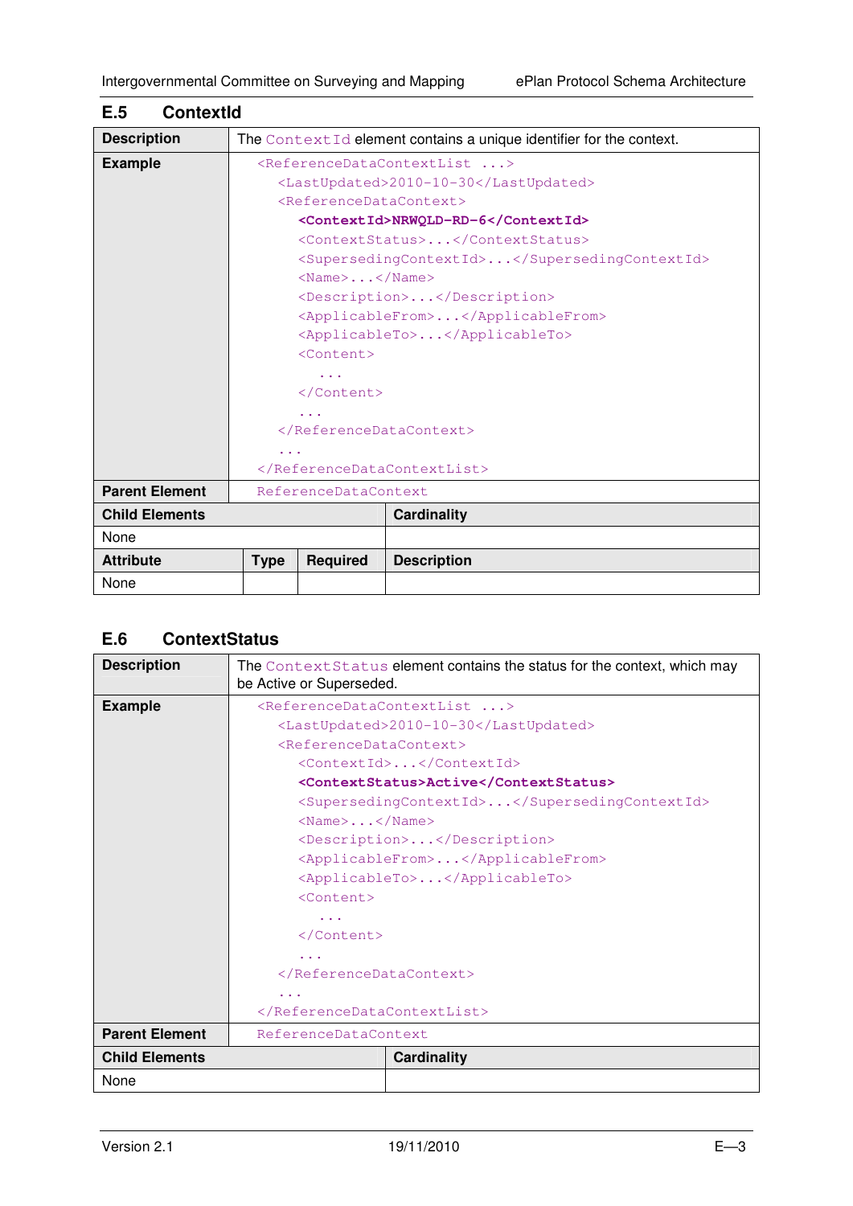## E.5 ContextId

| Description | The ContextId element contains a unique identifier for the context. | | |
|---|---|---|---|
| Example | `<ReferenceDataContextList ...>`<br>`  <LastUpdated>2010-10-30</LastUpdated>`<br>`  <ReferenceDataContext>`<br>`    <ContextId>NRWQLD-RD-6</ContextId>`<br>`    <ContextStatus>...</ContextStatus>`<br>`    <SupersedingContextId>...</SupersedingContextId>`<br>`    <Name>...</Name>`<br>`    <Description>...</Description>`<br>`    <ApplicableFrom>...</ApplicableFrom>`<br>`    <ApplicableTo>...</ApplicableTo>`<br>`    <Content>`<br>`      ...`<br>`    </Content>`<br>`    ...`<br>`  </ReferenceDataContext>`<br>`  ...`<br>`</ReferenceDataContextList>` | | |
| Parent Element | ReferenceDataContext | | |
| **Child Elements** | | | **Cardinality** |
| None | | | |
| **Attribute** | **Type** | **Required** | **Description** |
| None | | | |

## E.6 ContextStatus

| Description | The ContextStatus element contains the status for the context, which may be Active or Superseded. |
|---|---|
| Example | `<ReferenceDataContextList ...>`<br>`  <LastUpdated>2010-10-30</LastUpdated>`<br>`  <ReferenceDataContext>`<br>`    <ContextId>...</ContextId>`<br>`    <ContextStatus>Active</ContextStatus>`<br>`    <SupersedingContextId>...</SupersedingContextId>`<br>`    <Name>...</Name>`<br>`    <Description>...</Description>`<br>`    <ApplicableFrom>...</ApplicableFrom>`<br>`    <ApplicableTo>...</ApplicableTo>`<br>`    <Content>`<br>`      ...`<br>`    </Content>`<br>`    ...`<br>`  </ReferenceDataContext>`<br>`  ...`<br>`</ReferenceDataContextList>` |
| Parent Element | ReferenceDataContext |
| **Child Elements** | **Cardinality** |
| None | |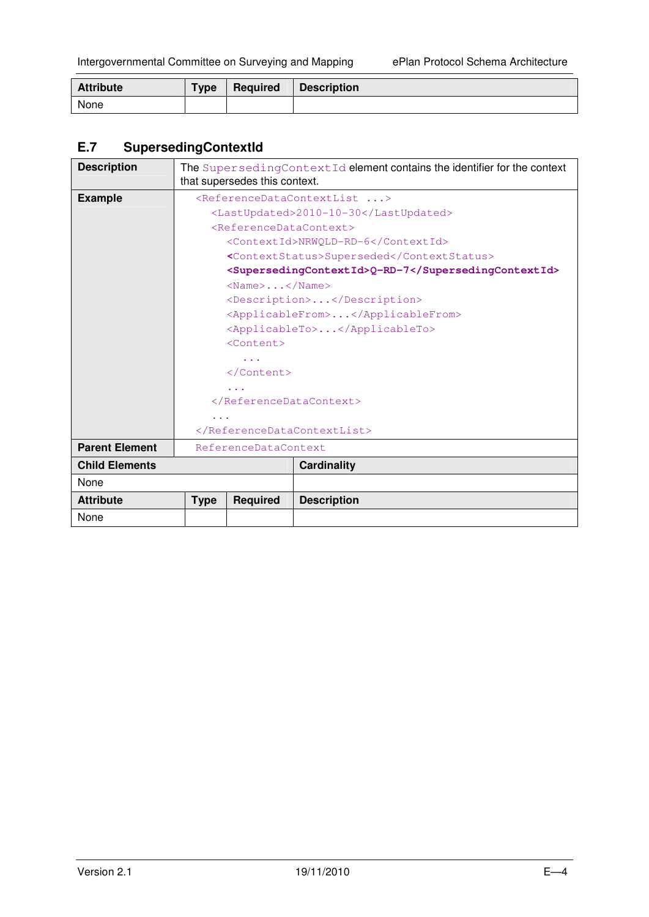| Attribute | Type | Required | Description |
|---|---|---|---|
| None | | | |

## E.7 SupersedingContextId

| Description | The SupersedingContextId element contains the identifier for the context that supersedes this context. | | |
|---|---|---|---|
| **Example** | `<ReferenceDataContextList ...>`<br>`<LastUpdated>2010-10-30</LastUpdated>`<br>`<ReferenceDataContext>`<br>`<ContextId>NRWQLD-RD-6</ContextId>`<br>`<ContextStatus>Superseded</ContextStatus>`<br>**`<SupersedingContextId>Q-RD-7</SupersedingContextId>`**<br>`<Name>...</Name>`<br>`<Description>...</Description>`<br>`<ApplicableFrom>...</ApplicableFrom>`<br>`<ApplicableTo>...</ApplicableTo>`<br>`<Content>`<br>`...`<br>`</Content>`<br>`...`<br>`</ReferenceDataContext>`<br>`...`<br>`</ReferenceDataContextList>` | | |
| **Parent Element** | ReferenceDataContext | | |
| **Child Elements** | | **Cardinality** | |
| None | | | |
| **Attribute** | **Type** | **Required** | **Description** |
| None | | | |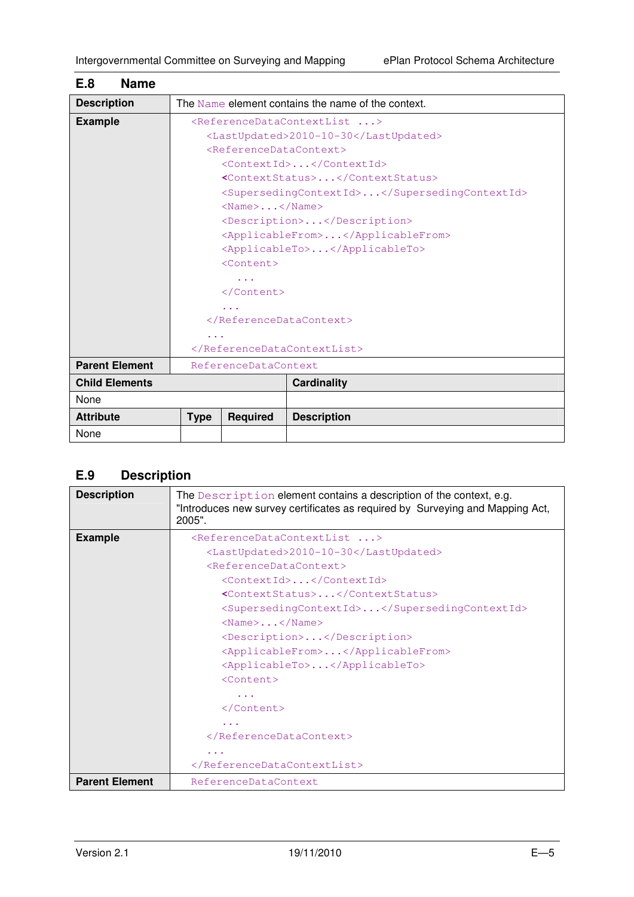## E.8 Name

| Description | The `Name` element contains the name of the context. | | |
|---|---|---|---|
| Example | <pre>&lt;ReferenceDataContextList ...&gt;<br>  &lt;LastUpdated&gt;2010-10-30&lt;/LastUpdated&gt;<br>  &lt;ReferenceDataContext&gt;<br>    &lt;ContextId&gt;...&lt;/ContextId&gt;<br>    &lt;ContextStatus&gt;...&lt;/ContextStatus&gt;<br>    &lt;SupersedingContextId&gt;...&lt;/SupersedingContextId&gt;<br>    &lt;Name&gt;...&lt;/Name&gt;<br>    &lt;Description&gt;...&lt;/Description&gt;<br>    &lt;ApplicableFrom&gt;...&lt;/ApplicableFrom&gt;<br>    &lt;ApplicableTo&gt;...&lt;/ApplicableTo&gt;<br>    &lt;Content&gt;<br>      ...<br>    &lt;/Content&gt;<br>    ...<br>  &lt;/ReferenceDataContext&gt;<br>  ...<br>&lt;/ReferenceDataContextList&gt;</pre> | | |
| **Parent Element** | `ReferenceDataContext` | | |
| **Child Elements** | | **Cardinality** | |
| None | | | |
| **Attribute** | **Type** | **Required** | **Description** |
| None | | | |

## E.9 Description

| Description | The `Description` element contains a description of the context, e.g. "Introduces new survey certificates as required by Surveying and Mapping Act, 2005". |
|---|---|
| Example | <pre>&lt;ReferenceDataContextList ...&gt;<br>  &lt;LastUpdated&gt;2010-10-30&lt;/LastUpdated&gt;<br>  &lt;ReferenceDataContext&gt;<br>    &lt;ContextId&gt;...&lt;/ContextId&gt;<br>    &lt;ContextStatus&gt;...&lt;/ContextStatus&gt;<br>    &lt;SupersedingContextId&gt;...&lt;/SupersedingContextId&gt;<br>    &lt;Name&gt;...&lt;/Name&gt;<br>    &lt;Description&gt;...&lt;/Description&gt;<br>    &lt;ApplicableFrom&gt;...&lt;/ApplicableFrom&gt;<br>    &lt;ApplicableTo&gt;...&lt;/ApplicableTo&gt;<br>    &lt;Content&gt;<br>      ...<br>    &lt;/Content&gt;<br>    ...<br>  &lt;/ReferenceDataContext&gt;<br>  ...<br>&lt;/ReferenceDataContextList&gt;</pre> |
| **Parent Element** | `ReferenceDataContext` |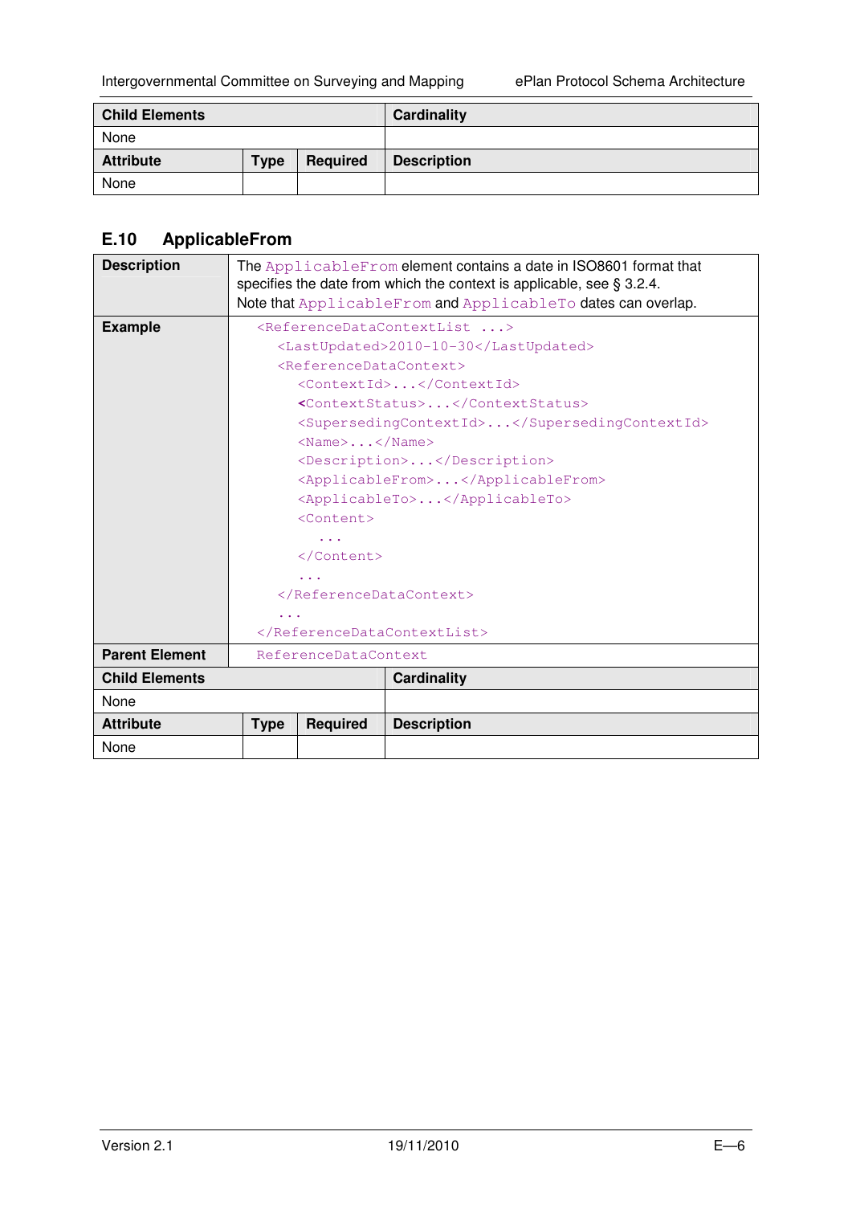| Child Elements | | | Cardinality |
| --- | --- | --- | --- |
| None | | | |
| **Attribute** | **Type** | **Required** | **Description** |
| None | | | |

## E.10 ApplicableFrom

| | |
| --- | --- |
| **Description** | The `ApplicableFrom` element contains a date in ISO8601 format that specifies the date from which the context is applicable, see § 3.2.4. Note that `ApplicableFrom` and `ApplicableTo` dates can overlap. |
| **Example** | (see below) |
| **Parent Element** | `ReferenceDataContext` |

```
<ReferenceDataContextList ...>
  <LastUpdated>2010-10-30</LastUpdated>
  <ReferenceDataContext>
    <ContextId>...</ContextId>
    <ContextStatus>...</ContextStatus>
    <SupersedingContextId>...</SupersedingContextId>
    <Name>...</Name>
    <Description>...</Description>
    <ApplicableFrom>...</ApplicableFrom>
    <ApplicableTo>...</ApplicableTo>
    <Content>
      ...
    </Content>
    ...
  </ReferenceDataContext>
  ...
</ReferenceDataContextList>
```

| Child Elements | | | Cardinality |
| --- | --- | --- | --- |
| None | | | |
| **Attribute** | **Type** | **Required** | **Description** |
| None | | | |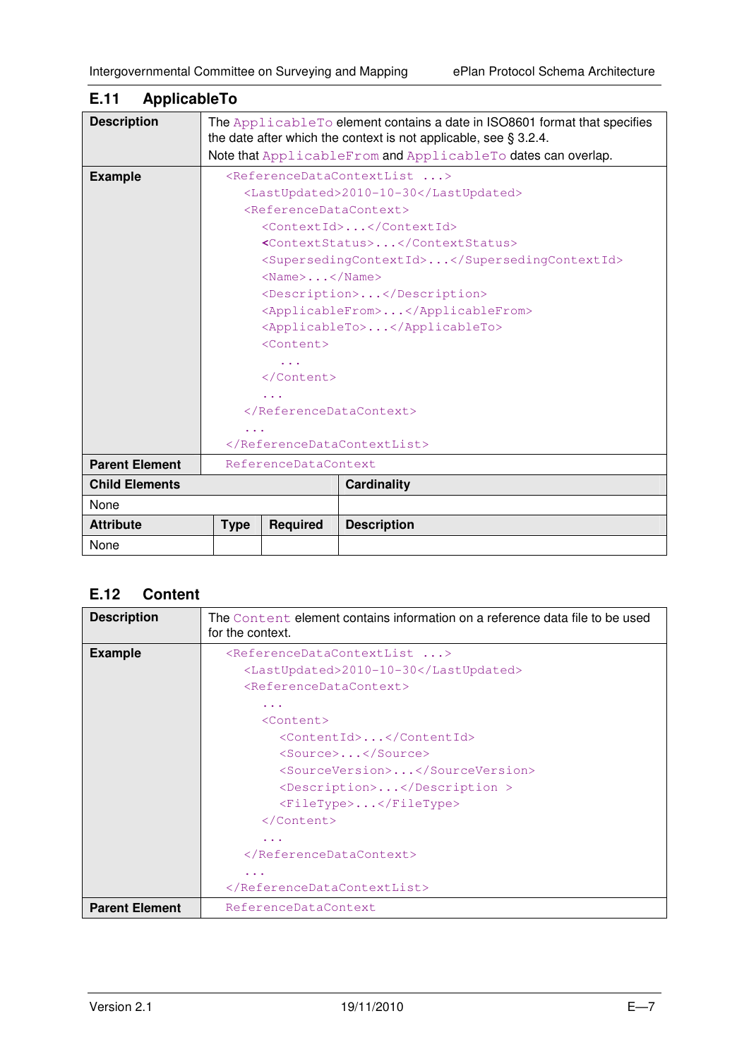## E.11 ApplicableTo

**Description**

The ApplicableTo element contains a date in ISO8601 format that specifies the date after which the context is not applicable, see § 3.2.4.
Note that ApplicableFrom and ApplicableTo dates can overlap.

**Example**

```
<ReferenceDataContextList ...>
  <LastUpdated>2010-10-30</LastUpdated>
  <ReferenceDataContext>
    <ContextId>...</ContextId>
    <ContextStatus>...</ContextStatus>
    <SupersedingContextId>...</SupersedingContextId>
    <Name>...</Name>
    <Description>...</Description>
    <ApplicableFrom>...</ApplicableFrom>
    <ApplicableTo>...</ApplicableTo>
    <Content>
      ...
    </Content>
    ...
  </ReferenceDataContext>
  ...
</ReferenceDataContextList>
```

**Parent Element:** ReferenceDataContext

| Child Elements | Cardinality |
|---|---|
| None | |

| Attribute | Type | Required | Description |
|---|---|---|---|
| None | | | |

## E.12 Content

**Description**

The Content element contains information on a reference data file to be used for the context.

**Example**

```
<ReferenceDataContextList ...>
  <LastUpdated>2010-10-30</LastUpdated>
  <ReferenceDataContext>
    ...
    <Content>
      <ContentId>...</ContentId>
      <Source>...</Source>
      <SourceVersion>...</SourceVersion>
      <Description>...</Description >
      <FileType>...</FileType>
    </Content>
    ...
  </ReferenceDataContext>
  ...
</ReferenceDataContextList>
```

**Parent Element:** ReferenceDataContext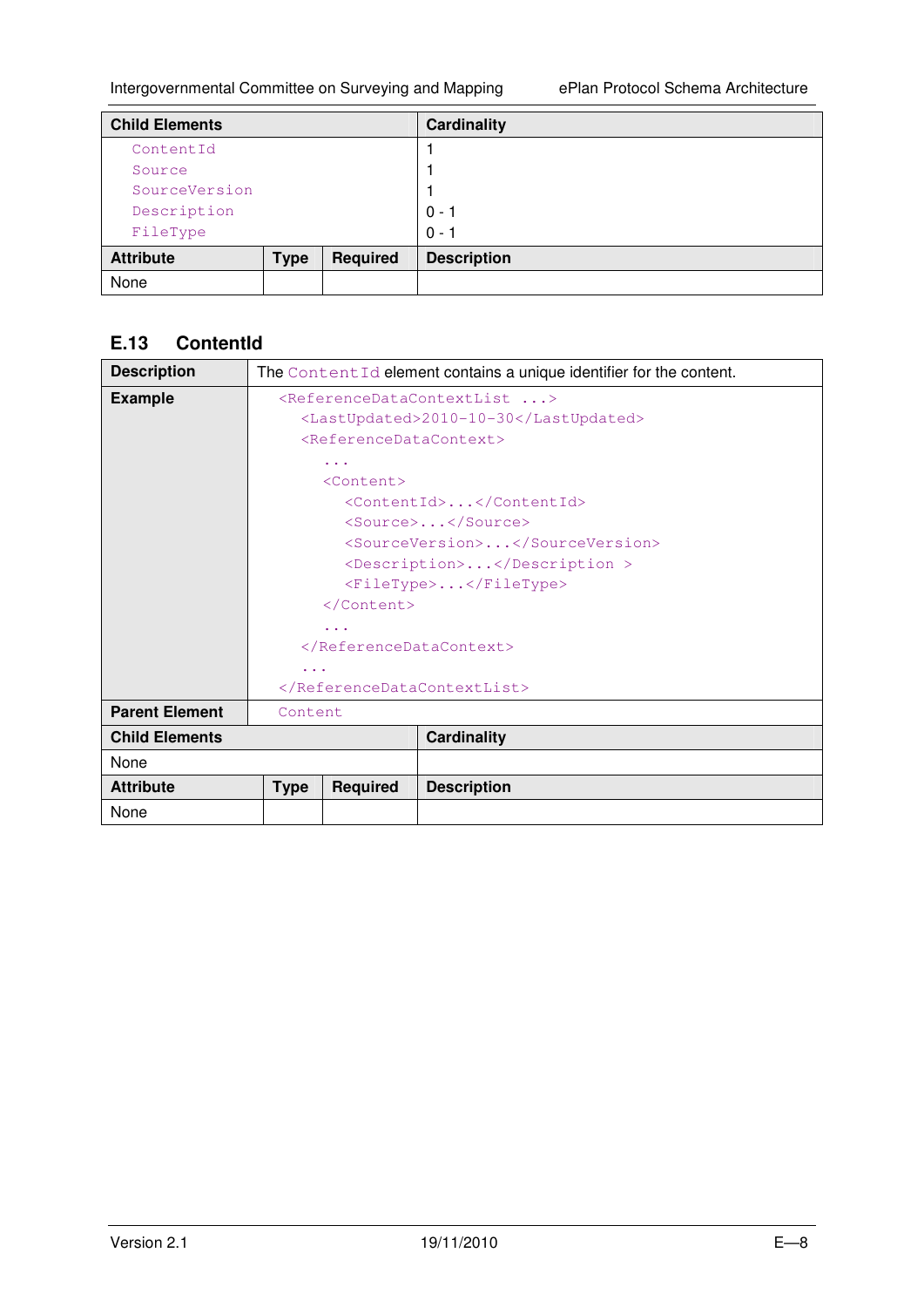| Child Elements | | | Cardinality |
|---|---|---|---|
| ContentId | | | 1 |
| Source | | | 1 |
| SourceVersion | | | 1 |
| Description | | | 0 - 1 |
| FileType | | | 0 - 1 |
| **Attribute** | **Type** | **Required** | **Description** |
| None | | | |

## E.13 ContentId

| | |
|---|---|
| **Description** | The `ContentId` element contains a unique identifier for the content. |
| **Example** | see below |
| **Parent Element** | `Content` |

```
<ReferenceDataContextList ...>
  <LastUpdated>2010-10-30</LastUpdated>
  <ReferenceDataContext>
    ...
    <Content>
      <ContentId>...</ContentId>
      <Source>...</Source>
      <SourceVersion>...</SourceVersion>
      <Description>...</Description >
      <FileType>...</FileType>
    </Content>
    ...
  </ReferenceDataContext>
  ...
</ReferenceDataContextList>
```

| Child Elements | | | Cardinality |
|---|---|---|---|
| None | | | |
| **Attribute** | **Type** | **Required** | **Description** |
| None | | | |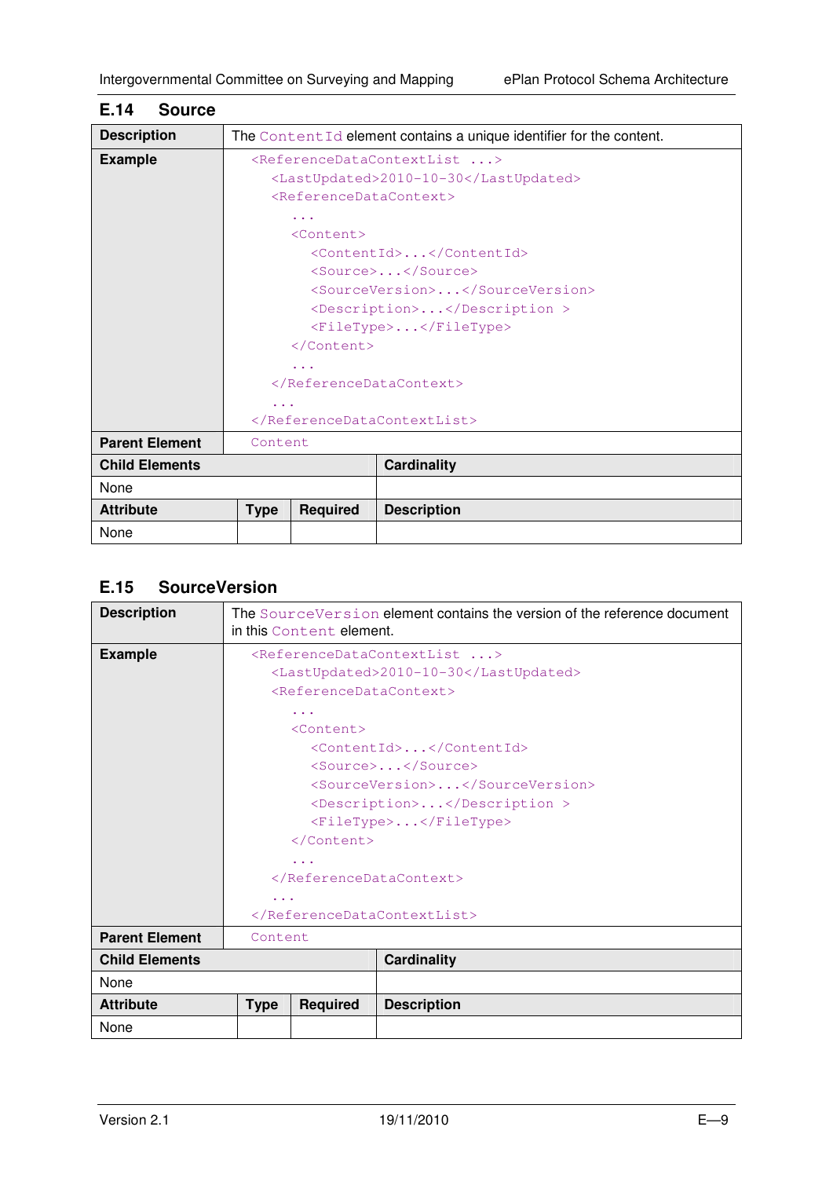## E.14 Source

| Description | The `ContentId` element contains a unique identifier for the content. | | |
|---|---|---|---|
| Example | <pre>&lt;ReferenceDataContextList ...&gt;<br>  &lt;LastUpdated&gt;2010-10-30&lt;/LastUpdated&gt;<br>  &lt;ReferenceDataContext&gt;<br>    ...<br>    &lt;Content&gt;<br>      &lt;ContentId&gt;...&lt;/ContentId&gt;<br>      &lt;Source&gt;...&lt;/Source&gt;<br>      &lt;SourceVersion&gt;...&lt;/SourceVersion&gt;<br>      &lt;Description&gt;...&lt;/Description &gt;<br>      &lt;FileType&gt;...&lt;/FileType&gt;<br>    &lt;/Content&gt;<br>    ...<br>  &lt;/ReferenceDataContext&gt;<br>  ...<br>&lt;/ReferenceDataContextList&gt;</pre> | | |
| Parent Element | `Content` | | |
| **Child Elements** | | **Cardinality** | |
| None | | | |
| **Attribute** | **Type** | **Required** | **Description** |
| None | | | |

## E.15 SourceVersion

| Description | The `SourceVersion` element contains the version of the reference document in this `Content` element. | | |
|---|---|---|---|
| Example | <pre>&lt;ReferenceDataContextList ...&gt;<br>  &lt;LastUpdated&gt;2010-10-30&lt;/LastUpdated&gt;<br>  &lt;ReferenceDataContext&gt;<br>    ...<br>    &lt;Content&gt;<br>      &lt;ContentId&gt;...&lt;/ContentId&gt;<br>      &lt;Source&gt;...&lt;/Source&gt;<br>      &lt;SourceVersion&gt;...&lt;/SourceVersion&gt;<br>      &lt;Description&gt;...&lt;/Description &gt;<br>      &lt;FileType&gt;...&lt;/FileType&gt;<br>    &lt;/Content&gt;<br>    ...<br>  &lt;/ReferenceDataContext&gt;<br>  ...<br>&lt;/ReferenceDataContextList&gt;</pre> | | |
| Parent Element | `Content` | | |
| **Child Elements** | | **Cardinality** | |
| None | | | |
| **Attribute** | **Type** | **Required** | **Description** |
| None | | | |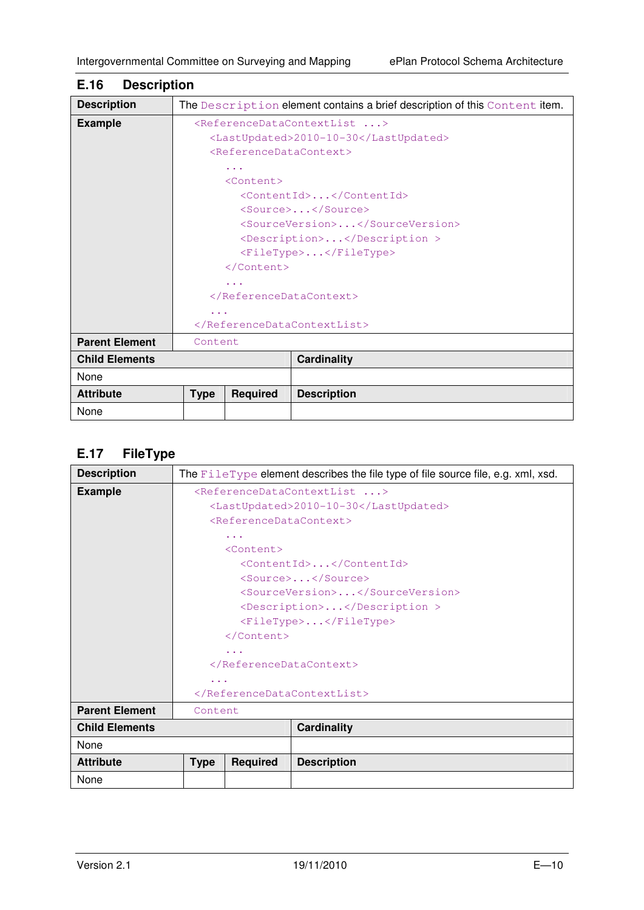## E.16 Description

| Description | The `Description` element contains a brief description of this `Content` item. | | |
|---|---|---|---|
| Example | `<ReferenceDataContextList ...>`<br>`  <LastUpdated>2010-10-30</LastUpdated>`<br>`  <ReferenceDataContext>`<br>`    ...`<br>`    <Content>`<br>`      <ContentId>...</ContentId>`<br>`      <Source>...</Source>`<br>`      <SourceVersion>...</SourceVersion>`<br>`      <Description>...</Description >`<br>`      <FileType>...</FileType>`<br>`    </Content>`<br>`    ...`<br>`  </ReferenceDataContext>`<br>`  ...`<br>`</ReferenceDataContextList>` | | |
| Parent Element | `Content` | | |
| **Child Elements** | | | **Cardinality** |
| None | | | |
| **Attribute** | **Type** | **Required** | **Description** |
| None | | | |

## E.17 FileType

| Description | The `FileType` element describes the file type of file source file, e.g. xml, xsd. | | |
|---|---|---|---|
| Example | `<ReferenceDataContextList ...>`<br>`  <LastUpdated>2010-10-30</LastUpdated>`<br>`  <ReferenceDataContext>`<br>`    ...`<br>`    <Content>`<br>`      <ContentId>...</ContentId>`<br>`      <Source>...</Source>`<br>`      <SourceVersion>...</SourceVersion>`<br>`      <Description>...</Description >`<br>`      <FileType>...</FileType>`<br>`    </Content>`<br>`    ...`<br>`  </ReferenceDataContext>`<br>`  ...`<br>`</ReferenceDataContextList>` | | |
| Parent Element | `Content` | | |
| **Child Elements** | | | **Cardinality** |
| None | | | |
| **Attribute** | **Type** | **Required** | **Description** |
| None | | | |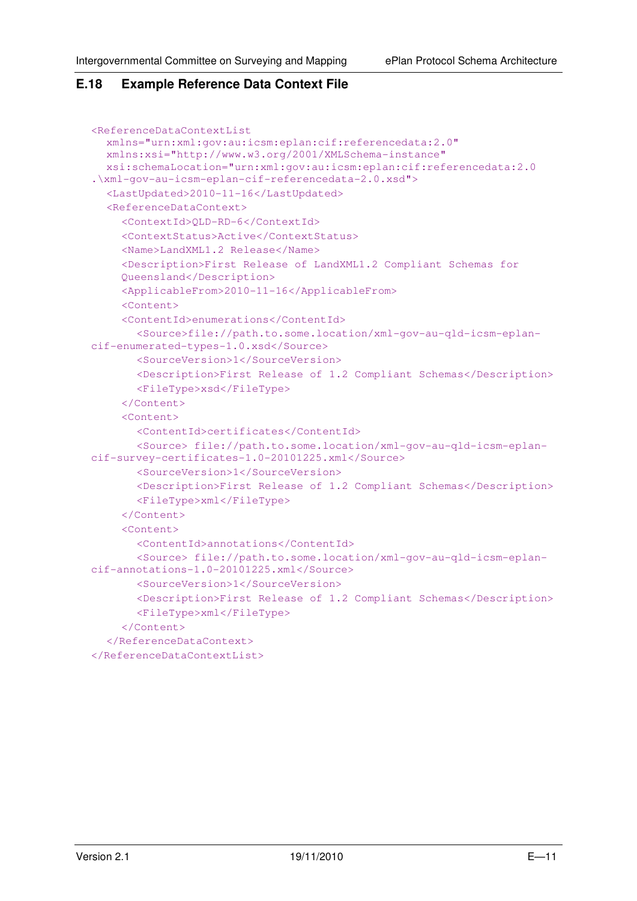## E.18 Example Reference Data Context File

```
<ReferenceDataContextList
  xmlns="urn:xml:gov:au:icsm:eplan:cif:referencedata:2.0"
  xmlns:xsi="http://www.w3.org/2001/XMLSchema-instance"
  xsi:schemaLocation="urn:xml:gov:au:icsm:eplan:cif:referencedata:2.0
.\xml-gov-au-icsm-eplan-cif-referencedata-2.0.xsd">
  <LastUpdated>2010-11-16</LastUpdated>
  <ReferenceDataContext>
    <ContextId>QLD-RD-6</ContextId>
    <ContextStatus>Active</ContextStatus>
    <Name>LandXML1.2 Release</Name>
    <Description>First Release of LandXML1.2 Compliant Schemas for
    Queensland</Description>
    <ApplicableFrom>2010-11-16</ApplicableFrom>
    <Content>
    <ContentId>enumerations</ContentId>
      <Source>file://path.to.some.location/xml-gov-au-qld-icsm-eplan-
cif-enumerated-types-1.0.xsd</Source>
      <SourceVersion>1</SourceVersion>
      <Description>First Release of 1.2 Compliant Schemas</Description>
      <FileType>xsd</FileType>
    </Content>
    <Content>
      <ContentId>certificates</ContentId>
      <Source> file://path.to.some.location/xml-gov-au-qld-icsm-eplan-
cif-survey-certificates-1.0-20101225.xml</Source>
      <SourceVersion>1</SourceVersion>
      <Description>First Release of 1.2 Compliant Schemas</Description>
      <FileType>xml</FileType>
    </Content>
    <Content>
      <ContentId>annotations</ContentId>
      <Source> file://path.to.some.location/xml-gov-au-qld-icsm-eplan-
cif-annotations-1.0-20101225.xml</Source>
      <SourceVersion>1</SourceVersion>
      <Description>First Release of 1.2 Compliant Schemas</Description>
      <FileType>xml</FileType>
    </Content>
  </ReferenceDataContext>
</ReferenceDataContextList>
```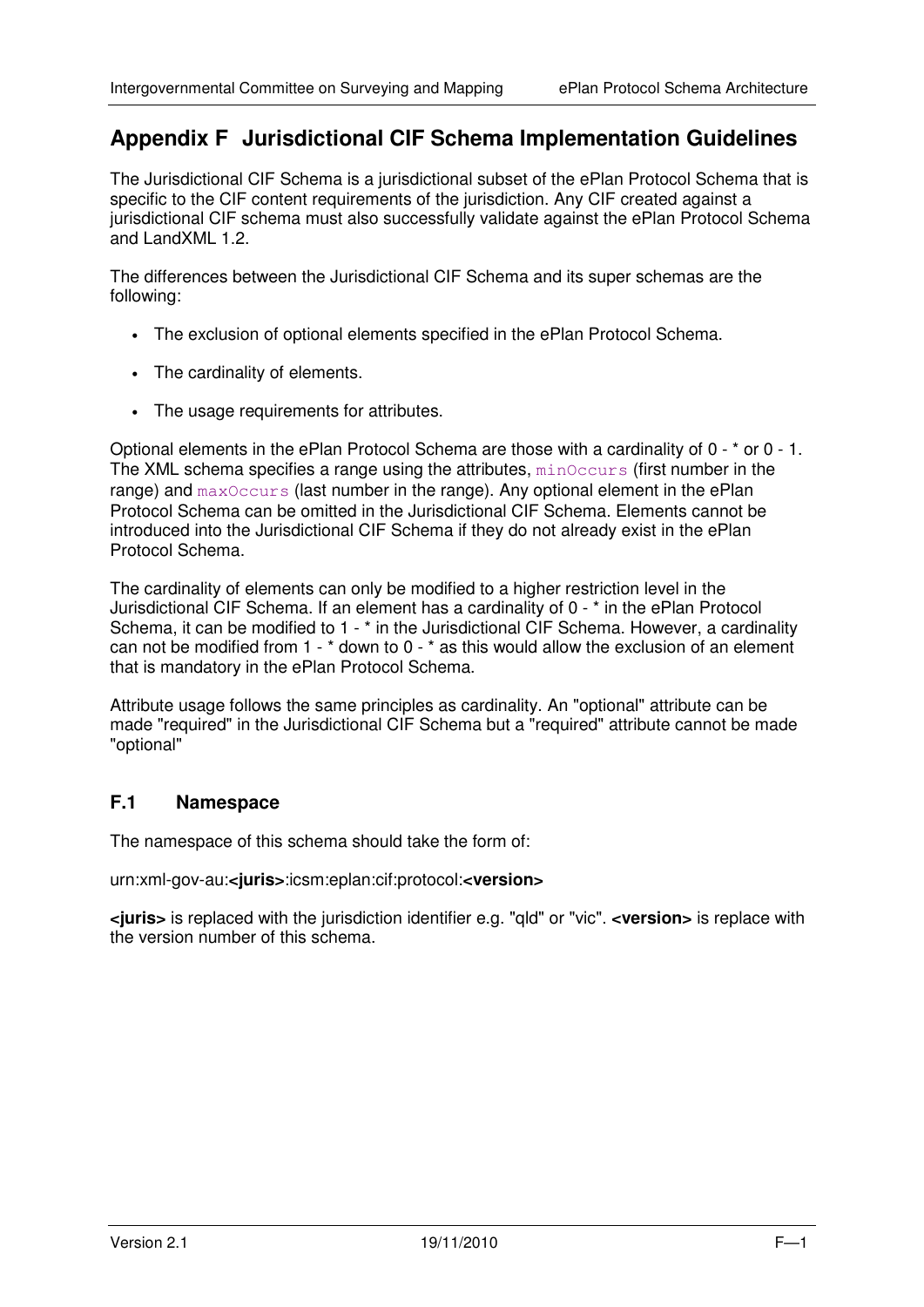# Appendix F Jurisdictional CIF Schema Implementation Guidelines

The Jurisdictional CIF Schema is a jurisdictional subset of the ePlan Protocol Schema that is specific to the CIF content requirements of the jurisdiction. Any CIF created against a jurisdictional CIF schema must also successfully validate against the ePlan Protocol Schema and LandXML 1.2.

The differences between the Jurisdictional CIF Schema and its super schemas are the following:

- The exclusion of optional elements specified in the ePlan Protocol Schema.
- The cardinality of elements.
- The usage requirements for attributes.

Optional elements in the ePlan Protocol Schema are those with a cardinality of 0 - * or 0 - 1. The XML schema specifies a range using the attributes, `minOccurs` (first number in the range) and `maxOccurs` (last number in the range). Any optional element in the ePlan Protocol Schema can be omitted in the Jurisdictional CIF Schema. Elements cannot be introduced into the Jurisdictional CIF Schema if they do not already exist in the ePlan Protocol Schema.

The cardinality of elements can only be modified to a higher restriction level in the Jurisdictional CIF Schema. If an element has a cardinality of 0 - * in the ePlan Protocol Schema, it can be modified to 1 - * in the Jurisdictional CIF Schema. However, a cardinality can not be modified from 1 - * down to 0 - * as this would allow the exclusion of an element that is mandatory in the ePlan Protocol Schema.

Attribute usage follows the same principles as cardinality. An "optional" attribute can be made "required" in the Jurisdictional CIF Schema but a "required" attribute cannot be made "optional"

## F.1 Namespace

The namespace of this schema should take the form of:

urn:xml-gov-au:**<juris>**:icsm:eplan:cif:protocol:**<version>**

**<juris>** is replaced with the jurisdiction identifier e.g. "qld" or "vic". **<version>** is replace with the version number of this schema.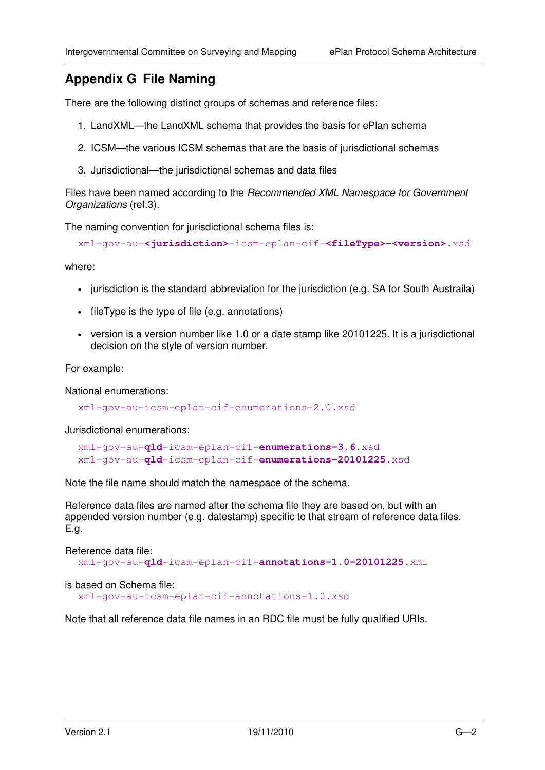## Appendix G File Naming

There are the following distinct groups of schemas and reference files:

1. LandXML—the LandXML schema that provides the basis for ePlan schema
2. ICSM—the various ICSM schemas that are the basis of jurisdictional schemas
3. Jurisdictional—the jurisdictional schemas and data files

Files have been named according to the *Recommended XML Namespace for Government Organizations* (ref.3).

The naming convention for jurisdictional schema files is:

```
xml-gov-au-<jurisdiction>-icsm-eplan-cif-<fileType>-<version>.xsd
```

where:

- jurisdiction is the standard abbreviation for the jurisdiction (e.g. SA for South Austraila)
- fileType is the type of file (e.g. annotations)
- version is a version number like 1.0 or a date stamp like 20101225. It is a jurisdictional decision on the style of version number.

For example:

National enumerations:

```
xml-gov-au-icsm-eplan-cif-enumerations-2.0.xsd
```

Jurisdictional enumerations:

```
xml-gov-au-qld-icsm-eplan-cif-enumerations-3.6.xsd
xml-gov-au-qld-icsm-eplan-cif-enumerations-20101225.xsd
```

Note the file name should match the namespace of the schema.

Reference data files are named after the schema file they are based on, but with an appended version number (e.g. datestamp) specific to that stream of reference data files. E.g.

Reference data file:

```
xml-gov-au-qld-icsm-eplan-cif-annotations-1.0-20101225.xml
```

is based on Schema file:

```
xml-gov-au-icsm-eplan-cif-annotations-1.0.xsd
```

Note that all reference data file names in an RDC file must be fully qualified URIs.